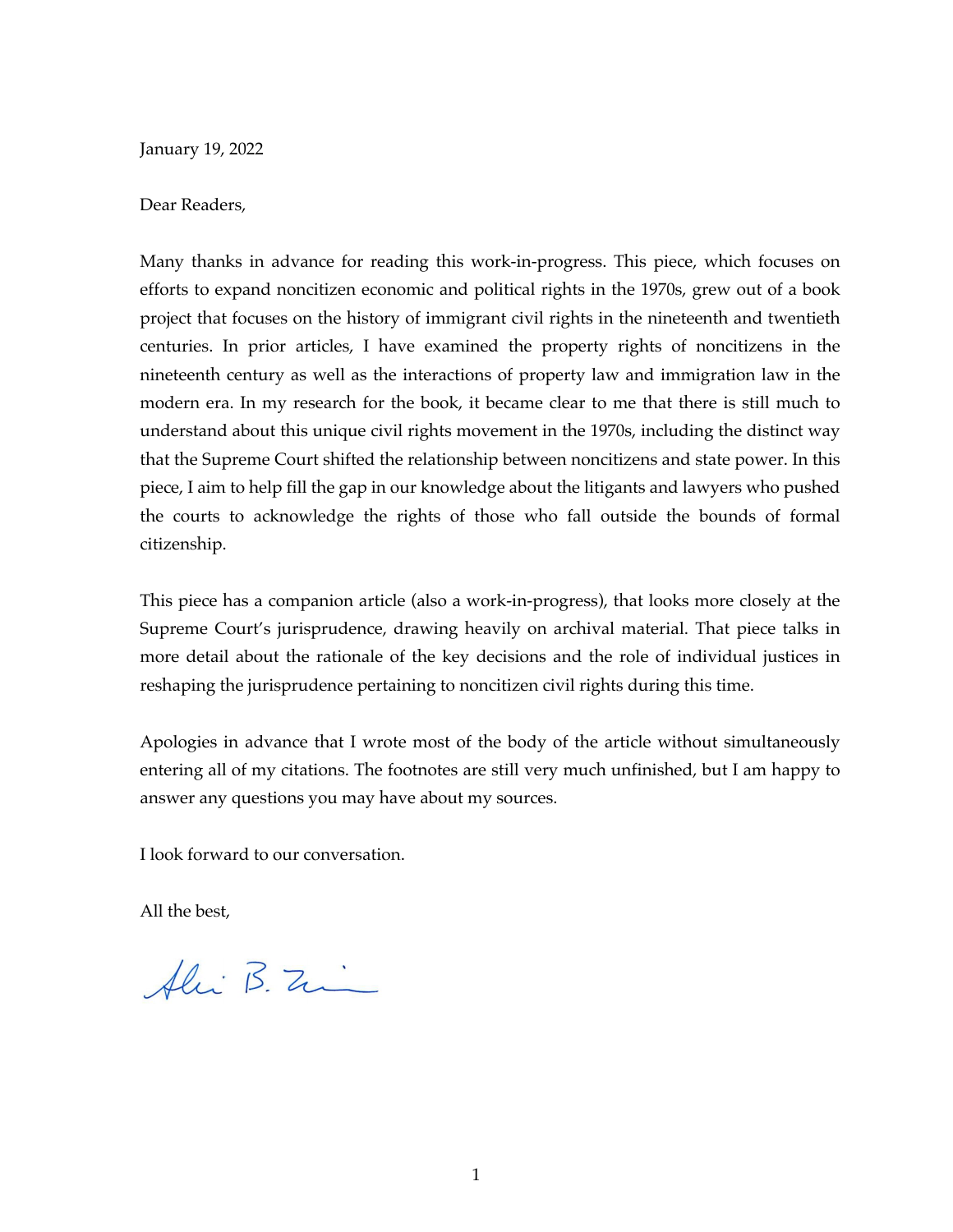January 19, 2022

Dear Readers,

Many thanks in advance for reading this work-in-progress. This piece, which focuses on efforts to expand noncitizen economic and political rights in the 1970s, grew out of a book project that focuses on the history of immigrant civil rights in the nineteenth and twentieth centuries. In prior articles, I have examined the property rights of noncitizens in the nineteenth century as well as the interactions of property law and immigration law in the modern era. In my research for the book, it became clear to me that there is still much to understand about this unique civil rights movement in the 1970s, including the distinct way that the Supreme Court shifted the relationship between noncitizens and state power. In this piece, I aim to help fill the gap in our knowledge about the litigants and lawyers who pushed the courts to acknowledge the rights of those who fall outside the bounds of formal citizenship.

This piece has a companion article (also a work-in-progress), that looks more closely at the Supreme Court's jurisprudence, drawing heavily on archival material. That piece talks in more detail about the rationale of the key decisions and the role of individual justices in reshaping the jurisprudence pertaining to noncitizen civil rights during this time.

Apologies in advance that I wrote most of the body of the article without simultaneously entering all of my citations. The footnotes are still very much unfinished, but I am happy to answer any questions you may have about my sources.

I look forward to our conversation.

All the best,

Ali B. Z.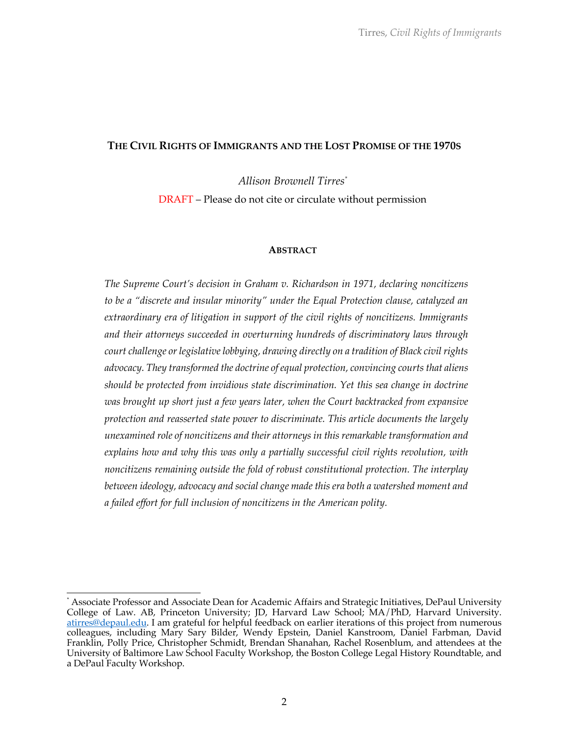# THE CIVIL RIGHTS OF IMMIGRANTS AND THE LOST PROMISE OF THE 1970S

*Allison Brownell Tirres*[*]

DRAFT – Please do not cite or circulate without permission

## ABSTRACT

*The Supreme Court's decision in Graham v. Richardson in 1971, declaring noncitizens to be a "discrete and insular minority" under the Equal Protection clause, catalyzed an extraordinary era of litigation in support of the civil rights of noncitizens. Immigrants and their attorneys succeeded in overturning hundreds of discriminatory laws through court challenge or legislative lobbying, drawing directly on a tradition of Black civil rights advocacy. They transformed the doctrine of equal protection, convincing courts that aliens should be protected from invidious state discrimination. Yet this sea change in doctrine was brought up short just a few years later, when the Court backtracked from expansive protection and reasserted state power to discriminate. This article documents the largely unexamined role of noncitizens and their attorneys in this remarkable transformation and explains how and why this was only a partially successful civil rights revolution, with noncitizens remaining outside the fold of robust constitutional protection. The interplay between ideology, advocacy and social change made this era both a watershed moment and a failed effort for full inclusion of noncitizens in the American polity.*

[*] Associate Professor and Associate Dean for Academic Affairs and Strategic Initiatives, DePaul University College of Law. AB, Princeton University; JD, Harvard Law School; MA/PhD, Harvard University. atirres@depaul.edu. I am grateful for helpful feedback on earlier iterations of this project from numerous colleagues, including Mary Sary Bilder, Wendy Epstein, Daniel Kanstroom, Daniel Farbman, David Franklin, Polly Price, Christopher Schmidt, Brendan Shanahan, Rachel Rosenblum, and attendees at the University of Baltimore Law School Faculty Workshop, the Boston College Legal History Roundtable, and a DePaul Faculty Workshop.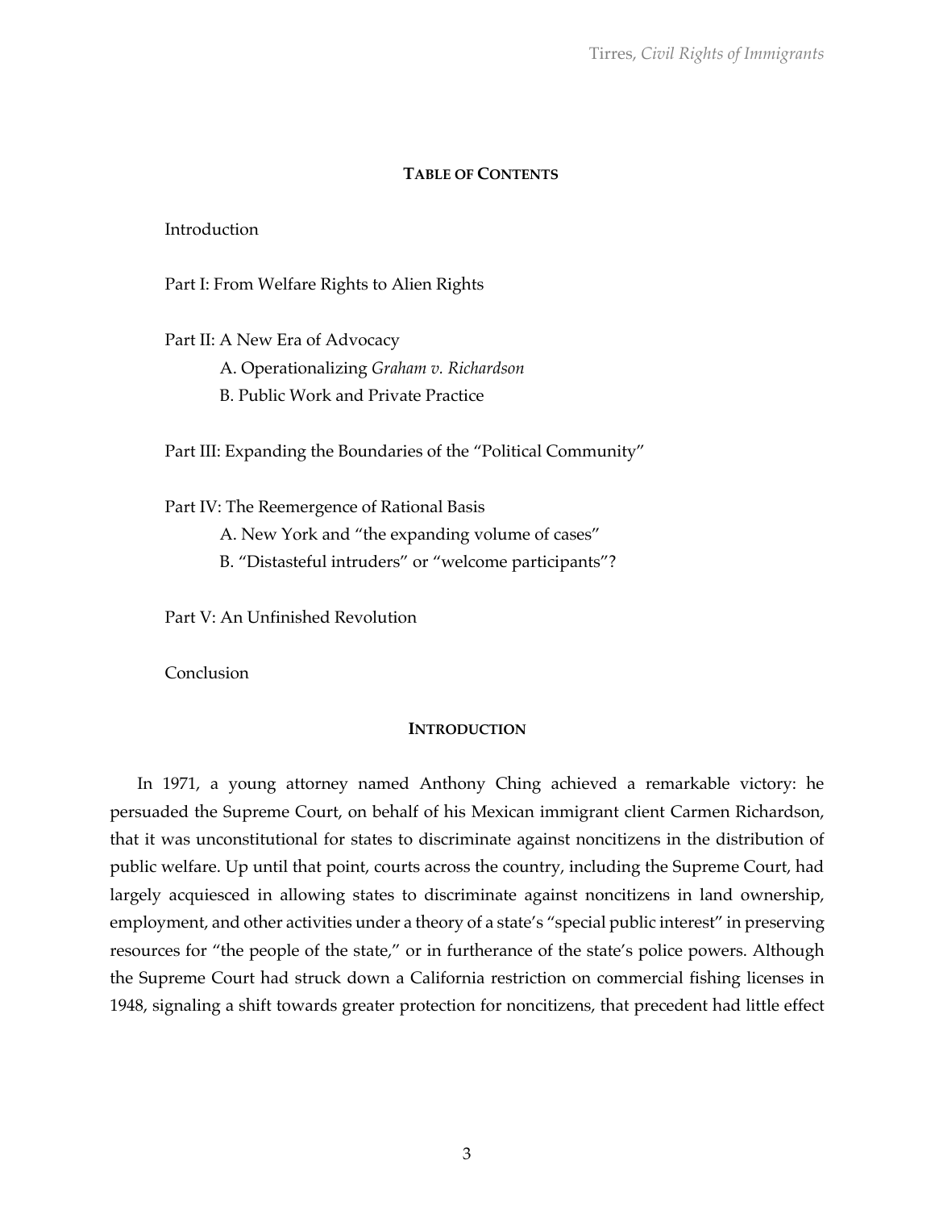## TABLE OF CONTENTS

Introduction

Part I: From Welfare Rights to Alien Rights

Part II: A New Era of Advocacy
- A. Operationalizing *Graham v. Richardson*
- B. Public Work and Private Practice

Part III: Expanding the Boundaries of the "Political Community"

Part IV: The Reemergence of Rational Basis
- A. New York and "the expanding volume of cases"
- B. "Distasteful intruders" or "welcome participants"?

Part V: An Unfinished Revolution

Conclusion

## INTRODUCTION

In 1971, a young attorney named Anthony Ching achieved a remarkable victory: he persuaded the Supreme Court, on behalf of his Mexican immigrant client Carmen Richardson, that it was unconstitutional for states to discriminate against noncitizens in the distribution of public welfare. Up until that point, courts across the country, including the Supreme Court, had largely acquiesced in allowing states to discriminate against noncitizens in land ownership, employment, and other activities under a theory of a state's "special public interest" in preserving resources for "the people of the state," or in furtherance of the state's police powers. Although the Supreme Court had struck down a California restriction on commercial fishing licenses in 1948, signaling a shift towards greater protection for noncitizens, that precedent had little effect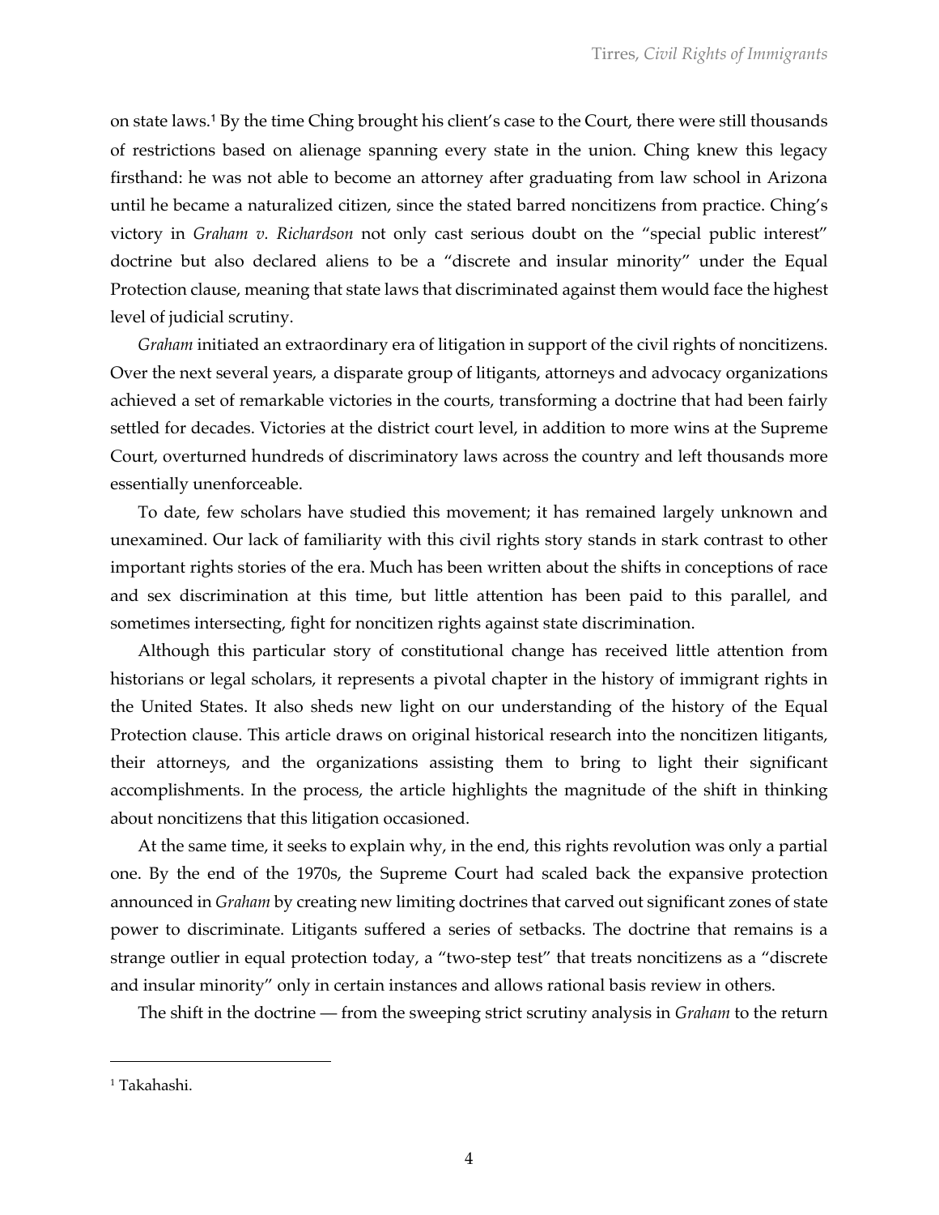on state laws.[1] By the time Ching brought his client's case to the Court, there were still thousands of restrictions based on alienage spanning every state in the union. Ching knew this legacy firsthand: he was not able to become an attorney after graduating from law school in Arizona until he became a naturalized citizen, since the stated barred noncitizens from practice. Ching's victory in *Graham v. Richardson* not only cast serious doubt on the "special public interest" doctrine but also declared aliens to be a "discrete and insular minority" under the Equal Protection clause, meaning that state laws that discriminated against them would face the highest level of judicial scrutiny.

*Graham* initiated an extraordinary era of litigation in support of the civil rights of noncitizens. Over the next several years, a disparate group of litigants, attorneys and advocacy organizations achieved a set of remarkable victories in the courts, transforming a doctrine that had been fairly settled for decades. Victories at the district court level, in addition to more wins at the Supreme Court, overturned hundreds of discriminatory laws across the country and left thousands more essentially unenforceable.

To date, few scholars have studied this movement; it has remained largely unknown and unexamined. Our lack of familiarity with this civil rights story stands in stark contrast to other important rights stories of the era. Much has been written about the shifts in conceptions of race and sex discrimination at this time, but little attention has been paid to this parallel, and sometimes intersecting, fight for noncitizen rights against state discrimination.

Although this particular story of constitutional change has received little attention from historians or legal scholars, it represents a pivotal chapter in the history of immigrant rights in the United States. It also sheds new light on our understanding of the history of the Equal Protection clause. This article draws on original historical research into the noncitizen litigants, their attorneys, and the organizations assisting them to bring to light their significant accomplishments. In the process, the article highlights the magnitude of the shift in thinking about noncitizens that this litigation occasioned.

At the same time, it seeks to explain why, in the end, this rights revolution was only a partial one. By the end of the 1970s, the Supreme Court had scaled back the expansive protection announced in *Graham* by creating new limiting doctrines that carved out significant zones of state power to discriminate. Litigants suffered a series of setbacks. The doctrine that remains is a strange outlier in equal protection today, a "two-step test" that treats noncitizens as a "discrete and insular minority" only in certain instances and allows rational basis review in others.

The shift in the doctrine — from the sweeping strict scrutiny analysis in *Graham* to the return

[1] Takahashi.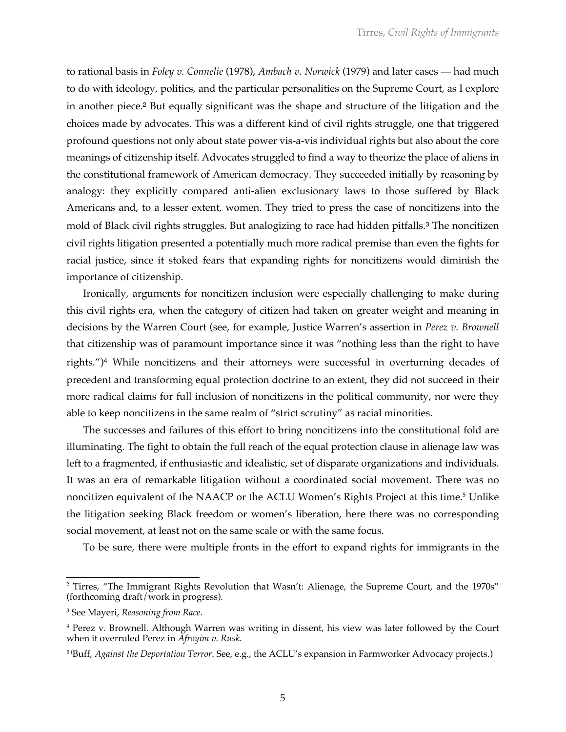to rational basis in *Foley v. Connelie* (1978), *Ambach v. Norwick* (1979) and later cases — had much to do with ideology, politics, and the particular personalities on the Supreme Court, as I explore in another piece.[2] But equally significant was the shape and structure of the litigation and the choices made by advocates. This was a different kind of civil rights struggle, one that triggered profound questions not only about state power vis-a-vis individual rights but also about the core meanings of citizenship itself. Advocates struggled to find a way to theorize the place of aliens in the constitutional framework of American democracy. They succeeded initially by reasoning by analogy: they explicitly compared anti-alien exclusionary laws to those suffered by Black Americans and, to a lesser extent, women. They tried to press the case of noncitizens into the mold of Black civil rights struggles. But analogizing to race had hidden pitfalls.[3] The noncitizen civil rights litigation presented a potentially much more radical premise than even the fights for racial justice, since it stoked fears that expanding rights for noncitizens would diminish the importance of citizenship.

Ironically, arguments for noncitizen inclusion were especially challenging to make during this civil rights era, when the category of citizen had taken on greater weight and meaning in decisions by the Warren Court (see, for example, Justice Warren's assertion in *Perez v. Brownell* that citizenship was of paramount importance since it was "nothing less than the right to have rights.")[4] While noncitizens and their attorneys were successful in overturning decades of precedent and transforming equal protection doctrine to an extent, they did not succeed in their more radical claims for full inclusion of noncitizens in the political community, nor were they able to keep noncitizens in the same realm of "strict scrutiny" as racial minorities.

The successes and failures of this effort to bring noncitizens into the constitutional fold are illuminating. The fight to obtain the full reach of the equal protection clause in alienage law was left to a fragmented, if enthusiastic and idealistic, set of disparate organizations and individuals. It was an era of remarkable litigation without a coordinated social movement. There was no noncitizen equivalent of the NAACP or the ACLU Women's Rights Project at this time.[5] Unlike the litigation seeking Black freedom or women's liberation, here there was no corresponding social movement, at least not on the same scale or with the same focus.

To be sure, there were multiple fronts in the effort to expand rights for immigrants in the

---

[2] Tirres, "The Immigrant Rights Revolution that Wasn't: Alienage, the Supreme Court, and the 1970s" (forthcoming draft/work in progress).

[3] See Mayeri, *Reasoning from Race*.

[4] Perez v. Brownell. Although Warren was writing in dissent, his view was later followed by the Court when it overruled Perez in *Afroyim v. Rusk*.

[5] (Buff, *Against the Deportation Terror*. See, e.g., the ACLU's expansion in Farmworker Advocacy projects.)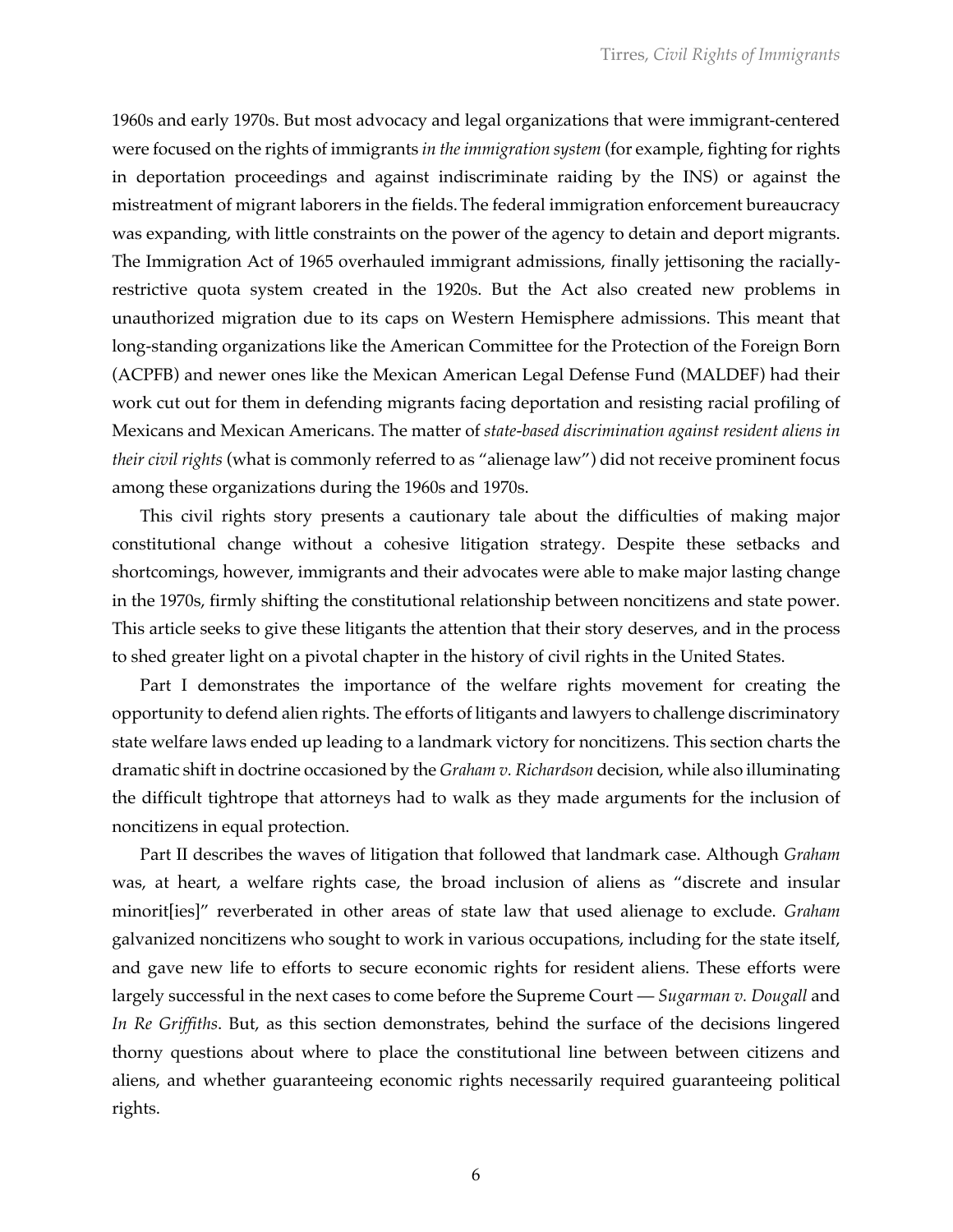1960s and early 1970s. But most advocacy and legal organizations that were immigrant-centered were focused on the rights of immigrants *in the immigration system* (for example, fighting for rights in deportation proceedings and against indiscriminate raiding by the INS) or against the mistreatment of migrant laborers in the fields. The federal immigration enforcement bureaucracy was expanding, with little constraints on the power of the agency to detain and deport migrants. The Immigration Act of 1965 overhauled immigrant admissions, finally jettisoning the racially-restrictive quota system created in the 1920s. But the Act also created new problems in unauthorized migration due to its caps on Western Hemisphere admissions. This meant that long-standing organizations like the American Committee for the Protection of the Foreign Born (ACPFB) and newer ones like the Mexican American Legal Defense Fund (MALDEF) had their work cut out for them in defending migrants facing deportation and resisting racial profiling of Mexicans and Mexican Americans. The matter of *state-based discrimination against resident aliens in their civil rights* (what is commonly referred to as "alienage law") did not receive prominent focus among these organizations during the 1960s and 1970s.

This civil rights story presents a cautionary tale about the difficulties of making major constitutional change without a cohesive litigation strategy. Despite these setbacks and shortcomings, however, immigrants and their advocates were able to make major lasting change in the 1970s, firmly shifting the constitutional relationship between noncitizens and state power. This article seeks to give these litigants the attention that their story deserves, and in the process to shed greater light on a pivotal chapter in the history of civil rights in the United States.

Part I demonstrates the importance of the welfare rights movement for creating the opportunity to defend alien rights. The efforts of litigants and lawyers to challenge discriminatory state welfare laws ended up leading to a landmark victory for noncitizens. This section charts the dramatic shift in doctrine occasioned by the *Graham v. Richardson* decision, while also illuminating the difficult tightrope that attorneys had to walk as they made arguments for the inclusion of noncitizens in equal protection.

Part II describes the waves of litigation that followed that landmark case. Although *Graham* was, at heart, a welfare rights case, the broad inclusion of aliens as "discrete and insular minorit[ies]" reverberated in other areas of state law that used alienage to exclude. *Graham* galvanized noncitizens who sought to work in various occupations, including for the state itself, and gave new life to efforts to secure economic rights for resident aliens. These efforts were largely successful in the next cases to come before the Supreme Court — *Sugarman v. Dougall* and *In Re Griffiths*. But, as this section demonstrates, behind the surface of the decisions lingered thorny questions about where to place the constitutional line between between citizens and aliens, and whether guaranteeing economic rights necessarily required guaranteeing political rights.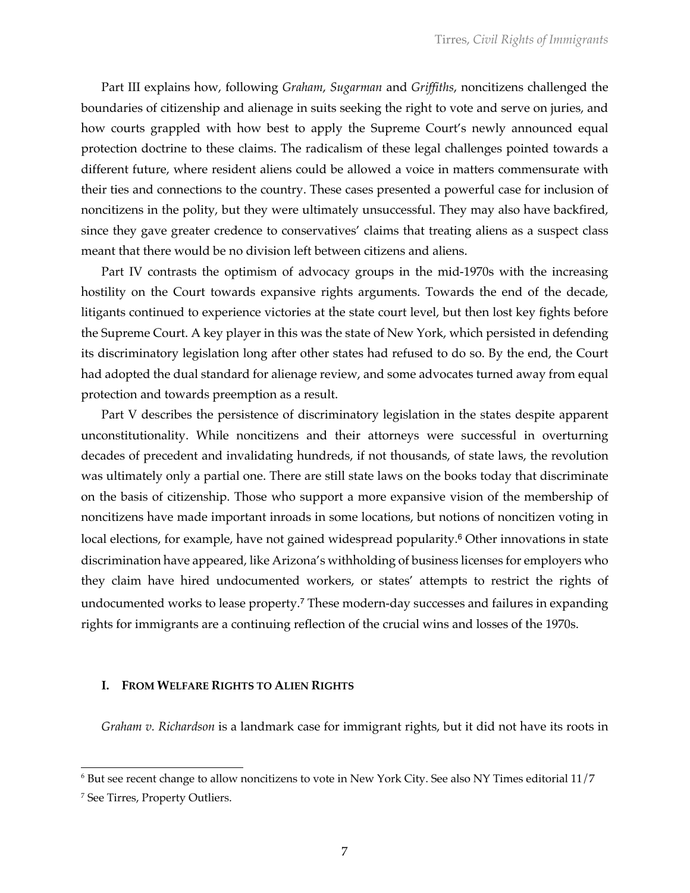Part III explains how, following *Graham*, *Sugarman* and *Griffiths*, noncitizens challenged the boundaries of citizenship and alienage in suits seeking the right to vote and serve on juries, and how courts grappled with how best to apply the Supreme Court's newly announced equal protection doctrine to these claims. The radicalism of these legal challenges pointed towards a different future, where resident aliens could be allowed a voice in matters commensurate with their ties and connections to the country. These cases presented a powerful case for inclusion of noncitizens in the polity, but they were ultimately unsuccessful. They may also have backfired, since they gave greater credence to conservatives' claims that treating aliens as a suspect class meant that there would be no division left between citizens and aliens.

Part IV contrasts the optimism of advocacy groups in the mid-1970s with the increasing hostility on the Court towards expansive rights arguments. Towards the end of the decade, litigants continued to experience victories at the state court level, but then lost key fights before the Supreme Court. A key player in this was the state of New York, which persisted in defending its discriminatory legislation long after other states had refused to do so. By the end, the Court had adopted the dual standard for alienage review, and some advocates turned away from equal protection and towards preemption as a result.

Part V describes the persistence of discriminatory legislation in the states despite apparent unconstitutionality. While noncitizens and their attorneys were successful in overturning decades of precedent and invalidating hundreds, if not thousands, of state laws, the revolution was ultimately only a partial one. There are still state laws on the books today that discriminate on the basis of citizenship. Those who support a more expansive vision of the membership of noncitizens have made important inroads in some locations, but notions of noncitizen voting in local elections, for example, have not gained widespread popularity.[6] Other innovations in state discrimination have appeared, like Arizona's withholding of business licenses for employers who they claim have hired undocumented workers, or states' attempts to restrict the rights of undocumented works to lease property.[7] These modern-day successes and failures in expanding rights for immigrants are a continuing reflection of the crucial wins and losses of the 1970s.

## I. From Welfare Rights to Alien Rights

*Graham v. Richardson* is a landmark case for immigrant rights, but it did not have its roots in

[6] But see recent change to allow noncitizens to vote in New York City. See also NY Times editorial 11/7

[7] See Tirres, Property Outliers.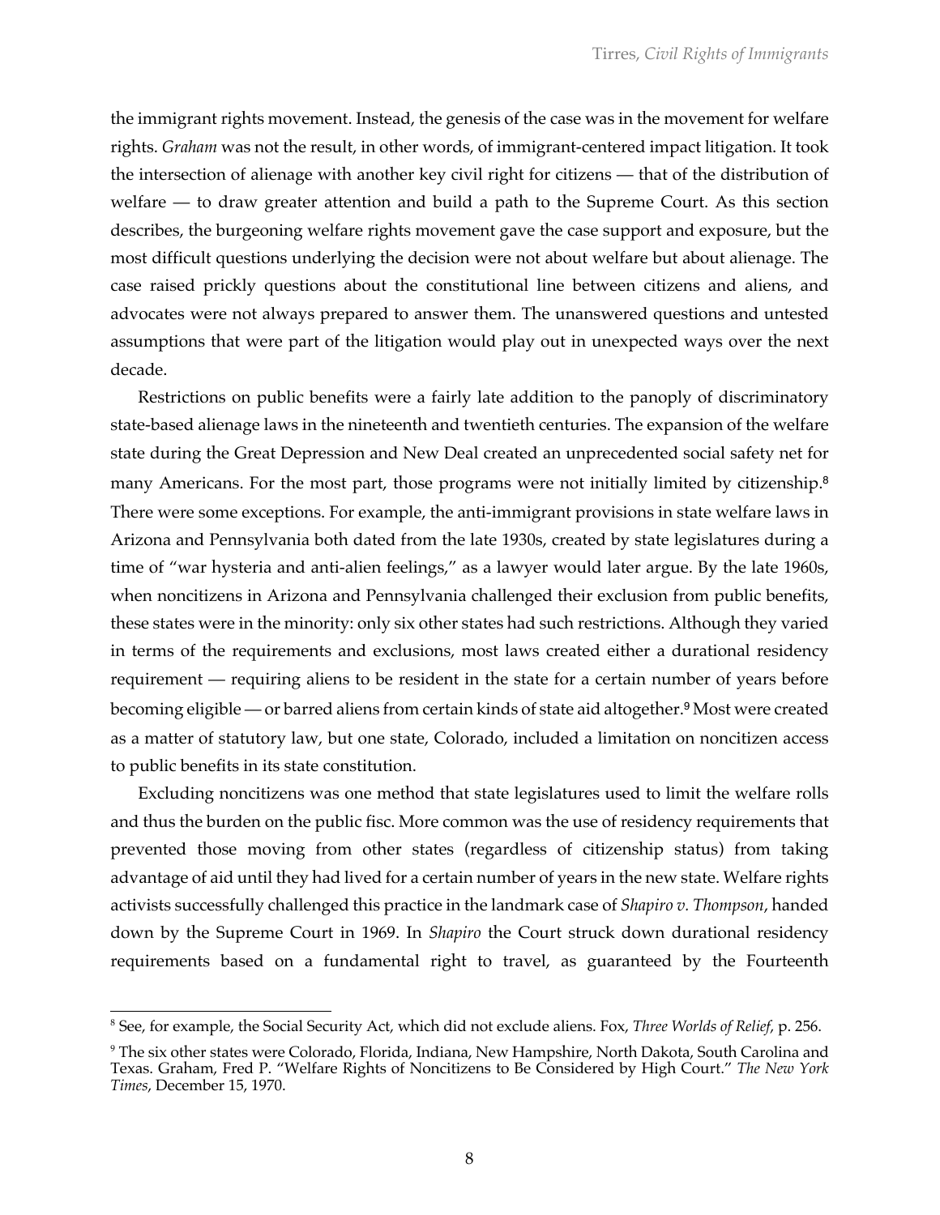the immigrant rights movement. Instead, the genesis of the case was in the movement for welfare rights. *Graham* was not the result, in other words, of immigrant-centered impact litigation. It took the intersection of alienage with another key civil right for citizens — that of the distribution of welfare — to draw greater attention and build a path to the Supreme Court. As this section describes, the burgeoning welfare rights movement gave the case support and exposure, but the most difficult questions underlying the decision were not about welfare but about alienage. The case raised prickly questions about the constitutional line between citizens and aliens, and advocates were not always prepared to answer them. The unanswered questions and untested assumptions that were part of the litigation would play out in unexpected ways over the next decade.

Restrictions on public benefits were a fairly late addition to the panoply of discriminatory state-based alienage laws in the nineteenth and twentieth centuries. The expansion of the welfare state during the Great Depression and New Deal created an unprecedented social safety net for many Americans. For the most part, those programs were not initially limited by citizenship.[8] There were some exceptions. For example, the anti-immigrant provisions in state welfare laws in Arizona and Pennsylvania both dated from the late 1930s, created by state legislatures during a time of "war hysteria and anti-alien feelings," as a lawyer would later argue. By the late 1960s, when noncitizens in Arizona and Pennsylvania challenged their exclusion from public benefits, these states were in the minority: only six other states had such restrictions. Although they varied in terms of the requirements and exclusions, most laws created either a durational residency requirement — requiring aliens to be resident in the state for a certain number of years before becoming eligible — or barred aliens from certain kinds of state aid altogether.[9] Most were created as a matter of statutory law, but one state, Colorado, included a limitation on noncitizen access to public benefits in its state constitution.

Excluding noncitizens was one method that state legislatures used to limit the welfare rolls and thus the burden on the public fisc. More common was the use of residency requirements that prevented those moving from other states (regardless of citizenship status) from taking advantage of aid until they had lived for a certain number of years in the new state. Welfare rights activists successfully challenged this practice in the landmark case of *Shapiro v. Thompson*, handed down by the Supreme Court in 1969. In *Shapiro* the Court struck down durational residency requirements based on a fundamental right to travel, as guaranteed by the Fourteenth

---

[8] See, for example, the Social Security Act, which did not exclude aliens. Fox, *Three Worlds of Relief*, p. 256.

[9] The six other states were Colorado, Florida, Indiana, New Hampshire, North Dakota, South Carolina and Texas. Graham, Fred P. "Welfare Rights of Noncitizens to Be Considered by High Court." *The New York Times*, December 15, 1970.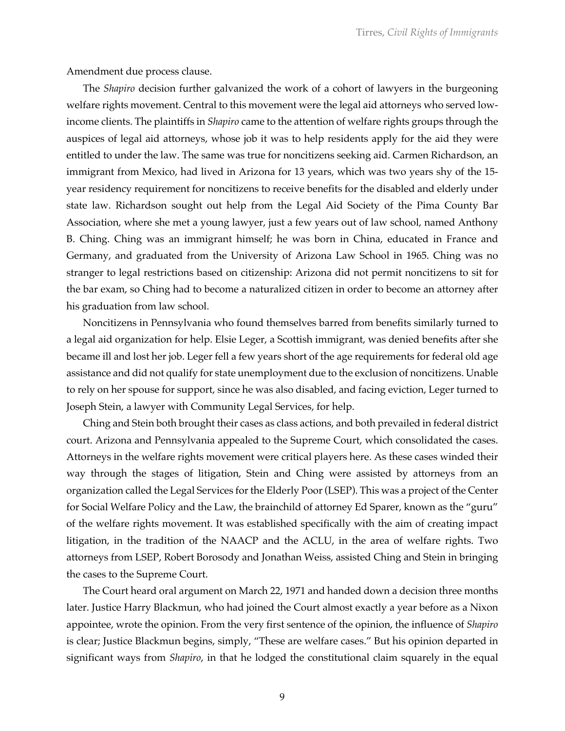Amendment due process clause.

The *Shapiro* decision further galvanized the work of a cohort of lawyers in the burgeoning welfare rights movement. Central to this movement were the legal aid attorneys who served low-income clients. The plaintiffs in *Shapiro* came to the attention of welfare rights groups through the auspices of legal aid attorneys, whose job it was to help residents apply for the aid they were entitled to under the law. The same was true for noncitizens seeking aid. Carmen Richardson, an immigrant from Mexico, had lived in Arizona for 13 years, which was two years shy of the 15-year residency requirement for noncitizens to receive benefits for the disabled and elderly under state law. Richardson sought out help from the Legal Aid Society of the Pima County Bar Association, where she met a young lawyer, just a few years out of law school, named Anthony B. Ching. Ching was an immigrant himself; he was born in China, educated in France and Germany, and graduated from the University of Arizona Law School in 1965. Ching was no stranger to legal restrictions based on citizenship: Arizona did not permit noncitizens to sit for the bar exam, so Ching had to become a naturalized citizen in order to become an attorney after his graduation from law school.

Noncitizens in Pennsylvania who found themselves barred from benefits similarly turned to a legal aid organization for help. Elsie Leger, a Scottish immigrant, was denied benefits after she became ill and lost her job. Leger fell a few years short of the age requirements for federal old age assistance and did not qualify for state unemployment due to the exclusion of noncitizens. Unable to rely on her spouse for support, since he was also disabled, and facing eviction, Leger turned to Joseph Stein, a lawyer with Community Legal Services, for help.

Ching and Stein both brought their cases as class actions, and both prevailed in federal district court. Arizona and Pennsylvania appealed to the Supreme Court, which consolidated the cases. Attorneys in the welfare rights movement were critical players here. As these cases winded their way through the stages of litigation, Stein and Ching were assisted by attorneys from an organization called the Legal Services for the Elderly Poor (LSEP). This was a project of the Center for Social Welfare Policy and the Law, the brainchild of attorney Ed Sparer, known as the "guru" of the welfare rights movement. It was established specifically with the aim of creating impact litigation, in the tradition of the NAACP and the ACLU, in the area of welfare rights. Two attorneys from LSEP, Robert Borosody and Jonathan Weiss, assisted Ching and Stein in bringing the cases to the Supreme Court.

The Court heard oral argument on March 22, 1971 and handed down a decision three months later. Justice Harry Blackmun, who had joined the Court almost exactly a year before as a Nixon appointee, wrote the opinion. From the very first sentence of the opinion, the influence of *Shapiro* is clear; Justice Blackmun begins, simply, "These are welfare cases." But his opinion departed in significant ways from *Shapiro*, in that he lodged the constitutional claim squarely in the equal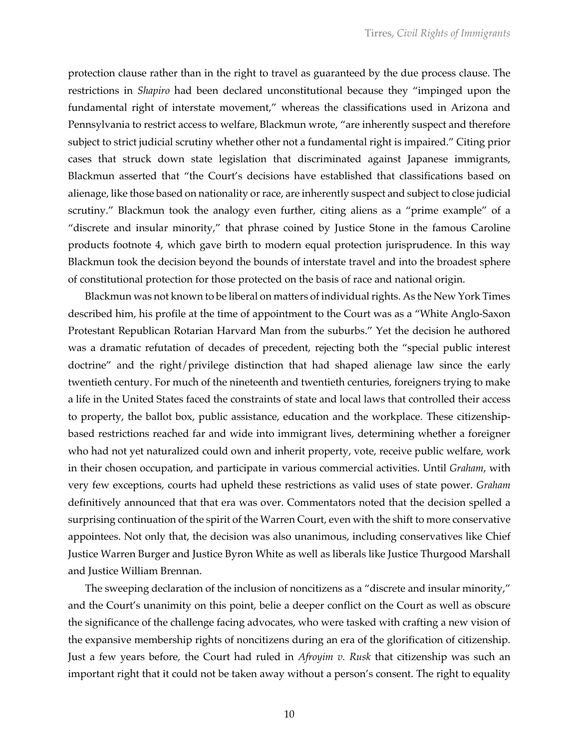protection clause rather than in the right to travel as guaranteed by the due process clause. The restrictions in *Shapiro* had been declared unconstitutional because they "impinged upon the fundamental right of interstate movement," whereas the classifications used in Arizona and Pennsylvania to restrict access to welfare, Blackmun wrote, "are inherently suspect and therefore subject to strict judicial scrutiny whether other not a fundamental right is impaired." Citing prior cases that struck down state legislation that discriminated against Japanese immigrants, Blackmun asserted that "the Court's decisions have established that classifications based on alienage, like those based on nationality or race, are inherently suspect and subject to close judicial scrutiny." Blackmun took the analogy even further, citing aliens as a "prime example" of a "discrete and insular minority," that phrase coined by Justice Stone in the famous Caroline products footnote 4, which gave birth to modern equal protection jurisprudence. In this way Blackmun took the decision beyond the bounds of interstate travel and into the broadest sphere of constitutional protection for those protected on the basis of race and national origin.

Blackmun was not known to be liberal on matters of individual rights. As the New York Times described him, his profile at the time of appointment to the Court was as a "White Anglo-Saxon Protestant Republican Rotarian Harvard Man from the suburbs." Yet the decision he authored was a dramatic refutation of decades of precedent, rejecting both the "special public interest doctrine" and the right/privilege distinction that had shaped alienage law since the early twentieth century. For much of the nineteenth and twentieth centuries, foreigners trying to make a life in the United States faced the constraints of state and local laws that controlled their access to property, the ballot box, public assistance, education and the workplace. These citizenship-based restrictions reached far and wide into immigrant lives, determining whether a foreigner who had not yet naturalized could own and inherit property, vote, receive public welfare, work in their chosen occupation, and participate in various commercial activities. Until *Graham*, with very few exceptions, courts had upheld these restrictions as valid uses of state power. *Graham* definitively announced that that era was over. Commentators noted that the decision spelled a surprising continuation of the spirit of the Warren Court, even with the shift to more conservative appointees. Not only that, the decision was also unanimous, including conservatives like Chief Justice Warren Burger and Justice Byron White as well as liberals like Justice Thurgood Marshall and Justice William Brennan.

The sweeping declaration of the inclusion of noncitizens as a "discrete and insular minority," and the Court's unanimity on this point, belie a deeper conflict on the Court as well as obscure the significance of the challenge facing advocates, who were tasked with crafting a new vision of the expansive membership rights of noncitizens during an era of the glorification of citizenship. Just a few years before, the Court had ruled in *Afroyim v. Rusk* that citizenship was such an important right that it could not be taken away without a person's consent. The right to equality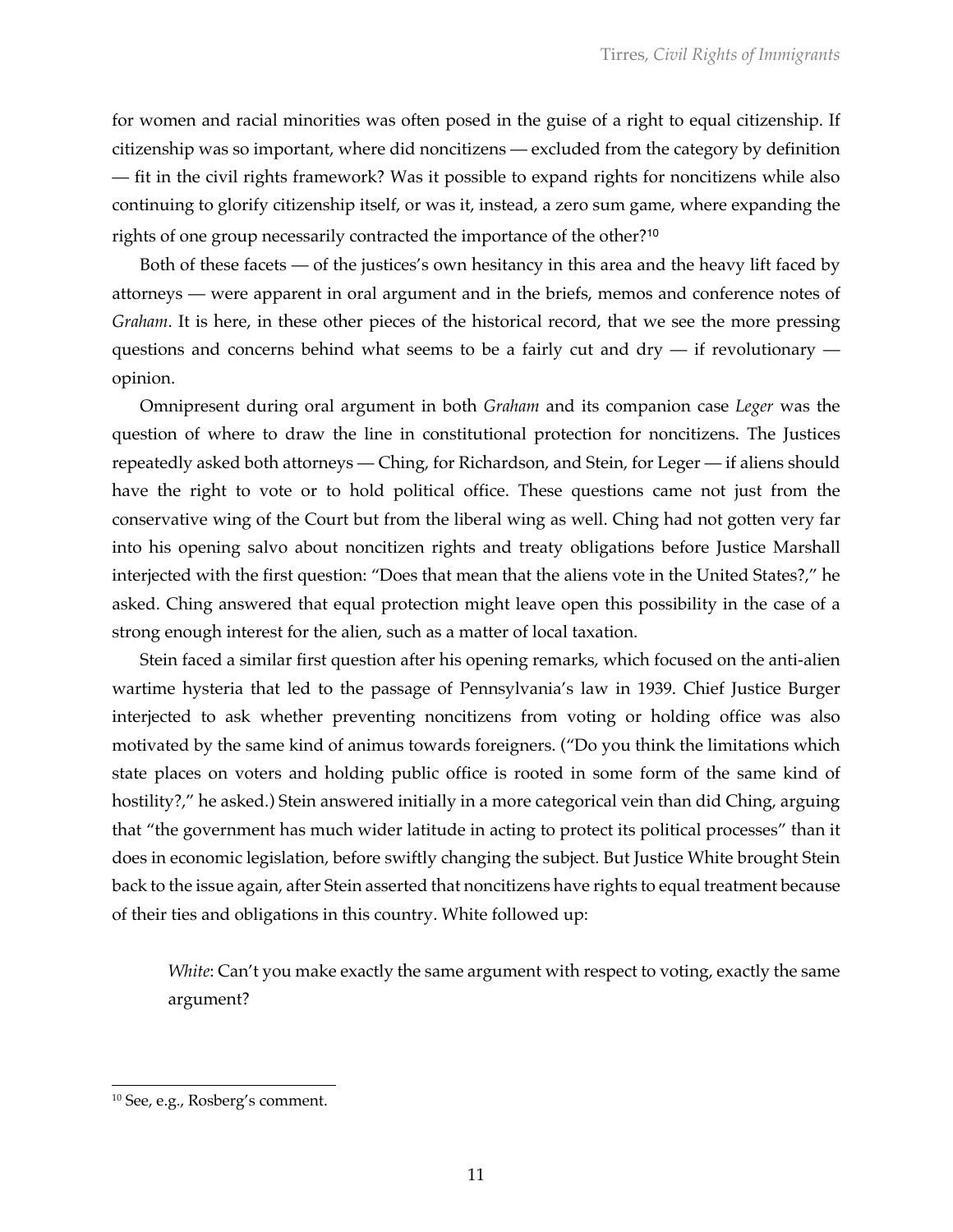for women and racial minorities was often posed in the guise of a right to equal citizenship. If citizenship was so important, where did noncitizens — excluded from the category by definition — fit in the civil rights framework? Was it possible to expand rights for noncitizens while also continuing to glorify citizenship itself, or was it, instead, a zero sum game, where expanding the rights of one group necessarily contracted the importance of the other?[10]

Both of these facets — of the justices's own hesitancy in this area and the heavy lift faced by attorneys — were apparent in oral argument and in the briefs, memos and conference notes of *Graham*. It is here, in these other pieces of the historical record, that we see the more pressing questions and concerns behind what seems to be a fairly cut and dry — if revolutionary — opinion.

Omnipresent during oral argument in both *Graham* and its companion case *Leger* was the question of where to draw the line in constitutional protection for noncitizens. The Justices repeatedly asked both attorneys — Ching, for Richardson, and Stein, for Leger — if aliens should have the right to vote or to hold political office. These questions came not just from the conservative wing of the Court but from the liberal wing as well. Ching had not gotten very far into his opening salvo about noncitizen rights and treaty obligations before Justice Marshall interjected with the first question: "Does that mean that the aliens vote in the United States?," he asked. Ching answered that equal protection might leave open this possibility in the case of a strong enough interest for the alien, such as a matter of local taxation.

Stein faced a similar first question after his opening remarks, which focused on the anti-alien wartime hysteria that led to the passage of Pennsylvania's law in 1939. Chief Justice Burger interjected to ask whether preventing noncitizens from voting or holding office was also motivated by the same kind of animus towards foreigners. ("Do you think the limitations which state places on voters and holding public office is rooted in some form of the same kind of hostility?," he asked.) Stein answered initially in a more categorical vein than did Ching, arguing that "the government has much wider latitude in acting to protect its political processes" than it does in economic legislation, before swiftly changing the subject. But Justice White brought Stein back to the issue again, after Stein asserted that noncitizens have rights to equal treatment because of their ties and obligations in this country. White followed up:

> *White*: Can't you make exactly the same argument with respect to voting, exactly the same argument?

---

[10] See, e.g., Rosberg's comment.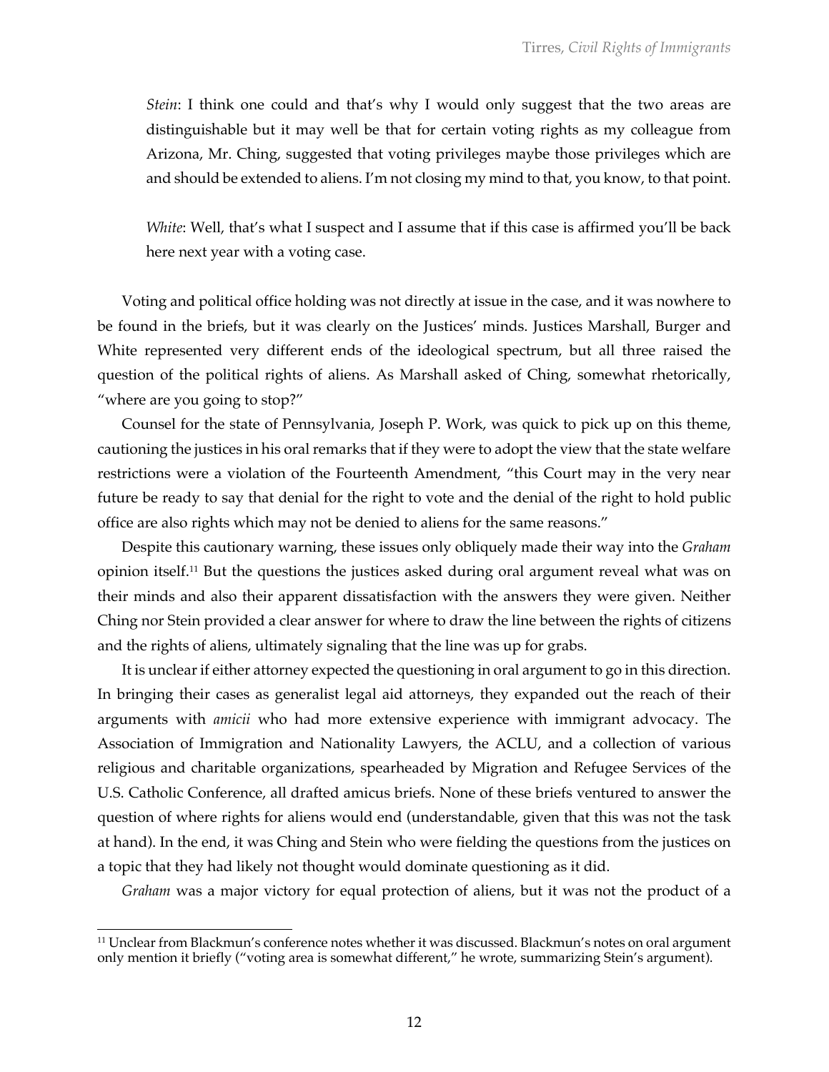*Stein*: I think one could and that's why I would only suggest that the two areas are distinguishable but it may well be that for certain voting rights as my colleague from Arizona, Mr. Ching, suggested that voting privileges maybe those privileges which are and should be extended to aliens. I'm not closing my mind to that, you know, to that point.

*White*: Well, that's what I suspect and I assume that if this case is affirmed you'll be back here next year with a voting case.

Voting and political office holding was not directly at issue in the case, and it was nowhere to be found in the briefs, but it was clearly on the Justices' minds. Justices Marshall, Burger and White represented very different ends of the ideological spectrum, but all three raised the question of the political rights of aliens. As Marshall asked of Ching, somewhat rhetorically, "where are you going to stop?"

Counsel for the state of Pennsylvania, Joseph P. Work, was quick to pick up on this theme, cautioning the justices in his oral remarks that if they were to adopt the view that the state welfare restrictions were a violation of the Fourteenth Amendment, "this Court may in the very near future be ready to say that denial for the right to vote and the denial of the right to hold public office are also rights which may not be denied to aliens for the same reasons."

Despite this cautionary warning, these issues only obliquely made their way into the *Graham* opinion itself.[11] But the questions the justices asked during oral argument reveal what was on their minds and also their apparent dissatisfaction with the answers they were given. Neither Ching nor Stein provided a clear answer for where to draw the line between the rights of citizens and the rights of aliens, ultimately signaling that the line was up for grabs.

It is unclear if either attorney expected the questioning in oral argument to go in this direction. In bringing their cases as generalist legal aid attorneys, they expanded out the reach of their arguments with *amicii* who had more extensive experience with immigrant advocacy. The Association of Immigration and Nationality Lawyers, the ACLU, and a collection of various religious and charitable organizations, spearheaded by Migration and Refugee Services of the U.S. Catholic Conference, all drafted amicus briefs. None of these briefs ventured to answer the question of where rights for aliens would end (understandable, given that this was not the task at hand). In the end, it was Ching and Stein who were fielding the questions from the justices on a topic that they had likely not thought would dominate questioning as it did.

*Graham* was a major victory for equal protection of aliens, but it was not the product of a

[11] Unclear from Blackmun's conference notes whether it was discussed. Blackmun's notes on oral argument only mention it briefly ("voting area is somewhat different," he wrote, summarizing Stein's argument).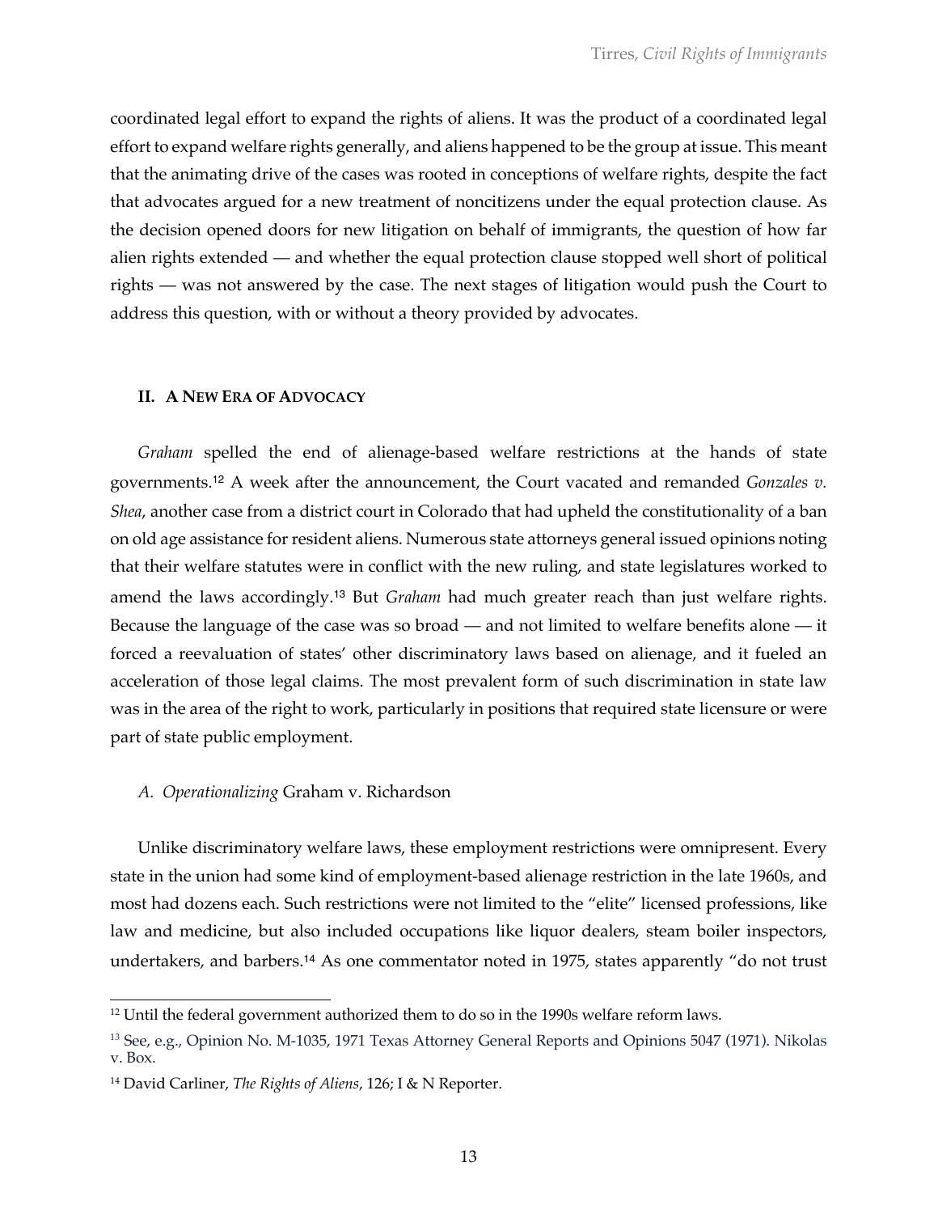coordinated legal effort to expand the rights of aliens. It was the product of a coordinated legal effort to expand welfare rights generally, and aliens happened to be the group at issue. This meant that the animating drive of the cases was rooted in conceptions of welfare rights, despite the fact that advocates argued for a new treatment of noncitizens under the equal protection clause. As the decision opened doors for new litigation on behalf of immigrants, the question of how far alien rights extended — and whether the equal protection clause stopped well short of political rights — was not answered by the case. The next stages of litigation would push the Court to address this question, with or without a theory provided by advocates.

## II. A New Era of Advocacy

*Graham* spelled the end of alienage-based welfare restrictions at the hands of state governments.[12] A week after the announcement, the Court vacated and remanded *Gonzales v. Shea*, another case from a district court in Colorado that had upheld the constitutionality of a ban on old age assistance for resident aliens. Numerous state attorneys general issued opinions noting that their welfare statutes were in conflict with the new ruling, and state legislatures worked to amend the laws accordingly.[13] But *Graham* had much greater reach than just welfare rights. Because the language of the case was so broad — and not limited to welfare benefits alone — it forced a reevaluation of states' other discriminatory laws based on alienage, and it fueled an acceleration of those legal claims. The most prevalent form of such discrimination in state law was in the area of the right to work, particularly in positions that required state licensure or were part of state public employment.

### *A. Operationalizing* Graham v. Richardson

Unlike discriminatory welfare laws, these employment restrictions were omnipresent. Every state in the union had some kind of employment-based alienage restriction in the late 1960s, and most had dozens each. Such restrictions were not limited to the "elite" licensed professions, like law and medicine, but also included occupations like liquor dealers, steam boiler inspectors, undertakers, and barbers.[14] As one commentator noted in 1975, states apparently "do not trust

---

[12] Until the federal government authorized them to do so in the 1990s welfare reform laws.

[13] See, e.g., Opinion No. M-1035, 1971 Texas Attorney General Reports and Opinions 5047 (1971). Nikolas v. Box.

[14] David Carliner, *The Rights of Aliens*, 126; I & N Reporter.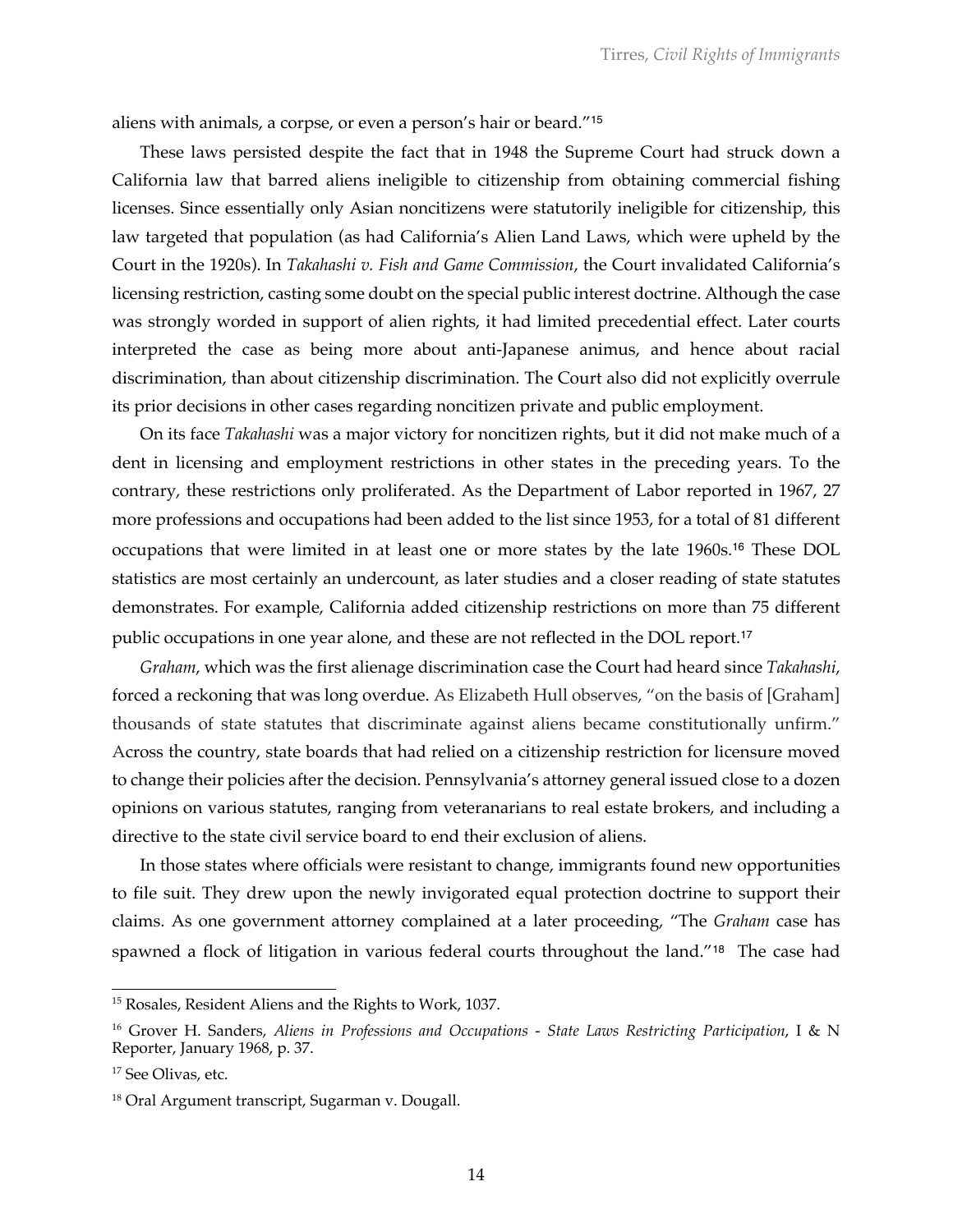aliens with animals, a corpse, or even a person's hair or beard."[15]

These laws persisted despite the fact that in 1948 the Supreme Court had struck down a California law that barred aliens ineligible to citizenship from obtaining commercial fishing licenses. Since essentially only Asian noncitizens were statutorily ineligible for citizenship, this law targeted that population (as had California's Alien Land Laws, which were upheld by the Court in the 1920s). In *Takahashi v. Fish and Game Commission*, the Court invalidated California's licensing restriction, casting some doubt on the special public interest doctrine. Although the case was strongly worded in support of alien rights, it had limited precedential effect. Later courts interpreted the case as being more about anti-Japanese animus, and hence about racial discrimination, than about citizenship discrimination. The Court also did not explicitly overrule its prior decisions in other cases regarding noncitizen private and public employment.

On its face *Takahashi* was a major victory for noncitizen rights, but it did not make much of a dent in licensing and employment restrictions in other states in the preceding years. To the contrary, these restrictions only proliferated. As the Department of Labor reported in 1967, 27 more professions and occupations had been added to the list since 1953, for a total of 81 different occupations that were limited in at least one or more states by the late 1960s.[16] These DOL statistics are most certainly an undercount, as later studies and a closer reading of state statutes demonstrates. For example, California added citizenship restrictions on more than 75 different public occupations in one year alone, and these are not reflected in the DOL report.[17]

*Graham*, which was the first alienage discrimination case the Court had heard since *Takahashi*, forced a reckoning that was long overdue. As Elizabeth Hull observes, "on the basis of [Graham] thousands of state statutes that discriminate against aliens became constitutionally unfirm." Across the country, state boards that had relied on a citizenship restriction for licensure moved to change their policies after the decision. Pennsylvania's attorney general issued close to a dozen opinions on various statutes, ranging from veteranarians to real estate brokers, and including a directive to the state civil service board to end their exclusion of aliens.

In those states where officials were resistant to change, immigrants found new opportunities to file suit. They drew upon the newly invigorated equal protection doctrine to support their claims. As one government attorney complained at a later proceeding, "The *Graham* case has spawned a flock of litigation in various federal courts throughout the land."[18] The case had

---

[15] Rosales, Resident Aliens and the Rights to Work, 1037.

[16] Grover H. Sanders, *Aliens in Professions and Occupations - State Laws Restricting Participation*, I & N Reporter, January 1968, p. 37.

[17] See Olivas, etc.

[18] Oral Argument transcript, Sugarman v. Dougall.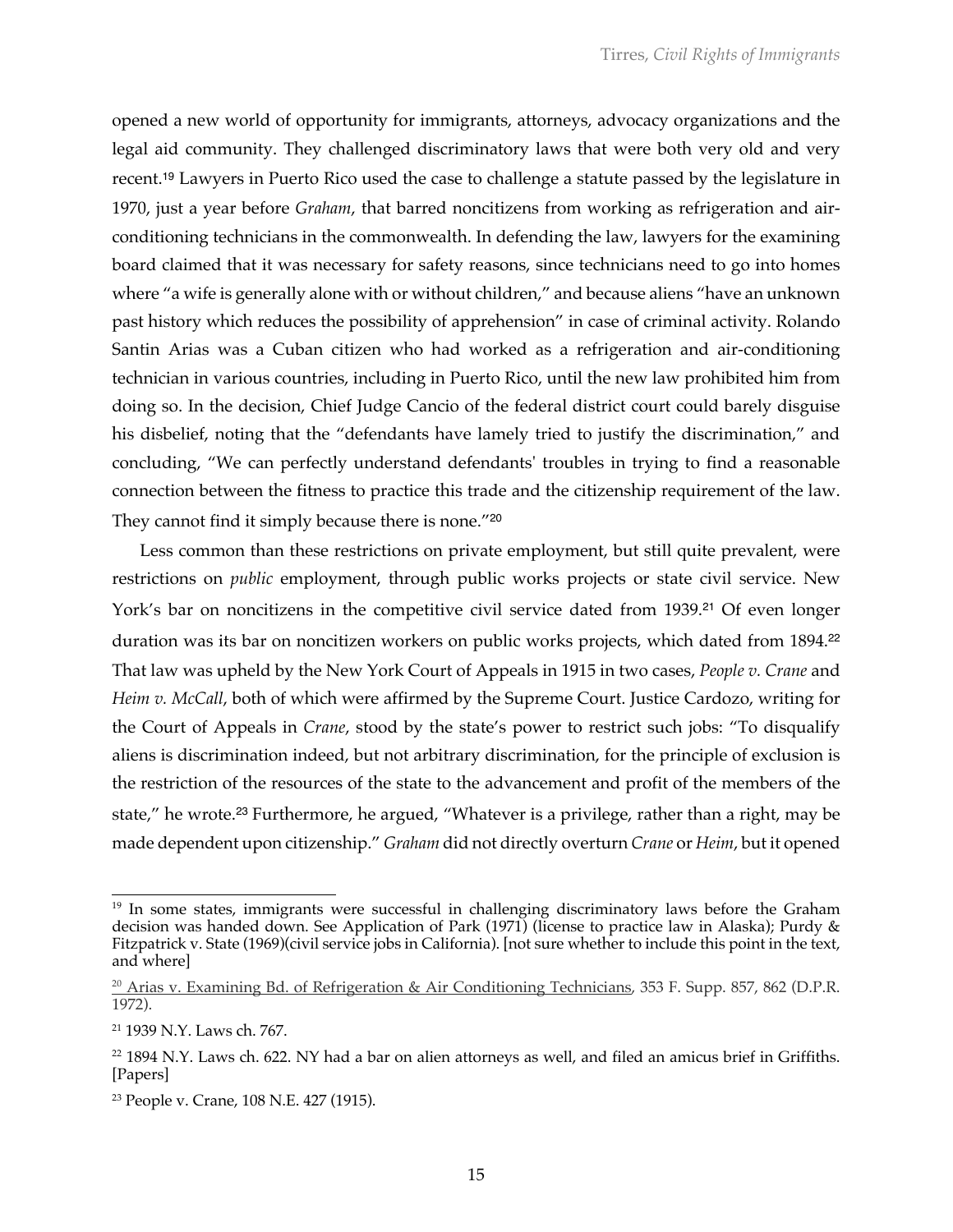opened a new world of opportunity for immigrants, attorneys, advocacy organizations and the legal aid community. They challenged discriminatory laws that were both very old and very recent.[19] Lawyers in Puerto Rico used the case to challenge a statute passed by the legislature in 1970, just a year before *Graham*, that barred noncitizens from working as refrigeration and air-conditioning technicians in the commonwealth. In defending the law, lawyers for the examining board claimed that it was necessary for safety reasons, since technicians need to go into homes where "a wife is generally alone with or without children," and because aliens "have an unknown past history which reduces the possibility of apprehension" in case of criminal activity. Rolando Santin Arias was a Cuban citizen who had worked as a refrigeration and air-conditioning technician in various countries, including in Puerto Rico, until the new law prohibited him from doing so. In the decision, Chief Judge Cancio of the federal district court could barely disguise his disbelief, noting that the "defendants have lamely tried to justify the discrimination," and concluding, "We can perfectly understand defendants' troubles in trying to find a reasonable connection between the fitness to practice this trade and the citizenship requirement of the law. They cannot find it simply because there is none."[20]

Less common than these restrictions on private employment, but still quite prevalent, were restrictions on *public* employment, through public works projects or state civil service. New York's bar on noncitizens in the competitive civil service dated from 1939.[21] Of even longer duration was its bar on noncitizen workers on public works projects, which dated from 1894.[22] That law was upheld by the New York Court of Appeals in 1915 in two cases, *People v. Crane* and *Heim v. McCall*, both of which were affirmed by the Supreme Court. Justice Cardozo, writing for the Court of Appeals in *Crane*, stood by the state's power to restrict such jobs: "To disqualify aliens is discrimination indeed, but not arbitrary discrimination, for the principle of exclusion is the restriction of the resources of the state to the advancement and profit of the members of the state," he wrote.[23] Furthermore, he argued, "Whatever is a privilege, rather than a right, may be made dependent upon citizenship." *Graham* did not directly overturn *Crane* or *Heim*, but it opened

---

[19] In some states, immigrants were successful in challenging discriminatory laws before the Graham decision was handed down. See Application of Park (1971) (license to practice law in Alaska); Purdy & Fitzpatrick v. State (1969)(civil service jobs in California). [not sure whether to include this point in the text, and where]

[20] Arias v. Examining Bd. of Refrigeration & Air Conditioning Technicians, 353 F. Supp. 857, 862 (D.P.R. 1972).

[21] 1939 N.Y. Laws ch. 767.

[22] 1894 N.Y. Laws ch. 622. NY had a bar on alien attorneys as well, and filed an amicus brief in Griffiths. [Papers]

[23] People v. Crane, 108 N.E. 427 (1915).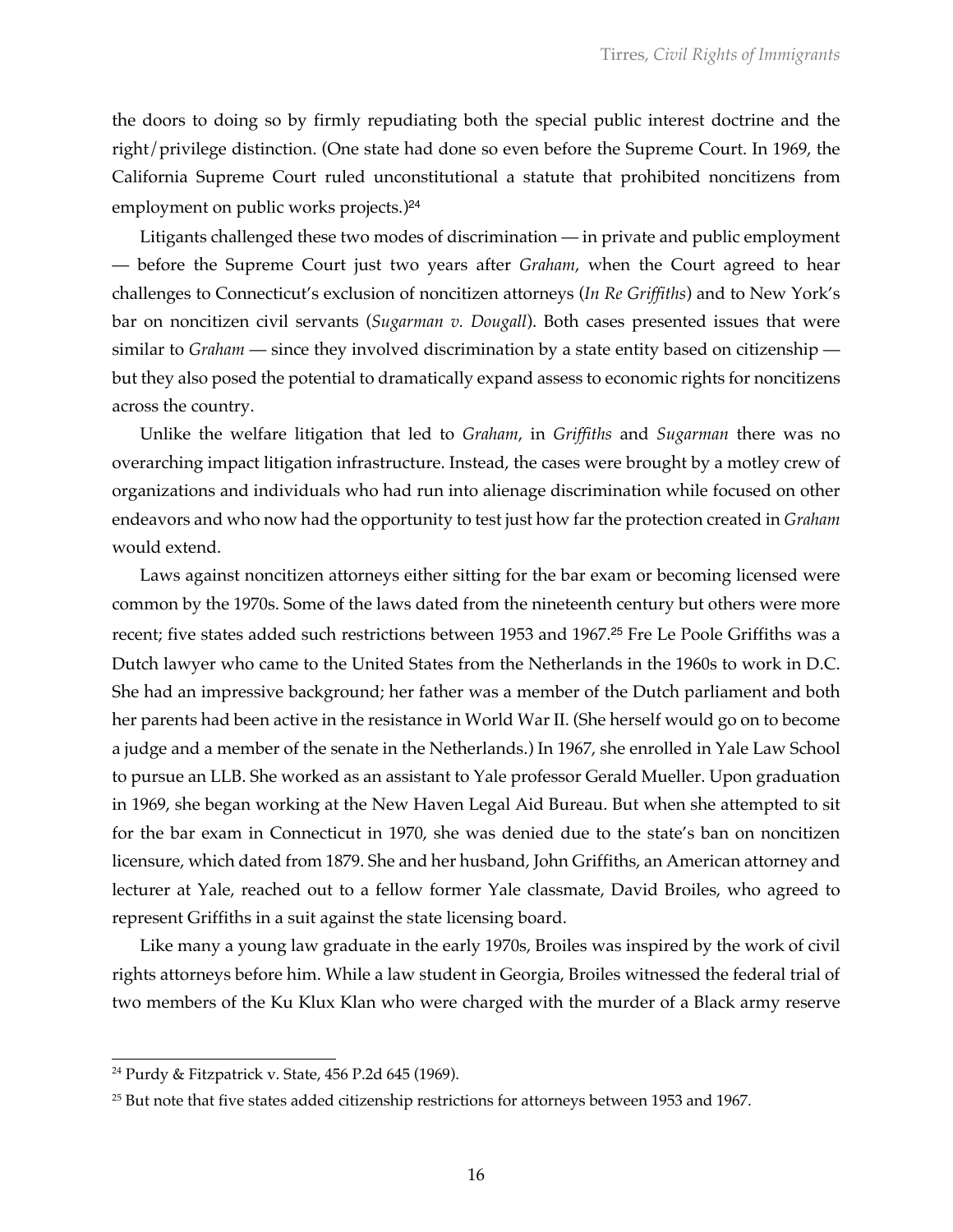the doors to doing so by firmly repudiating both the special public interest doctrine and the right/privilege distinction. (One state had done so even before the Supreme Court. In 1969, the California Supreme Court ruled unconstitutional a statute that prohibited noncitizens from employment on public works projects.)[24]

Litigants challenged these two modes of discrimination — in private and public employment — before the Supreme Court just two years after *Graham*, when the Court agreed to hear challenges to Connecticut's exclusion of noncitizen attorneys (*In Re Griffiths*) and to New York's bar on noncitizen civil servants (*Sugarman v. Dougall*). Both cases presented issues that were similar to *Graham* — since they involved discrimination by a state entity based on citizenship — but they also posed the potential to dramatically expand assess to economic rights for noncitizens across the country.

Unlike the welfare litigation that led to *Graham*, in *Griffiths* and *Sugarman* there was no overarching impact litigation infrastructure. Instead, the cases were brought by a motley crew of organizations and individuals who had run into alienage discrimination while focused on other endeavors and who now had the opportunity to test just how far the protection created in *Graham* would extend.

Laws against noncitizen attorneys either sitting for the bar exam or becoming licensed were common by the 1970s. Some of the laws dated from the nineteenth century but others were more recent; five states added such restrictions between 1953 and 1967.[25] Fre Le Poole Griffiths was a Dutch lawyer who came to the United States from the Netherlands in the 1960s to work in D.C. She had an impressive background; her father was a member of the Dutch parliament and both her parents had been active in the resistance in World War II. (She herself would go on to become a judge and a member of the senate in the Netherlands.) In 1967, she enrolled in Yale Law School to pursue an LLB. She worked as an assistant to Yale professor Gerald Mueller. Upon graduation in 1969, she began working at the New Haven Legal Aid Bureau. But when she attempted to sit for the bar exam in Connecticut in 1970, she was denied due to the state's ban on noncitizen licensure, which dated from 1879. She and her husband, John Griffiths, an American attorney and lecturer at Yale, reached out to a fellow former Yale classmate, David Broiles, who agreed to represent Griffiths in a suit against the state licensing board.

Like many a young law graduate in the early 1970s, Broiles was inspired by the work of civil rights attorneys before him. While a law student in Georgia, Broiles witnessed the federal trial of two members of the Ku Klux Klan who were charged with the murder of a Black army reserve

---

[24] Purdy & Fitzpatrick v. State, 456 P.2d 645 (1969).

[25] But note that five states added citizenship restrictions for attorneys between 1953 and 1967.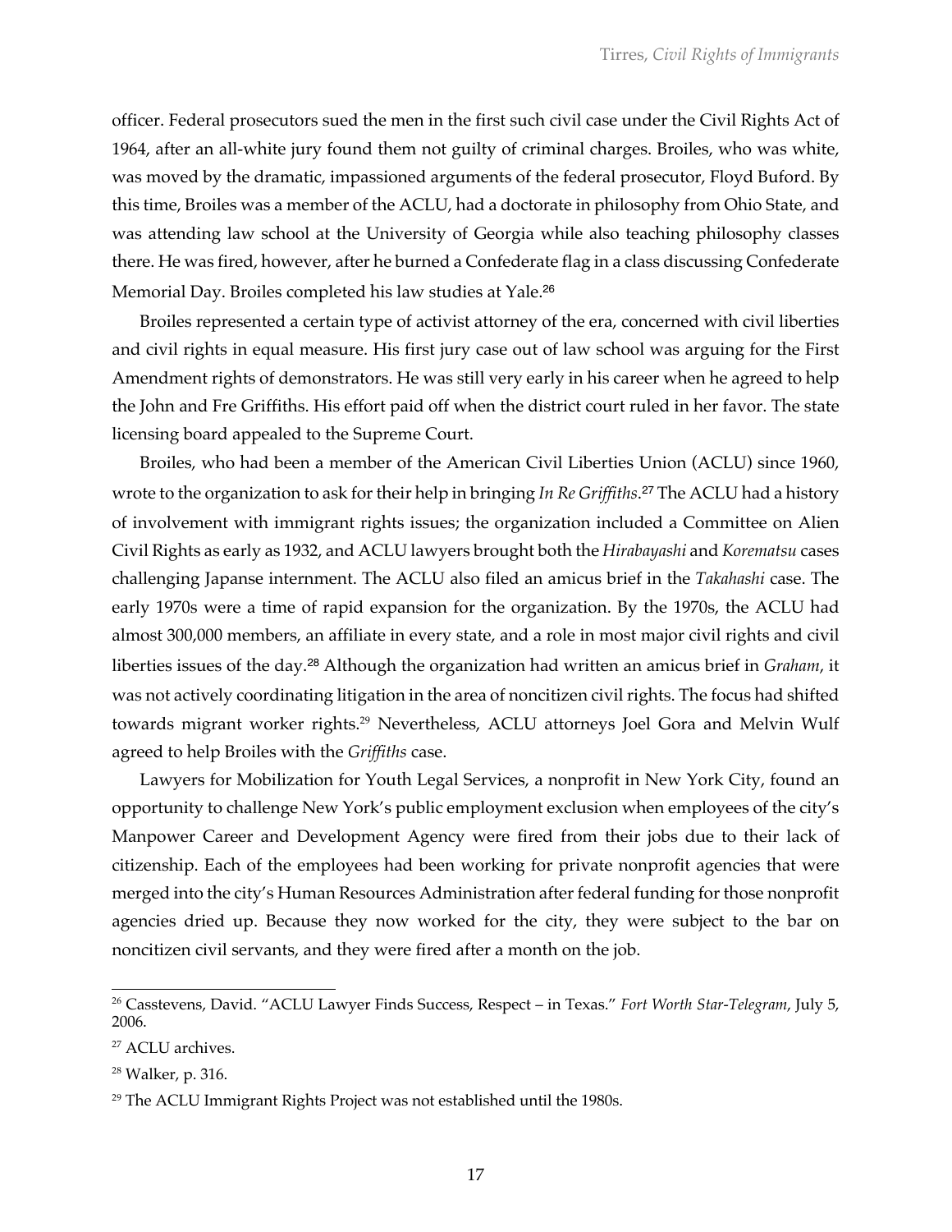officer. Federal prosecutors sued the men in the first such civil case under the Civil Rights Act of 1964, after an all-white jury found them not guilty of criminal charges. Broiles, who was white, was moved by the dramatic, impassioned arguments of the federal prosecutor, Floyd Buford. By this time, Broiles was a member of the ACLU, had a doctorate in philosophy from Ohio State, and was attending law school at the University of Georgia while also teaching philosophy classes there. He was fired, however, after he burned a Confederate flag in a class discussing Confederate Memorial Day. Broiles completed his law studies at Yale.[26]

Broiles represented a certain type of activist attorney of the era, concerned with civil liberties and civil rights in equal measure. His first jury case out of law school was arguing for the First Amendment rights of demonstrators. He was still very early in his career when he agreed to help the John and Fre Griffiths. His effort paid off when the district court ruled in her favor. The state licensing board appealed to the Supreme Court.

Broiles, who had been a member of the American Civil Liberties Union (ACLU) since 1960, wrote to the organization to ask for their help in bringing *In Re Griffiths*.[27] The ACLU had a history of involvement with immigrant rights issues; the organization included a Committee on Alien Civil Rights as early as 1932, and ACLU lawyers brought both the *Hirabayashi* and *Korematsu* cases challenging Japanse internment. The ACLU also filed an amicus brief in the *Takahashi* case. The early 1970s were a time of rapid expansion for the organization. By the 1970s, the ACLU had almost 300,000 members, an affiliate in every state, and a role in most major civil rights and civil liberties issues of the day.[28] Although the organization had written an amicus brief in *Graham*, it was not actively coordinating litigation in the area of noncitizen civil rights. The focus had shifted towards migrant worker rights.[29] Nevertheless, ACLU attorneys Joel Gora and Melvin Wulf agreed to help Broiles with the *Griffiths* case.

Lawyers for Mobilization for Youth Legal Services, a nonprofit in New York City, found an opportunity to challenge New York's public employment exclusion when employees of the city's Manpower Career and Development Agency were fired from their jobs due to their lack of citizenship. Each of the employees had been working for private nonprofit agencies that were merged into the city's Human Resources Administration after federal funding for those nonprofit agencies dried up. Because they now worked for the city, they were subject to the bar on noncitizen civil servants, and they were fired after a month on the job.

---

[26] Casstevens, David. "ACLU Lawyer Finds Success, Respect – in Texas." *Fort Worth Star-Telegram*, July 5, 2006.

[27] ACLU archives.

[28] Walker, p. 316.

[29] The ACLU Immigrant Rights Project was not established until the 1980s.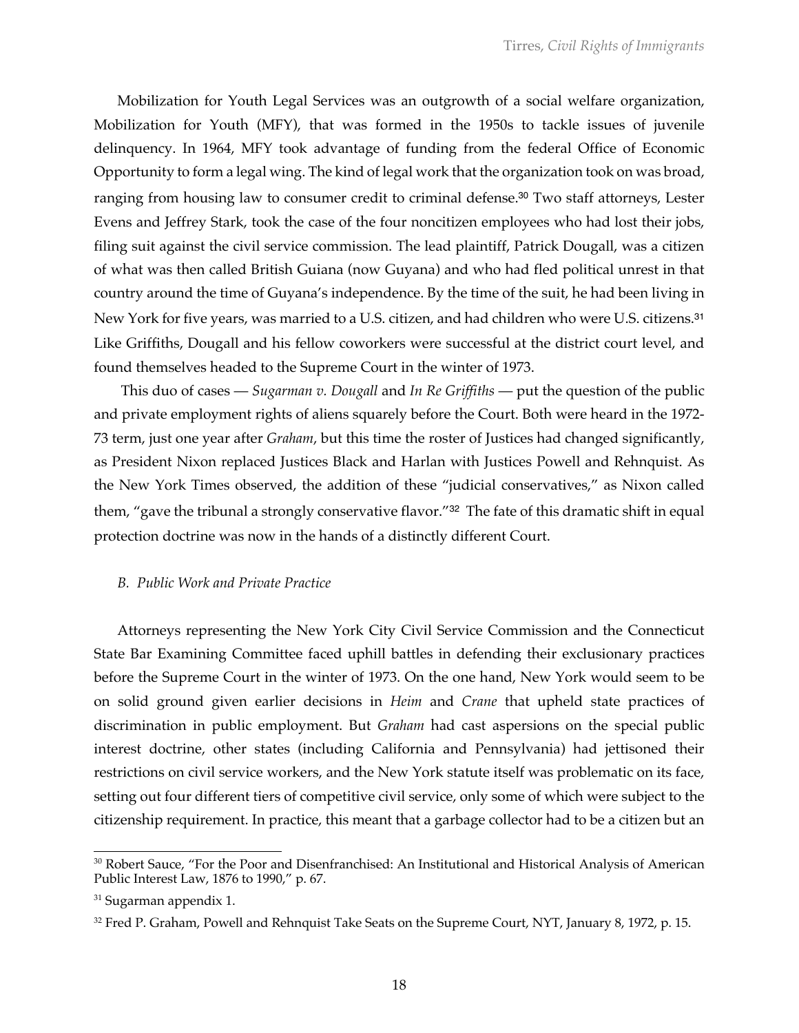Mobilization for Youth Legal Services was an outgrowth of a social welfare organization, Mobilization for Youth (MFY), that was formed in the 1950s to tackle issues of juvenile delinquency. In 1964, MFY took advantage of funding from the federal Office of Economic Opportunity to form a legal wing. The kind of legal work that the organization took on was broad, ranging from housing law to consumer credit to criminal defense.[30] Two staff attorneys, Lester Evens and Jeffrey Stark, took the case of the four noncitizen employees who had lost their jobs, filing suit against the civil service commission. The lead plaintiff, Patrick Dougall, was a citizen of what was then called British Guiana (now Guyana) and who had fled political unrest in that country around the time of Guyana's independence. By the time of the suit, he had been living in New York for five years, was married to a U.S. citizen, and had children who were U.S. citizens.[31] Like Griffiths, Dougall and his fellow coworkers were successful at the district court level, and found themselves headed to the Supreme Court in the winter of 1973.

This duo of cases — *Sugarman v. Dougall* and *In Re Griffiths* — put the question of the public and private employment rights of aliens squarely before the Court. Both were heard in the 1972-73 term, just one year after *Graham*, but this time the roster of Justices had changed significantly, as President Nixon replaced Justices Black and Harlan with Justices Powell and Rehnquist. As the New York Times observed, the addition of these "judicial conservatives," as Nixon called them, "gave the tribunal a strongly conservative flavor."[32] The fate of this dramatic shift in equal protection doctrine was now in the hands of a distinctly different Court.

### *B. Public Work and Private Practice*

Attorneys representing the New York City Civil Service Commission and the Connecticut State Bar Examining Committee faced uphill battles in defending their exclusionary practices before the Supreme Court in the winter of 1973. On the one hand, New York would seem to be on solid ground given earlier decisions in *Heim* and *Crane* that upheld state practices of discrimination in public employment. But *Graham* had cast aspersions on the special public interest doctrine, other states (including California and Pennsylvania) had jettisoned their restrictions on civil service workers, and the New York statute itself was problematic on its face, setting out four different tiers of competitive civil service, only some of which were subject to the citizenship requirement. In practice, this meant that a garbage collector had to be a citizen but an

---

[30] Robert Sauce, "For the Poor and Disenfranchised: An Institutional and Historical Analysis of American Public Interest Law, 1876 to 1990," p. 67.

[31] Sugarman appendix 1.

[32] Fred P. Graham, Powell and Rehnquist Take Seats on the Supreme Court, NYT, January 8, 1972, p. 15.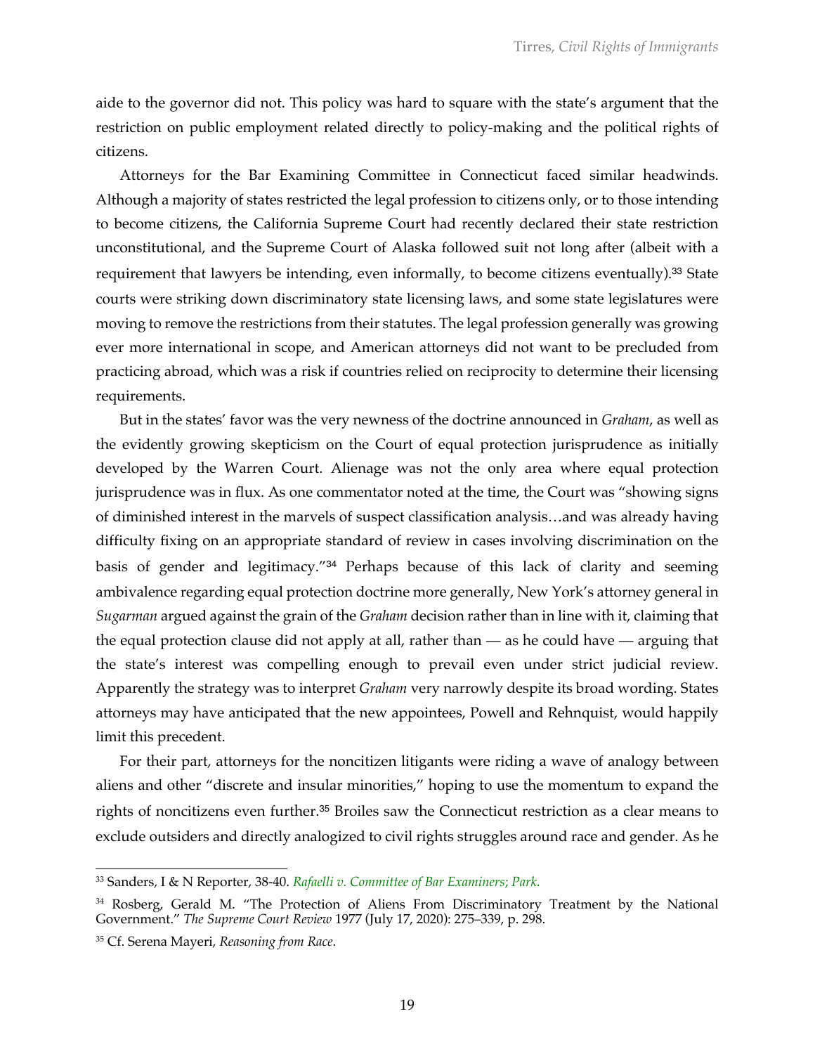aide to the governor did not. This policy was hard to square with the state's argument that the restriction on public employment related directly to policy-making and the political rights of citizens.

Attorneys for the Bar Examining Committee in Connecticut faced similar headwinds. Although a majority of states restricted the legal profession to citizens only, or to those intending to become citizens, the California Supreme Court had recently declared their state restriction unconstitutional, and the Supreme Court of Alaska followed suit not long after (albeit with a requirement that lawyers be intending, even informally, to become citizens eventually).[33] State courts were striking down discriminatory state licensing laws, and some state legislatures were moving to remove the restrictions from their statutes. The legal profession generally was growing ever more international in scope, and American attorneys did not want to be precluded from practicing abroad, which was a risk if countries relied on reciprocity to determine their licensing requirements.

But in the states' favor was the very newness of the doctrine announced in *Graham*, as well as the evidently growing skepticism on the Court of equal protection jurisprudence as initially developed by the Warren Court. Alienage was not the only area where equal protection jurisprudence was in flux. As one commentator noted at the time, the Court was "showing signs of diminished interest in the marvels of suspect classification analysis…and was already having difficulty fixing on an appropriate standard of review in cases involving discrimination on the basis of gender and legitimacy."[34] Perhaps because of this lack of clarity and seeming ambivalence regarding equal protection doctrine more generally, New York's attorney general in *Sugarman* argued against the grain of the *Graham* decision rather than in line with it, claiming that the equal protection clause did not apply at all, rather than — as he could have — arguing that the state's interest was compelling enough to prevail even under strict judicial review. Apparently the strategy was to interpret *Graham* very narrowly despite its broad wording. States attorneys may have anticipated that the new appointees, Powell and Rehnquist, would happily limit this precedent.

For their part, attorneys for the noncitizen litigants were riding a wave of analogy between aliens and other "discrete and insular minorities," hoping to use the momentum to expand the rights of noncitizens even further.[35] Broiles saw the Connecticut restriction as a clear means to exclude outsiders and directly analogized to civil rights struggles around race and gender. As he

---

[33] Sanders, I & N Reporter, 38-40. *Rafaelli v. Committee of Bar Examiners*; *Park*.

[34] Rosberg, Gerald M. "The Protection of Aliens From Discriminatory Treatment by the National Government." *The Supreme Court Review* 1977 (July 17, 2020): 275–339, p. 298.

[35] Cf. Serena Mayeri, *Reasoning from Race*.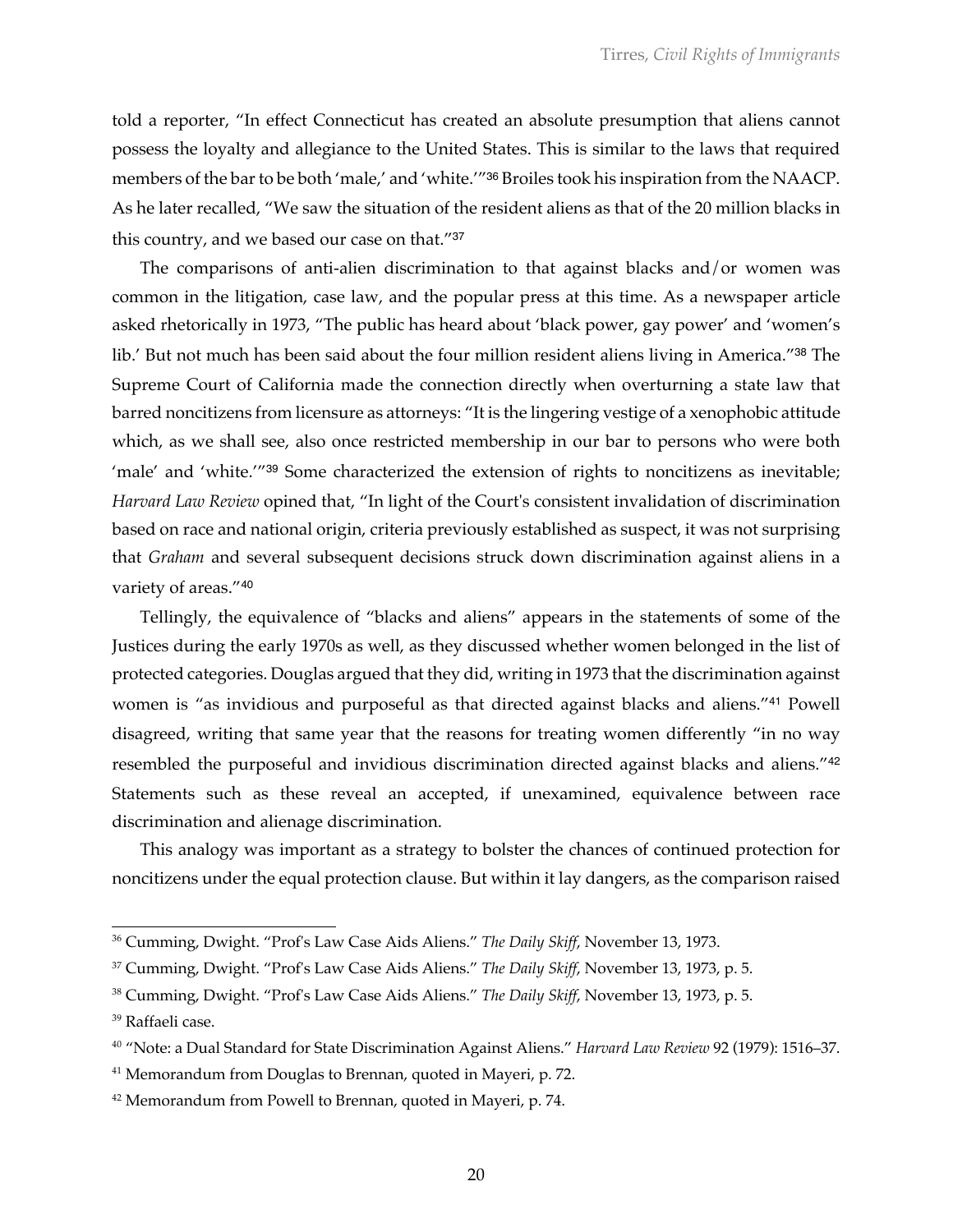told a reporter, "In effect Connecticut has created an absolute presumption that aliens cannot possess the loyalty and allegiance to the United States. This is similar to the laws that required members of the bar to be both 'male,' and 'white.'"[36] Broiles took his inspiration from the NAACP. As he later recalled, "We saw the situation of the resident aliens as that of the 20 million blacks in this country, and we based our case on that."[37]

The comparisons of anti-alien discrimination to that against blacks and/or women was common in the litigation, case law, and the popular press at this time. As a newspaper article asked rhetorically in 1973, "The public has heard about 'black power, gay power' and 'women's lib.' But not much has been said about the four million resident aliens living in America."[38] The Supreme Court of California made the connection directly when overturning a state law that barred noncitizens from licensure as attorneys: "It is the lingering vestige of a xenophobic attitude which, as we shall see, also once restricted membership in our bar to persons who were both 'male' and 'white.'"[39] Some characterized the extension of rights to noncitizens as inevitable; *Harvard Law Review* opined that, "In light of the Court's consistent invalidation of discrimination based on race and national origin, criteria previously established as suspect, it was not surprising that *Graham* and several subsequent decisions struck down discrimination against aliens in a variety of areas."[40]

Tellingly, the equivalence of "blacks and aliens" appears in the statements of some of the Justices during the early 1970s as well, as they discussed whether women belonged in the list of protected categories. Douglas argued that they did, writing in 1973 that the discrimination against women is "as invidious and purposeful as that directed against blacks and aliens."[41] Powell disagreed, writing that same year that the reasons for treating women differently "in no way resembled the purposeful and invidious discrimination directed against blacks and aliens."[42] Statements such as these reveal an accepted, if unexamined, equivalence between race discrimination and alienage discrimination.

This analogy was important as a strategy to bolster the chances of continued protection for noncitizens under the equal protection clause. But within it lay dangers, as the comparison raised

---

[36] Cumming, Dwight. "Prof's Law Case Aids Aliens." *The Daily Skiff*, November 13, 1973.

[37] Cumming, Dwight. "Prof's Law Case Aids Aliens." *The Daily Skiff*, November 13, 1973, p. 5.

[38] Cumming, Dwight. "Prof's Law Case Aids Aliens." *The Daily Skiff*, November 13, 1973, p. 5.

[39] Raffaeli case.

[40] "Note: a Dual Standard for State Discrimination Against Aliens." *Harvard Law Review* 92 (1979): 1516–37.

[41] Memorandum from Douglas to Brennan, quoted in Mayeri, p. 72.

[42] Memorandum from Powell to Brennan, quoted in Mayeri, p. 74.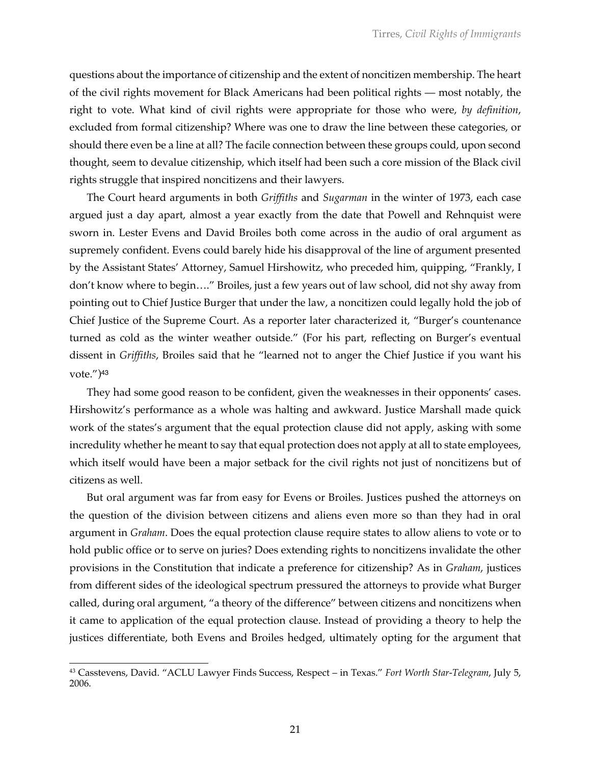questions about the importance of citizenship and the extent of noncitizen membership. The heart of the civil rights movement for Black Americans had been political rights — most notably, the right to vote. What kind of civil rights were appropriate for those who were, *by definition*, excluded from formal citizenship? Where was one to draw the line between these categories, or should there even be a line at all? The facile connection between these groups could, upon second thought, seem to devalue citizenship, which itself had been such a core mission of the Black civil rights struggle that inspired noncitizens and their lawyers.

The Court heard arguments in both *Griffiths* and *Sugarman* in the winter of 1973, each case argued just a day apart, almost a year exactly from the date that Powell and Rehnquist were sworn in. Lester Evens and David Broiles both come across in the audio of oral argument as supremely confident. Evens could barely hide his disapproval of the line of argument presented by the Assistant States' Attorney, Samuel Hirshowitz, who preceded him, quipping, "Frankly, I don't know where to begin…." Broiles, just a few years out of law school, did not shy away from pointing out to Chief Justice Burger that under the law, a noncitizen could legally hold the job of Chief Justice of the Supreme Court. As a reporter later characterized it, "Burger's countenance turned as cold as the winter weather outside." (For his part, reflecting on Burger's eventual dissent in *Griffiths*, Broiles said that he "learned not to anger the Chief Justice if you want his vote.")[43]

They had some good reason to be confident, given the weaknesses in their opponents' cases. Hirshowitz's performance as a whole was halting and awkward. Justice Marshall made quick work of the states's argument that the equal protection clause did not apply, asking with some incredulity whether he meant to say that equal protection does not apply at all to state employees, which itself would have been a major setback for the civil rights not just of noncitizens but of citizens as well.

But oral argument was far from easy for Evens or Broiles. Justices pushed the attorneys on the question of the division between citizens and aliens even more so than they had in oral argument in *Graham*. Does the equal protection clause require states to allow aliens to vote or to hold public office or to serve on juries? Does extending rights to noncitizens invalidate the other provisions in the Constitution that indicate a preference for citizenship? As in *Graham*, justices from different sides of the ideological spectrum pressured the attorneys to provide what Burger called, during oral argument, "a theory of the difference" between citizens and noncitizens when it came to application of the equal protection clause. Instead of providing a theory to help the justices differentiate, both Evens and Broiles hedged, ultimately opting for the argument that

---

[43] Casstevens, David. "ACLU Lawyer Finds Success, Respect – in Texas." *Fort Worth Star-Telegram*, July 5, 2006.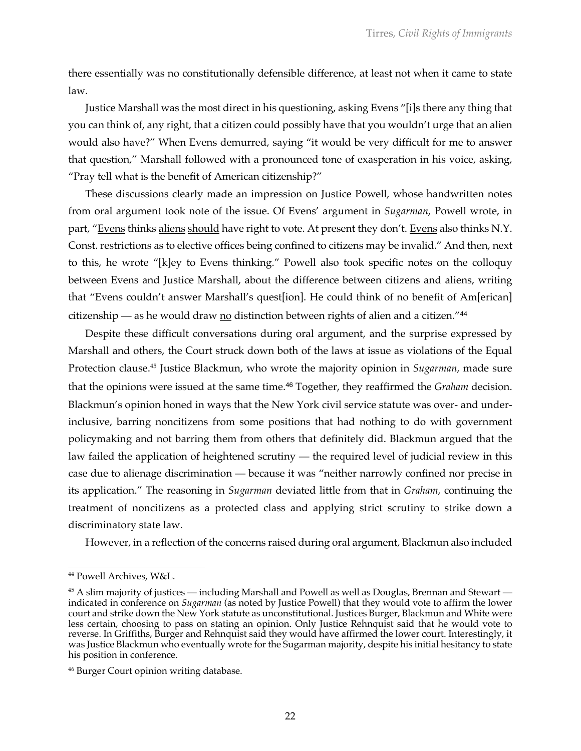there essentially was no constitutionally defensible difference, at least not when it came to state law.

Justice Marshall was the most direct in his questioning, asking Evens "[i]s there any thing that you can think of, any right, that a citizen could possibly have that you wouldn't urge that an alien would also have?" When Evens demurred, saying "it would be very difficult for me to answer that question," Marshall followed with a pronounced tone of exasperation in his voice, asking, "Pray tell what is the benefit of American citizenship?"

These discussions clearly made an impression on Justice Powell, whose handwritten notes from oral argument took note of the issue. Of Evens' argument in *Sugarman*, Powell wrote, in part, "<u>Evens</u> thinks <u>aliens</u> <u>should</u> have right to vote. At present they don't. <u>Evens</u> also thinks N.Y. Const. restrictions as to elective offices being confined to citizens may be invalid." And then, next to this, he wrote "[k]ey to Evens thinking." Powell also took specific notes on the colloquy between Evens and Justice Marshall, about the difference between citizens and aliens, writing that "Evens couldn't answer Marshall's quest[ion]. He could think of no benefit of Am[erican] citizenship — as he would draw <u>no</u> distinction between rights of alien and a citizen."[44]

Despite these difficult conversations during oral argument, and the surprise expressed by Marshall and others, the Court struck down both of the laws at issue as violations of the Equal Protection clause.[45] Justice Blackmun, who wrote the majority opinion in *Sugarman*, made sure that the opinions were issued at the same time.[46] Together, they reaffirmed the *Graham* decision. Blackmun's opinion honed in ways that the New York civil service statute was over- and under-inclusive, barring noncitizens from some positions that had nothing to do with government policymaking and not barring them from others that definitely did. Blackmun argued that the law failed the application of heightened scrutiny — the required level of judicial review in this case due to alienage discrimination — because it was "neither narrowly confined nor precise in its application." The reasoning in *Sugarman* deviated little from that in *Graham*, continuing the treatment of noncitizens as a protected class and applying strict scrutiny to strike down a discriminatory state law.

However, in a reflection of the concerns raised during oral argument, Blackmun also included

---

[44] Powell Archives, W&L.

[45] A slim majority of justices — including Marshall and Powell as well as Douglas, Brennan and Stewart — indicated in conference on *Sugarman* (as noted by Justice Powell) that they would vote to affirm the lower court and strike down the New York statute as unconstitutional. Justices Burger, Blackmun and White were less certain, choosing to pass on stating an opinion. Only Justice Rehnquist said that he would vote to reverse. In Griffiths, Burger and Rehnquist said they would have affirmed the lower court. Interestingly, it was Justice Blackmun who eventually wrote for the Sugarman majority, despite his initial hesitancy to state his position in conference.

[46] Burger Court opinion writing database.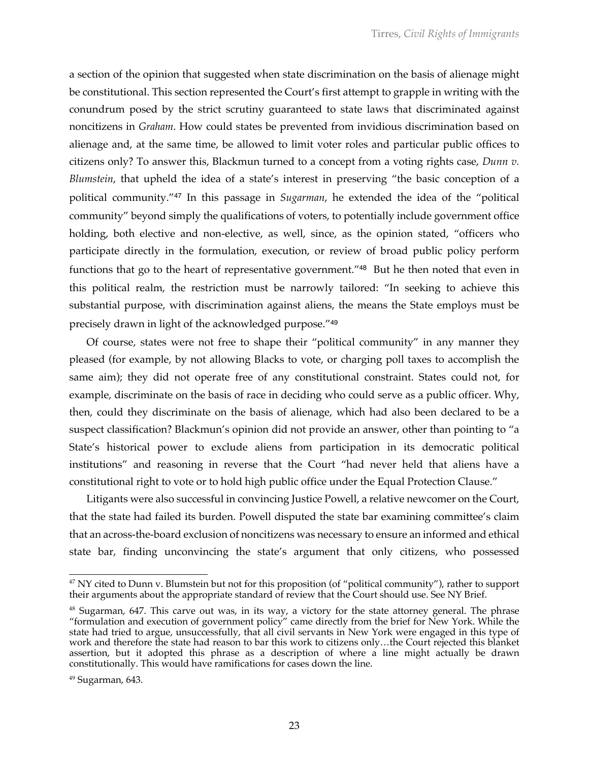a section of the opinion that suggested when state discrimination on the basis of alienage might be constitutional. This section represented the Court's first attempt to grapple in writing with the conundrum posed by the strict scrutiny guaranteed to state laws that discriminated against noncitizens in *Graham*. How could states be prevented from invidious discrimination based on alienage and, at the same time, be allowed to limit voter roles and particular public offices to citizens only? To answer this, Blackmun turned to a concept from a voting rights case, *Dunn v. Blumstein*, that upheld the idea of a state's interest in preserving "the basic conception of a political community."[47] In this passage in *Sugarman*, he extended the idea of the "political community" beyond simply the qualifications of voters, to potentially include government office holding, both elective and non-elective, as well, since, as the opinion stated, "officers who participate directly in the formulation, execution, or review of broad public policy perform functions that go to the heart of representative government."[48] But he then noted that even in this political realm, the restriction must be narrowly tailored: "In seeking to achieve this substantial purpose, with discrimination against aliens, the means the State employs must be precisely drawn in light of the acknowledged purpose."[49]

Of course, states were not free to shape their "political community" in any manner they pleased (for example, by not allowing Blacks to vote, or charging poll taxes to accomplish the same aim); they did not operate free of any constitutional constraint. States could not, for example, discriminate on the basis of race in deciding who could serve as a public officer. Why, then, could they discriminate on the basis of alienage, which had also been declared to be a suspect classification? Blackmun's opinion did not provide an answer, other than pointing to "a State's historical power to exclude aliens from participation in its democratic political institutions" and reasoning in reverse that the Court "had never held that aliens have a constitutional right to vote or to hold high public office under the Equal Protection Clause."

Litigants were also successful in convincing Justice Powell, a relative newcomer on the Court, that the state had failed its burden. Powell disputed the state bar examining committee's claim that an across-the-board exclusion of noncitizens was necessary to ensure an informed and ethical state bar, finding unconvincing the state's argument that only citizens, who possessed

---

[47] NY cited to Dunn v. Blumstein but not for this proposition (of "political community"), rather to support their arguments about the appropriate standard of review that the Court should use. See NY Brief.

[48] Sugarman, 647. This carve out was, in its way, a victory for the state attorney general. The phrase "formulation and execution of government policy" came directly from the brief for New York. While the state had tried to argue, unsuccessfully, that all civil servants in New York were engaged in this type of work and therefore the state had reason to bar this work to citizens only…the Court rejected this blanket assertion, but it adopted this phrase as a description of where a line might actually be drawn constitutionally. This would have ramifications for cases down the line.

[49] Sugarman, 643.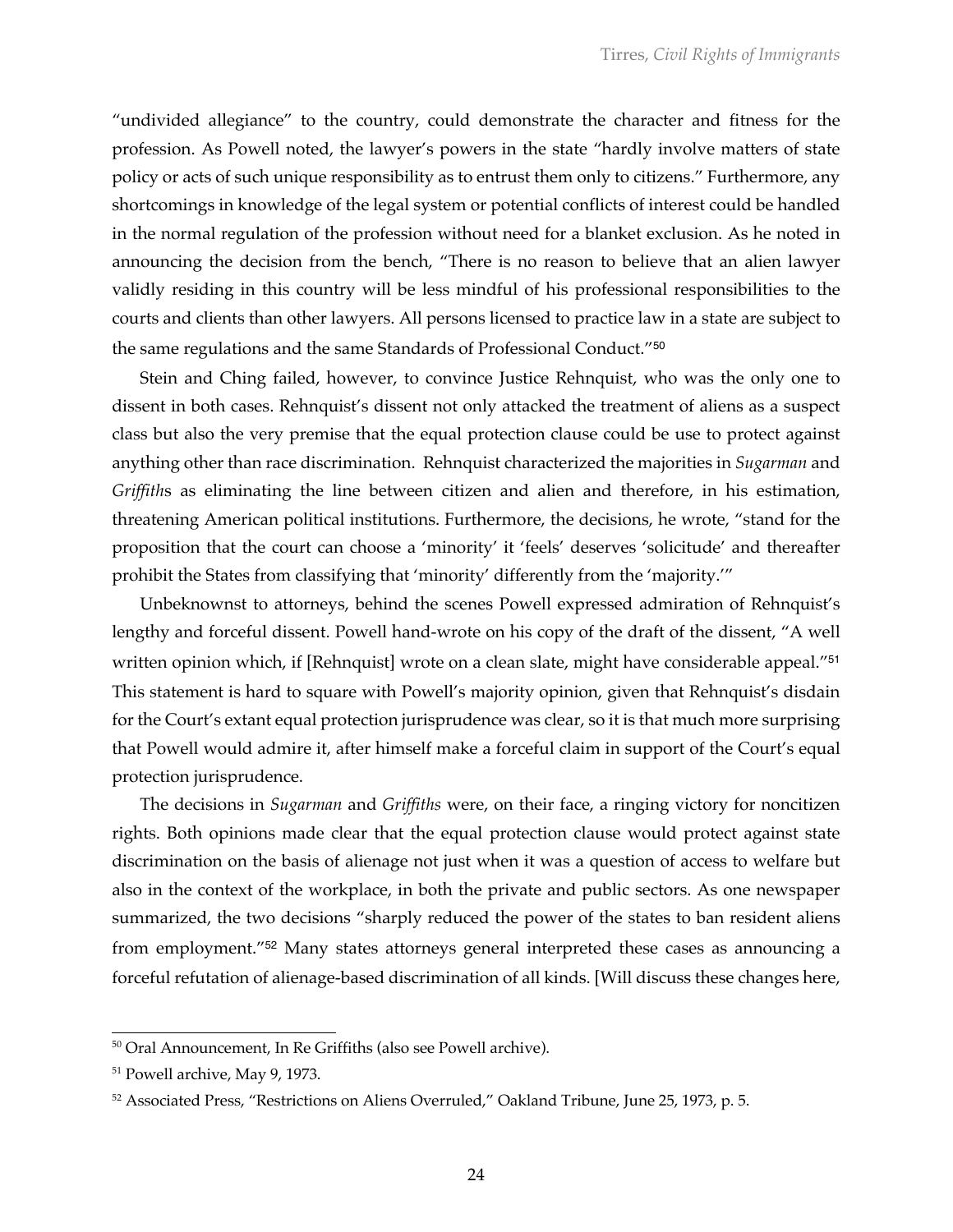"undivided allegiance" to the country, could demonstrate the character and fitness for the profession. As Powell noted, the lawyer's powers in the state "hardly involve matters of state policy or acts of such unique responsibility as to entrust them only to citizens." Furthermore, any shortcomings in knowledge of the legal system or potential conflicts of interest could be handled in the normal regulation of the profession without need for a blanket exclusion. As he noted in announcing the decision from the bench, "There is no reason to believe that an alien lawyer validly residing in this country will be less mindful of his professional responsibilities to the courts and clients than other lawyers. All persons licensed to practice law in a state are subject to the same regulations and the same Standards of Professional Conduct."[50]

Stein and Ching failed, however, to convince Justice Rehnquist, who was the only one to dissent in both cases. Rehnquist's dissent not only attacked the treatment of aliens as a suspect class but also the very premise that the equal protection clause could be use to protect against anything other than race discrimination. Rehnquist characterized the majorities in *Sugarman* and *Griffith*s as eliminating the line between citizen and alien and therefore, in his estimation, threatening American political institutions. Furthermore, the decisions, he wrote, "stand for the proposition that the court can choose a 'minority' it 'feels' deserves 'solicitude' and thereafter prohibit the States from classifying that 'minority' differently from the 'majority.'"

Unbeknownst to attorneys, behind the scenes Powell expressed admiration of Rehnquist's lengthy and forceful dissent. Powell hand-wrote on his copy of the draft of the dissent, "A well written opinion which, if [Rehnquist] wrote on a clean slate, might have considerable appeal."[51] This statement is hard to square with Powell's majority opinion, given that Rehnquist's disdain for the Court's extant equal protection jurisprudence was clear, so it is that much more surprising that Powell would admire it, after himself make a forceful claim in support of the Court's equal protection jurisprudence.

The decisions in *Sugarman* and *Griffiths* were, on their face, a ringing victory for noncitizen rights. Both opinions made clear that the equal protection clause would protect against state discrimination on the basis of alienage not just when it was a question of access to welfare but also in the context of the workplace, in both the private and public sectors. As one newspaper summarized, the two decisions "sharply reduced the power of the states to ban resident aliens from employment."[52] Many states attorneys general interpreted these cases as announcing a forceful refutation of alienage-based discrimination of all kinds. [Will discuss these changes here,

---

[50] Oral Announcement, In Re Griffiths (also see Powell archive).

[51] Powell archive, May 9, 1973.

[52] Associated Press, "Restrictions on Aliens Overruled," Oakland Tribune, June 25, 1973, p. 5.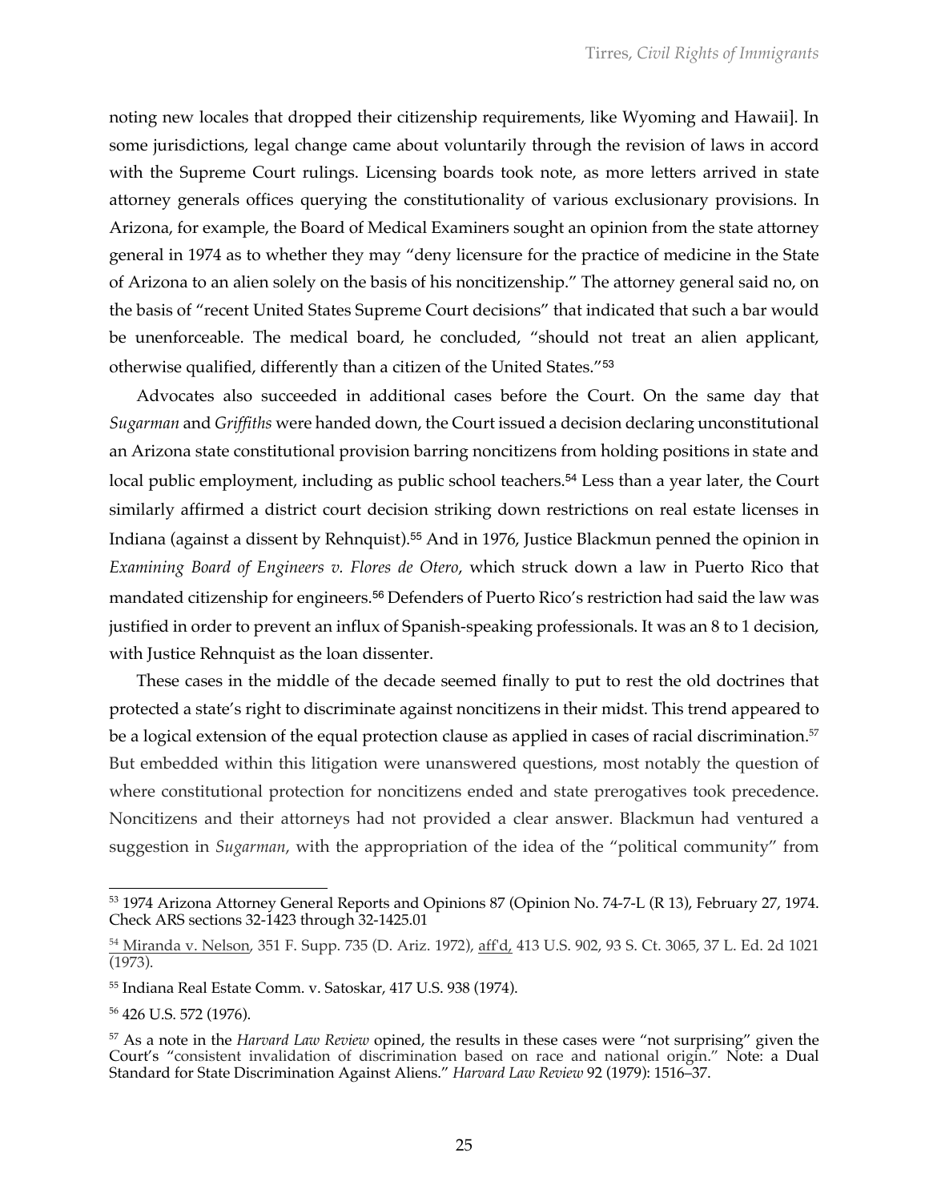noting new locales that dropped their citizenship requirements, like Wyoming and Hawaii]. In some jurisdictions, legal change came about voluntarily through the revision of laws in accord with the Supreme Court rulings. Licensing boards took note, as more letters arrived in state attorney generals offices querying the constitutionality of various exclusionary provisions. In Arizona, for example, the Board of Medical Examiners sought an opinion from the state attorney general in 1974 as to whether they may "deny licensure for the practice of medicine in the State of Arizona to an alien solely on the basis of his noncitizenship." The attorney general said no, on the basis of "recent United States Supreme Court decisions" that indicated that such a bar would be unenforceable. The medical board, he concluded, "should not treat an alien applicant, otherwise qualified, differently than a citizen of the United States."[53]

Advocates also succeeded in additional cases before the Court. On the same day that *Sugarman* and *Griffiths* were handed down, the Court issued a decision declaring unconstitutional an Arizona state constitutional provision barring noncitizens from holding positions in state and local public employment, including as public school teachers.[54] Less than a year later, the Court similarly affirmed a district court decision striking down restrictions on real estate licenses in Indiana (against a dissent by Rehnquist).[55] And in 1976, Justice Blackmun penned the opinion in *Examining Board of Engineers v. Flores de Otero*, which struck down a law in Puerto Rico that mandated citizenship for engineers.[56] Defenders of Puerto Rico's restriction had said the law was justified in order to prevent an influx of Spanish-speaking professionals. It was an 8 to 1 decision, with Justice Rehnquist as the loan dissenter.

These cases in the middle of the decade seemed finally to put to rest the old doctrines that protected a state's right to discriminate against noncitizens in their midst. This trend appeared to be a logical extension of the equal protection clause as applied in cases of racial discrimination.[57] But embedded within this litigation were unanswered questions, most notably the question of where constitutional protection for noncitizens ended and state prerogatives took precedence. Noncitizens and their attorneys had not provided a clear answer. Blackmun had ventured a suggestion in *Sugarman*, with the appropriation of the idea of the "political community" from

---

[53] 1974 Arizona Attorney General Reports and Opinions 87 (Opinion No. 74-7-L (R 13), February 27, 1974. Check ARS sections 32-1423 through 32-1425.01

[54] Miranda v. Nelson, 351 F. Supp. 735 (D. Ariz. 1972), aff'd, 413 U.S. 902, 93 S. Ct. 3065, 37 L. Ed. 2d 1021 (1973).

[55] Indiana Real Estate Comm. v. Satoskar, 417 U.S. 938 (1974).

[56] 426 U.S. 572 (1976).

[57] As a note in the *Harvard Law Review* opined, the results in these cases were "not surprising" given the Court's "consistent invalidation of discrimination based on race and national origin." Note: a Dual Standard for State Discrimination Against Aliens." *Harvard Law Review* 92 (1979): 1516–37.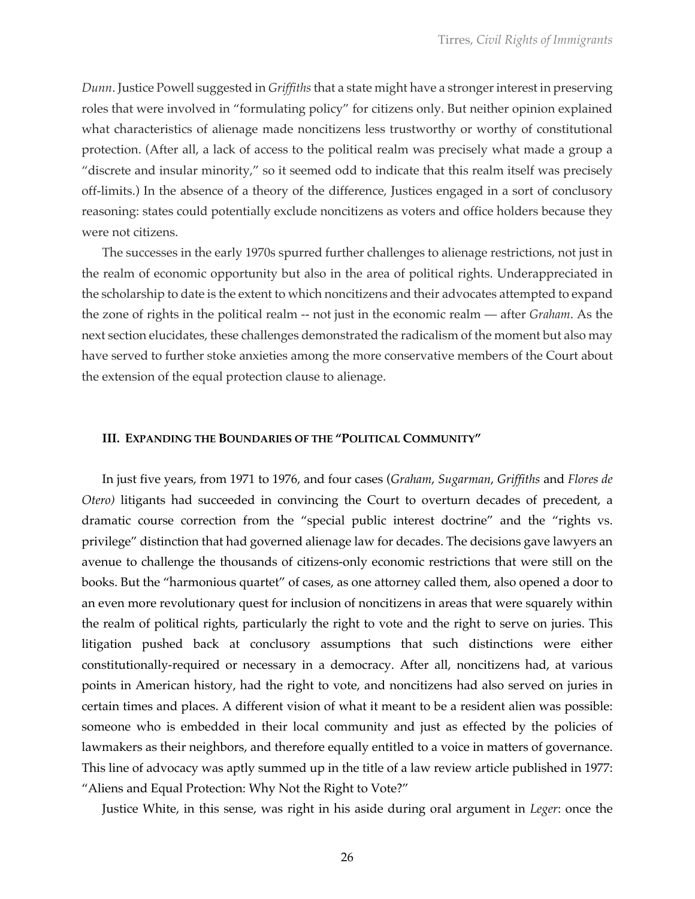*Dunn*. Justice Powell suggested in *Griffiths* that a state might have a stronger interest in preserving roles that were involved in "formulating policy" for citizens only. But neither opinion explained what characteristics of alienage made noncitizens less trustworthy or worthy of constitutional protection. (After all, a lack of access to the political realm was precisely what made a group a "discrete and insular minority," so it seemed odd to indicate that this realm itself was precisely off-limits.) In the absence of a theory of the difference, Justices engaged in a sort of conclusory reasoning: states could potentially exclude noncitizens as voters and office holders because they were not citizens.

The successes in the early 1970s spurred further challenges to alienage restrictions, not just in the realm of economic opportunity but also in the area of political rights. Underappreciated in the scholarship to date is the extent to which noncitizens and their advocates attempted to expand the zone of rights in the political realm -- not just in the economic realm — after *Graham*. As the next section elucidates, these challenges demonstrated the radicalism of the moment but also may have served to further stoke anxieties among the more conservative members of the Court about the extension of the equal protection clause to alienage.

### III. Expanding the Boundaries of the "Political Community"

In just five years, from 1971 to 1976, and four cases (*Graham*, *Sugarman*, *Griffiths* and *Flores de Otero)* litigants had succeeded in convincing the Court to overturn decades of precedent, a dramatic course correction from the "special public interest doctrine" and the "rights vs. privilege" distinction that had governed alienage law for decades. The decisions gave lawyers an avenue to challenge the thousands of citizens-only economic restrictions that were still on the books. But the "harmonious quartet" of cases, as one attorney called them, also opened a door to an even more revolutionary quest for inclusion of noncitizens in areas that were squarely within the realm of political rights, particularly the right to vote and the right to serve on juries. This litigation pushed back at conclusory assumptions that such distinctions were either constitutionally-required or necessary in a democracy. After all, noncitizens had, at various points in American history, had the right to vote, and noncitizens had also served on juries in certain times and places. A different vision of what it meant to be a resident alien was possible: someone who is embedded in their local community and just as effected by the policies of lawmakers as their neighbors, and therefore equally entitled to a voice in matters of governance. This line of advocacy was aptly summed up in the title of a law review article published in 1977: "Aliens and Equal Protection: Why Not the Right to Vote?"

Justice White, in this sense, was right in his aside during oral argument in *Leger*: once the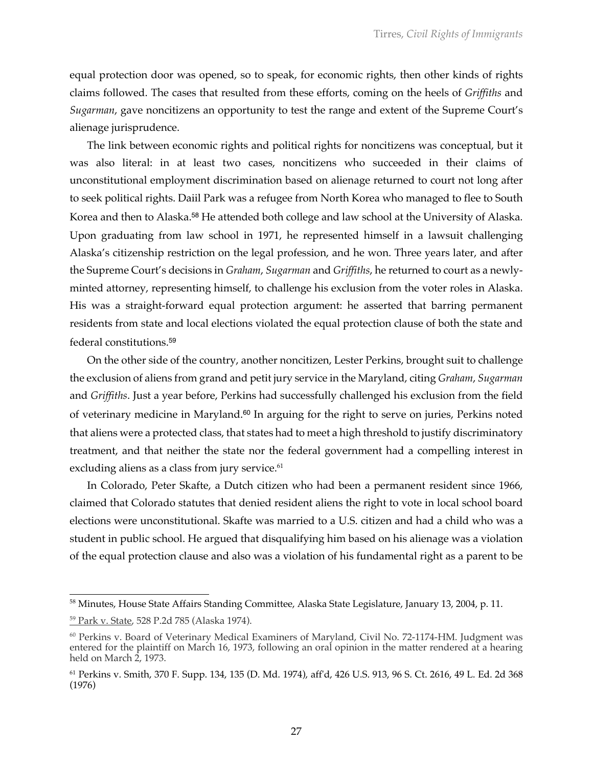equal protection door was opened, so to speak, for economic rights, then other kinds of rights claims followed. The cases that resulted from these efforts, coming on the heels of *Griffiths* and *Sugarman*, gave noncitizens an opportunity to test the range and extent of the Supreme Court's alienage jurisprudence.

The link between economic rights and political rights for noncitizens was conceptual, but it was also literal: in at least two cases, noncitizens who succeeded in their claims of unconstitutional employment discrimination based on alienage returned to court not long after to seek political rights. Daiil Park was a refugee from North Korea who managed to flee to South Korea and then to Alaska.[58] He attended both college and law school at the University of Alaska. Upon graduating from law school in 1971, he represented himself in a lawsuit challenging Alaska's citizenship restriction on the legal profession, and he won. Three years later, and after the Supreme Court's decisions in *Graham*, *Sugarman* and *Griffiths*, he returned to court as a newly-minted attorney, representing himself, to challenge his exclusion from the voter roles in Alaska. His was a straight-forward equal protection argument: he asserted that barring permanent residents from state and local elections violated the equal protection clause of both the state and federal constitutions.[59]

On the other side of the country, another noncitizen, Lester Perkins, brought suit to challenge the exclusion of aliens from grand and petit jury service in the Maryland, citing *Graham*, *Sugarman* and *Griffiths*. Just a year before, Perkins had successfully challenged his exclusion from the field of veterinary medicine in Maryland.[60] In arguing for the right to serve on juries, Perkins noted that aliens were a protected class, that states had to meet a high threshold to justify discriminatory treatment, and that neither the state nor the federal government had a compelling interest in excluding aliens as a class from jury service.[61]

In Colorado, Peter Skafte, a Dutch citizen who had been a permanent resident since 1966, claimed that Colorado statutes that denied resident aliens the right to vote in local school board elections were unconstitutional. Skafte was married to a U.S. citizen and had a child who was a student in public school. He argued that disqualifying him based on his alienage was a violation of the equal protection clause and also was a violation of his fundamental right as a parent to be

---

[58] Minutes, House State Affairs Standing Committee, Alaska State Legislature, January 13, 2004, p. 11.

[59] Park v. State, 528 P.2d 785 (Alaska 1974).

[60] Perkins v. Board of Veterinary Medical Examiners of Maryland, Civil No. 72-1174-HM. Judgment was entered for the plaintiff on March 16, 1973, following an oral opinion in the matter rendered at a hearing held on March 2, 1973.

[61] Perkins v. Smith, 370 F. Supp. 134, 135 (D. Md. 1974), aff'd, 426 U.S. 913, 96 S. Ct. 2616, 49 L. Ed. 2d 368 (1976)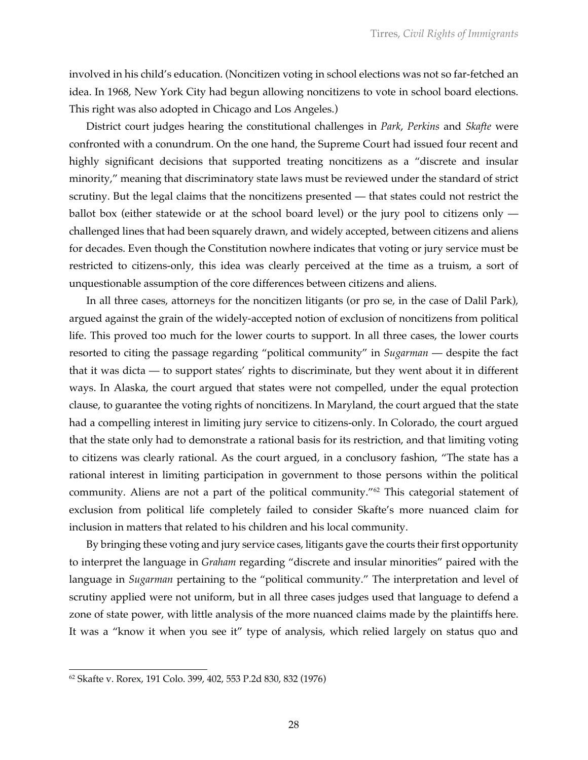involved in his child's education. (Noncitizen voting in school elections was not so far-fetched an idea. In 1968, New York City had begun allowing noncitizens to vote in school board elections. This right was also adopted in Chicago and Los Angeles.)

District court judges hearing the constitutional challenges in *Park*, *Perkins* and *Skafte* were confronted with a conundrum. On the one hand, the Supreme Court had issued four recent and highly significant decisions that supported treating noncitizens as a "discrete and insular minority," meaning that discriminatory state laws must be reviewed under the standard of strict scrutiny. But the legal claims that the noncitizens presented — that states could not restrict the ballot box (either statewide or at the school board level) or the jury pool to citizens only — challenged lines that had been squarely drawn, and widely accepted, between citizens and aliens for decades. Even though the Constitution nowhere indicates that voting or jury service must be restricted to citizens-only, this idea was clearly perceived at the time as a truism, a sort of unquestionable assumption of the core differences between citizens and aliens.

In all three cases, attorneys for the noncitizen litigants (or pro se, in the case of Dalil Park), argued against the grain of the widely-accepted notion of exclusion of noncitizens from political life. This proved too much for the lower courts to support. In all three cases, the lower courts resorted to citing the passage regarding "political community" in *Sugarman* — despite the fact that it was dicta — to support states' rights to discriminate, but they went about it in different ways. In Alaska, the court argued that states were not compelled, under the equal protection clause, to guarantee the voting rights of noncitizens. In Maryland, the court argued that the state had a compelling interest in limiting jury service to citizens-only. In Colorado, the court argued that the state only had to demonstrate a rational basis for its restriction, and that limiting voting to citizens was clearly rational. As the court argued, in a conclusory fashion, "The state has a rational interest in limiting participation in government to those persons within the political community. Aliens are not a part of the political community."[62] This categorial statement of exclusion from political life completely failed to consider Skafte's more nuanced claim for inclusion in matters that related to his children and his local community.

By bringing these voting and jury service cases, litigants gave the courts their first opportunity to interpret the language in *Graham* regarding "discrete and insular minorities" paired with the language in *Sugarman* pertaining to the "political community." The interpretation and level of scrutiny applied were not uniform, but in all three cases judges used that language to defend a zone of state power, with little analysis of the more nuanced claims made by the plaintiffs here. It was a "know it when you see it" type of analysis, which relied largely on status quo and

---

[62] Skafte v. Rorex, 191 Colo. 399, 402, 553 P.2d 830, 832 (1976)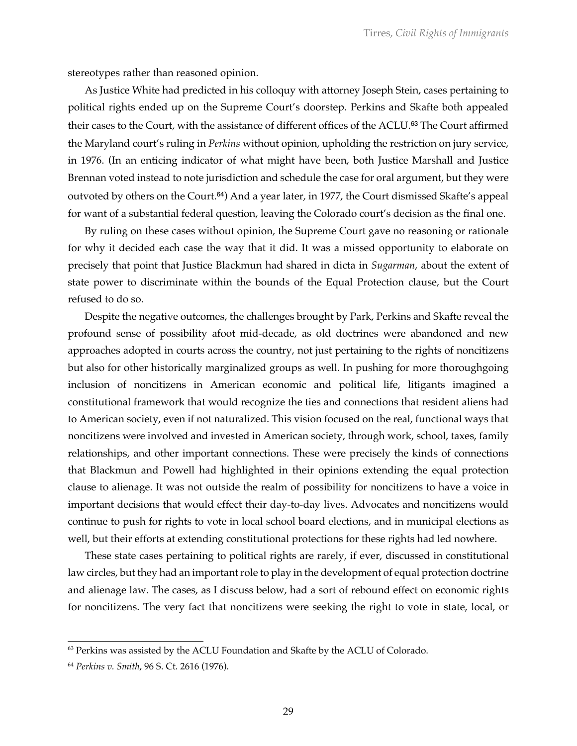stereotypes rather than reasoned opinion.

As Justice White had predicted in his colloquy with attorney Joseph Stein, cases pertaining to political rights ended up on the Supreme Court's doorstep. Perkins and Skafte both appealed their cases to the Court, with the assistance of different offices of the ACLU.[63] The Court affirmed the Maryland court's ruling in *Perkins* without opinion, upholding the restriction on jury service, in 1976. (In an enticing indicator of what might have been, both Justice Marshall and Justice Brennan voted instead to note jurisdiction and schedule the case for oral argument, but they were outvoted by others on the Court.[64]) And a year later, in 1977, the Court dismissed Skafte's appeal for want of a substantial federal question, leaving the Colorado court's decision as the final one.

By ruling on these cases without opinion, the Supreme Court gave no reasoning or rationale for why it decided each case the way that it did. It was a missed opportunity to elaborate on precisely that point that Justice Blackmun had shared in dicta in *Sugarman*, about the extent of state power to discriminate within the bounds of the Equal Protection clause, but the Court refused to do so.

Despite the negative outcomes, the challenges brought by Park, Perkins and Skafte reveal the profound sense of possibility afoot mid-decade, as old doctrines were abandoned and new approaches adopted in courts across the country, not just pertaining to the rights of noncitizens but also for other historically marginalized groups as well. In pushing for more thoroughgoing inclusion of noncitizens in American economic and political life, litigants imagined a constitutional framework that would recognize the ties and connections that resident aliens had to American society, even if not naturalized. This vision focused on the real, functional ways that noncitizens were involved and invested in American society, through work, school, taxes, family relationships, and other important connections. These were precisely the kinds of connections that Blackmun and Powell had highlighted in their opinions extending the equal protection clause to alienage. It was not outside the realm of possibility for noncitizens to have a voice in important decisions that would effect their day-to-day lives. Advocates and noncitizens would continue to push for rights to vote in local school board elections, and in municipal elections as well, but their efforts at extending constitutional protections for these rights had led nowhere.

These state cases pertaining to political rights are rarely, if ever, discussed in constitutional law circles, but they had an important role to play in the development of equal protection doctrine and alienage law. The cases, as I discuss below, had a sort of rebound effect on economic rights for noncitizens. The very fact that noncitizens were seeking the right to vote in state, local, or

---

[63] Perkins was assisted by the ACLU Foundation and Skafte by the ACLU of Colorado.

[64] *Perkins v. Smith*, 96 S. Ct. 2616 (1976).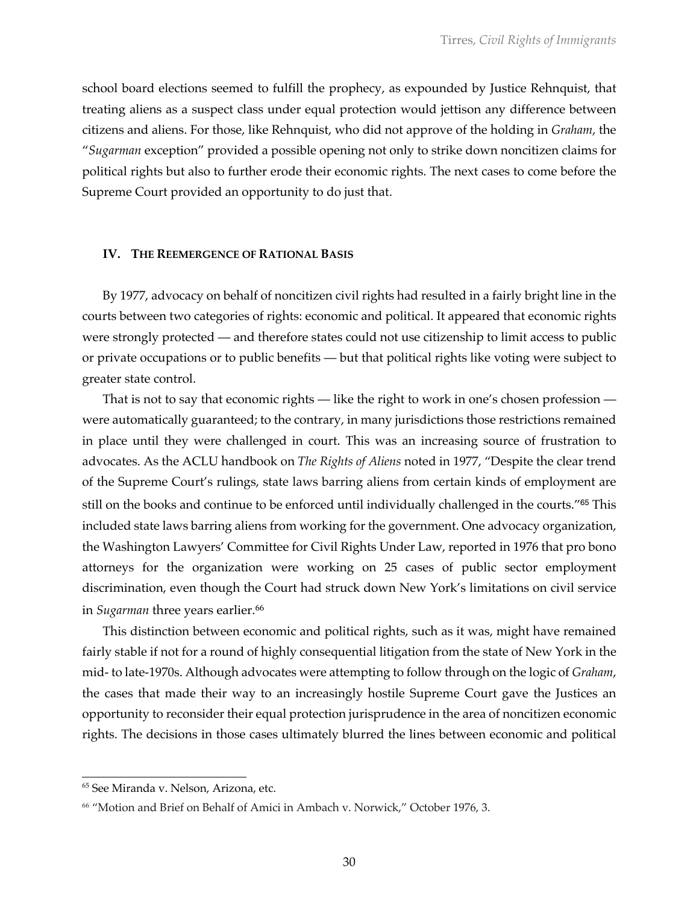school board elections seemed to fulfill the prophecy, as expounded by Justice Rehnquist, that treating aliens as a suspect class under equal protection would jettison any difference between citizens and aliens. For those, like Rehnquist, who did not approve of the holding in *Graham*, the "*Sugarman* exception" provided a possible opening not only to strike down noncitizen claims for political rights but also to further erode their economic rights. The next cases to come before the Supreme Court provided an opportunity to do just that.

## IV. The Reemergence of Rational Basis

By 1977, advocacy on behalf of noncitizen civil rights had resulted in a fairly bright line in the courts between two categories of rights: economic and political. It appeared that economic rights were strongly protected — and therefore states could not use citizenship to limit access to public or private occupations or to public benefits — but that political rights like voting were subject to greater state control.

That is not to say that economic rights — like the right to work in one's chosen profession — were automatically guaranteed; to the contrary, in many jurisdictions those restrictions remained in place until they were challenged in court. This was an increasing source of frustration to advocates. As the ACLU handbook on *The Rights of Aliens* noted in 1977, "Despite the clear trend of the Supreme Court's rulings, state laws barring aliens from certain kinds of employment are still on the books and continue to be enforced until individually challenged in the courts."[65] This included state laws barring aliens from working for the government. One advocacy organization, the Washington Lawyers' Committee for Civil Rights Under Law, reported in 1976 that pro bono attorneys for the organization were working on 25 cases of public sector employment discrimination, even though the Court had struck down New York's limitations on civil service in *Sugarman* three years earlier.[66]

This distinction between economic and political rights, such as it was, might have remained fairly stable if not for a round of highly consequential litigation from the state of New York in the mid- to late-1970s. Although advocates were attempting to follow through on the logic of *Graham*, the cases that made their way to an increasingly hostile Supreme Court gave the Justices an opportunity to reconsider their equal protection jurisprudence in the area of noncitizen economic rights. The decisions in those cases ultimately blurred the lines between economic and political

---

[65] See Miranda v. Nelson, Arizona, etc.

[66] "Motion and Brief on Behalf of Amici in Ambach v. Norwick," October 1976, 3.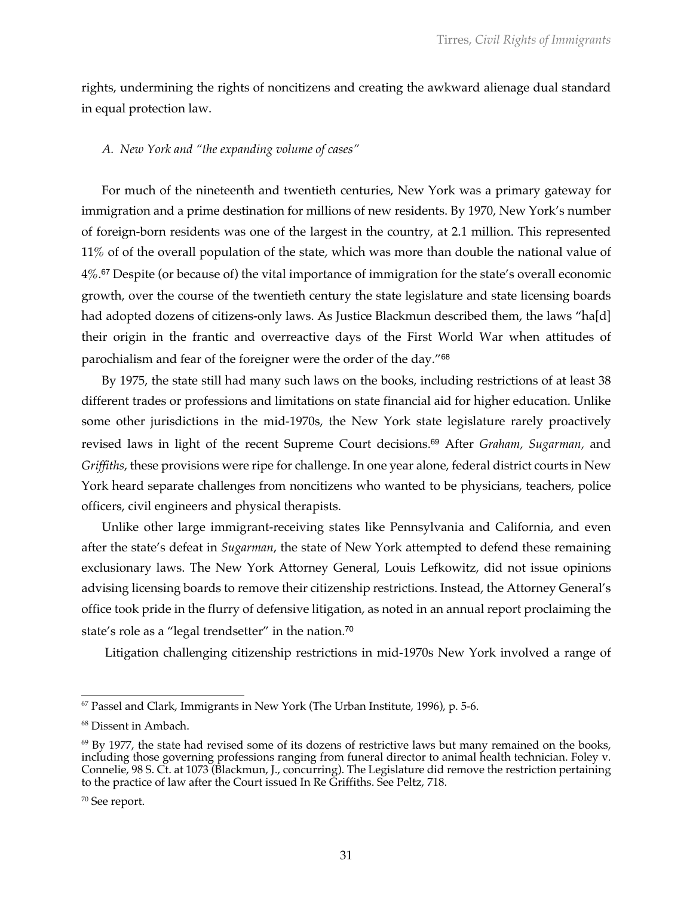rights, undermining the rights of noncitizens and creating the awkward alienage dual standard in equal protection law.

### *A. New York and "the expanding volume of cases"*

For much of the nineteenth and twentieth centuries, New York was a primary gateway for immigration and a prime destination for millions of new residents. By 1970, New York's number of foreign-born residents was one of the largest in the country, at 2.1 million. This represented 11% of of the overall population of the state, which was more than double the national value of 4%.[67] Despite (or because of) the vital importance of immigration for the state's overall economic growth, over the course of the twentieth century the state legislature and state licensing boards had adopted dozens of citizens-only laws. As Justice Blackmun described them, the laws "ha[d] their origin in the frantic and overreactive days of the First World War when attitudes of parochialism and fear of the foreigner were the order of the day."[68]

By 1975, the state still had many such laws on the books, including restrictions of at least 38 different trades or professions and limitations on state financial aid for higher education. Unlike some other jurisdictions in the mid-1970s, the New York state legislature rarely proactively revised laws in light of the recent Supreme Court decisions.[69] After *Graham, Sugarman,* and *Griffiths*, these provisions were ripe for challenge. In one year alone, federal district courts in New York heard separate challenges from noncitizens who wanted to be physicians, teachers, police officers, civil engineers and physical therapists.

Unlike other large immigrant-receiving states like Pennsylvania and California, and even after the state's defeat in *Sugarman*, the state of New York attempted to defend these remaining exclusionary laws. The New York Attorney General, Louis Lefkowitz, did not issue opinions advising licensing boards to remove their citizenship restrictions. Instead, the Attorney General's office took pride in the flurry of defensive litigation, as noted in an annual report proclaiming the state's role as a "legal trendsetter" in the nation.[70]

Litigation challenging citizenship restrictions in mid-1970s New York involved a range of

---

[67] Passel and Clark, Immigrants in New York (The Urban Institute, 1996), p. 5-6.

[68] Dissent in Ambach.

[69] By 1977, the state had revised some of its dozens of restrictive laws but many remained on the books, including those governing professions ranging from funeral director to animal health technician. Foley v. Connelie, 98 S. Ct. at 1073 (Blackmun, J., concurring). The Legislature did remove the restriction pertaining to the practice of law after the Court issued In Re Griffiths. See Peltz, 718.

[70] See report.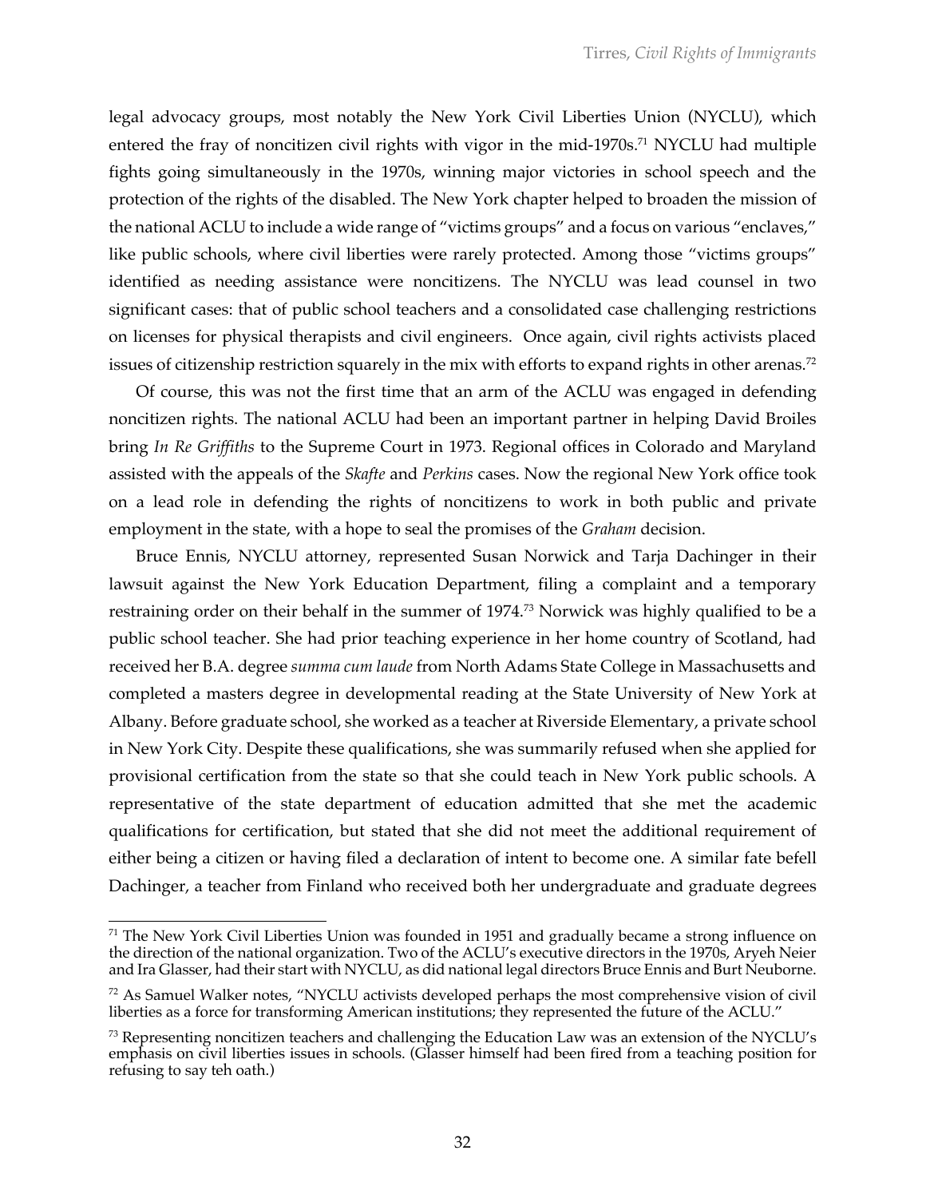legal advocacy groups, most notably the New York Civil Liberties Union (NYCLU), which entered the fray of noncitizen civil rights with vigor in the mid-1970s.[71] NYCLU had multiple fights going simultaneously in the 1970s, winning major victories in school speech and the protection of the rights of the disabled. The New York chapter helped to broaden the mission of the national ACLU to include a wide range of "victims groups" and a focus on various "enclaves," like public schools, where civil liberties were rarely protected. Among those "victims groups" identified as needing assistance were noncitizens. The NYCLU was lead counsel in two significant cases: that of public school teachers and a consolidated case challenging restrictions on licenses for physical therapists and civil engineers. Once again, civil rights activists placed issues of citizenship restriction squarely in the mix with efforts to expand rights in other arenas.[72]

Of course, this was not the first time that an arm of the ACLU was engaged in defending noncitizen rights. The national ACLU had been an important partner in helping David Broiles bring *In Re Griffiths* to the Supreme Court in 1973. Regional offices in Colorado and Maryland assisted with the appeals of the *Skafte* and *Perkins* cases. Now the regional New York office took on a lead role in defending the rights of noncitizens to work in both public and private employment in the state, with a hope to seal the promises of the *Graham* decision.

Bruce Ennis, NYCLU attorney, represented Susan Norwick and Tarja Dachinger in their lawsuit against the New York Education Department, filing a complaint and a temporary restraining order on their behalf in the summer of 1974.[73] Norwick was highly qualified to be a public school teacher. She had prior teaching experience in her home country of Scotland, had received her B.A. degree *summa cum laude* from North Adams State College in Massachusetts and completed a masters degree in developmental reading at the State University of New York at Albany. Before graduate school, she worked as a teacher at Riverside Elementary, a private school in New York City. Despite these qualifications, she was summarily refused when she applied for provisional certification from the state so that she could teach in New York public schools. A representative of the state department of education admitted that she met the academic qualifications for certification, but stated that she did not meet the additional requirement of either being a citizen or having filed a declaration of intent to become one. A similar fate befell Dachinger, a teacher from Finland who received both her undergraduate and graduate degrees

---

[71] The New York Civil Liberties Union was founded in 1951 and gradually became a strong influence on the direction of the national organization. Two of the ACLU's executive directors in the 1970s, Aryeh Neier and Ira Glasser, had their start with NYCLU, as did national legal directors Bruce Ennis and Burt Neuborne.

[72] As Samuel Walker notes, "NYCLU activists developed perhaps the most comprehensive vision of civil liberties as a force for transforming American institutions; they represented the future of the ACLU."

[73] Representing noncitizen teachers and challenging the Education Law was an extension of the NYCLU's emphasis on civil liberties issues in schools. (Glasser himself had been fired from a teaching position for refusing to say teh oath.)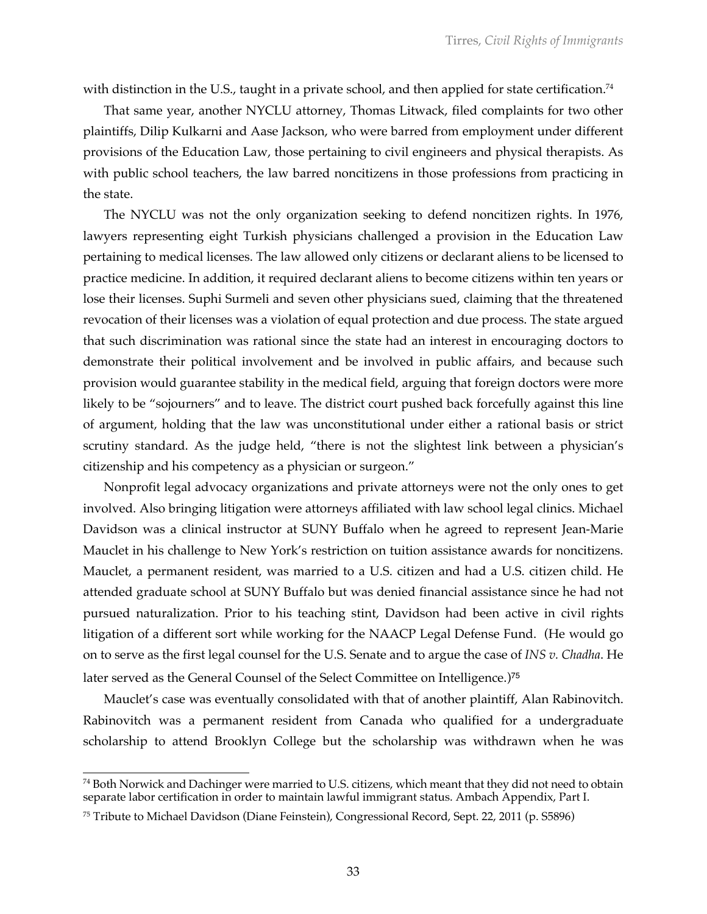with distinction in the U.S., taught in a private school, and then applied for state certification.[74]

That same year, another NYCLU attorney, Thomas Litwack, filed complaints for two other plaintiffs, Dilip Kulkarni and Aase Jackson, who were barred from employment under different provisions of the Education Law, those pertaining to civil engineers and physical therapists. As with public school teachers, the law barred noncitizens in those professions from practicing in the state.

The NYCLU was not the only organization seeking to defend noncitizen rights. In 1976, lawyers representing eight Turkish physicians challenged a provision in the Education Law pertaining to medical licenses. The law allowed only citizens or declarant aliens to be licensed to practice medicine. In addition, it required declarant aliens to become citizens within ten years or lose their licenses. Suphi Surmeli and seven other physicians sued, claiming that the threatened revocation of their licenses was a violation of equal protection and due process. The state argued that such discrimination was rational since the state had an interest in encouraging doctors to demonstrate their political involvement and be involved in public affairs, and because such provision would guarantee stability in the medical field, arguing that foreign doctors were more likely to be "sojourners" and to leave. The district court pushed back forcefully against this line of argument, holding that the law was unconstitutional under either a rational basis or strict scrutiny standard. As the judge held, "there is not the slightest link between a physician's citizenship and his competency as a physician or surgeon."

Nonprofit legal advocacy organizations and private attorneys were not the only ones to get involved. Also bringing litigation were attorneys affiliated with law school legal clinics. Michael Davidson was a clinical instructor at SUNY Buffalo when he agreed to represent Jean-Marie Mauclet in his challenge to New York's restriction on tuition assistance awards for noncitizens. Mauclet, a permanent resident, was married to a U.S. citizen and had a U.S. citizen child. He attended graduate school at SUNY Buffalo but was denied financial assistance since he had not pursued naturalization. Prior to his teaching stint, Davidson had been active in civil rights litigation of a different sort while working for the NAACP Legal Defense Fund. (He would go on to serve as the first legal counsel for the U.S. Senate and to argue the case of *INS v. Chadha*. He later served as the General Counsel of the Select Committee on Intelligence.)[75]

Mauclet's case was eventually consolidated with that of another plaintiff, Alan Rabinovitch. Rabinovitch was a permanent resident from Canada who qualified for a undergraduate scholarship to attend Brooklyn College but the scholarship was withdrawn when he was

[74] Both Norwick and Dachinger were married to U.S. citizens, which meant that they did not need to obtain separate labor certification in order to maintain lawful immigrant status. Ambach Appendix, Part I.

[75] Tribute to Michael Davidson (Diane Feinstein), Congressional Record, Sept. 22, 2011 (p. S5896)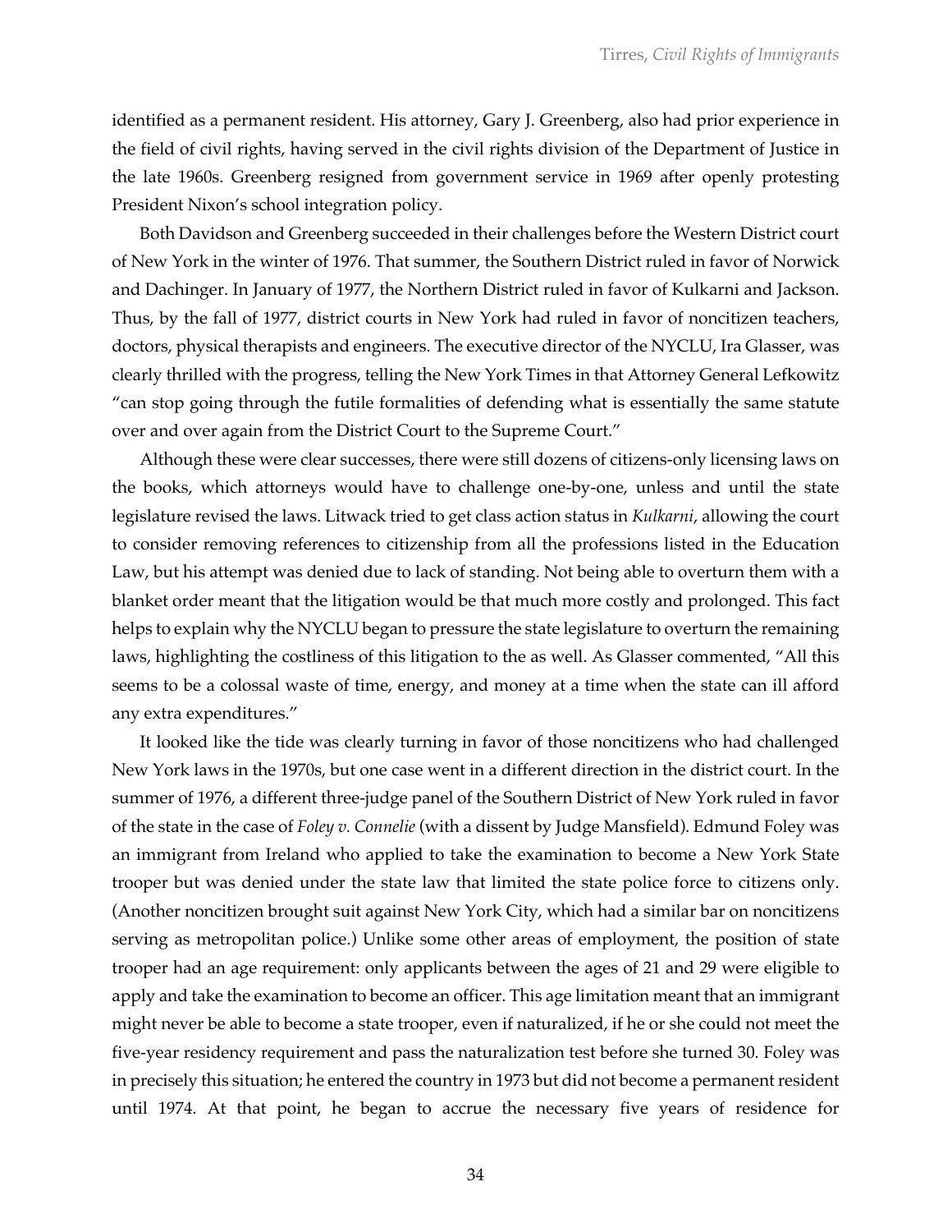identified as a permanent resident. His attorney, Gary J. Greenberg, also had prior experience in the field of civil rights, having served in the civil rights division of the Department of Justice in the late 1960s. Greenberg resigned from government service in 1969 after openly protesting President Nixon's school integration policy.

Both Davidson and Greenberg succeeded in their challenges before the Western District court of New York in the winter of 1976. That summer, the Southern District ruled in favor of Norwick and Dachinger. In January of 1977, the Northern District ruled in favor of Kulkarni and Jackson. Thus, by the fall of 1977, district courts in New York had ruled in favor of noncitizen teachers, doctors, physical therapists and engineers. The executive director of the NYCLU, Ira Glasser, was clearly thrilled with the progress, telling the New York Times in that Attorney General Lefkowitz "can stop going through the futile formalities of defending what is essentially the same statute over and over again from the District Court to the Supreme Court."

Although these were clear successes, there were still dozens of citizens-only licensing laws on the books, which attorneys would have to challenge one-by-one, unless and until the state legislature revised the laws. Litwack tried to get class action status in *Kulkarni*, allowing the court to consider removing references to citizenship from all the professions listed in the Education Law, but his attempt was denied due to lack of standing. Not being able to overturn them with a blanket order meant that the litigation would be that much more costly and prolonged. This fact helps to explain why the NYCLU began to pressure the state legislature to overturn the remaining laws, highlighting the costliness of this litigation to the as well. As Glasser commented, "All this seems to be a colossal waste of time, energy, and money at a time when the state can ill afford any extra expenditures."

It looked like the tide was clearly turning in favor of those noncitizens who had challenged New York laws in the 1970s, but one case went in a different direction in the district court. In the summer of 1976, a different three-judge panel of the Southern District of New York ruled in favor of the state in the case of *Foley v. Connelie* (with a dissent by Judge Mansfield). Edmund Foley was an immigrant from Ireland who applied to take the examination to become a New York State trooper but was denied under the state law that limited the state police force to citizens only. (Another noncitizen brought suit against New York City, which had a similar bar on noncitizens serving as metropolitan police.) Unlike some other areas of employment, the position of state trooper had an age requirement: only applicants between the ages of 21 and 29 were eligible to apply and take the examination to become an officer. This age limitation meant that an immigrant might never be able to become a state trooper, even if naturalized, if he or she could not meet the five-year residency requirement and pass the naturalization test before she turned 30. Foley was in precisely this situation; he entered the country in 1973 but did not become a permanent resident until 1974. At that point, he began to accrue the necessary five years of residence for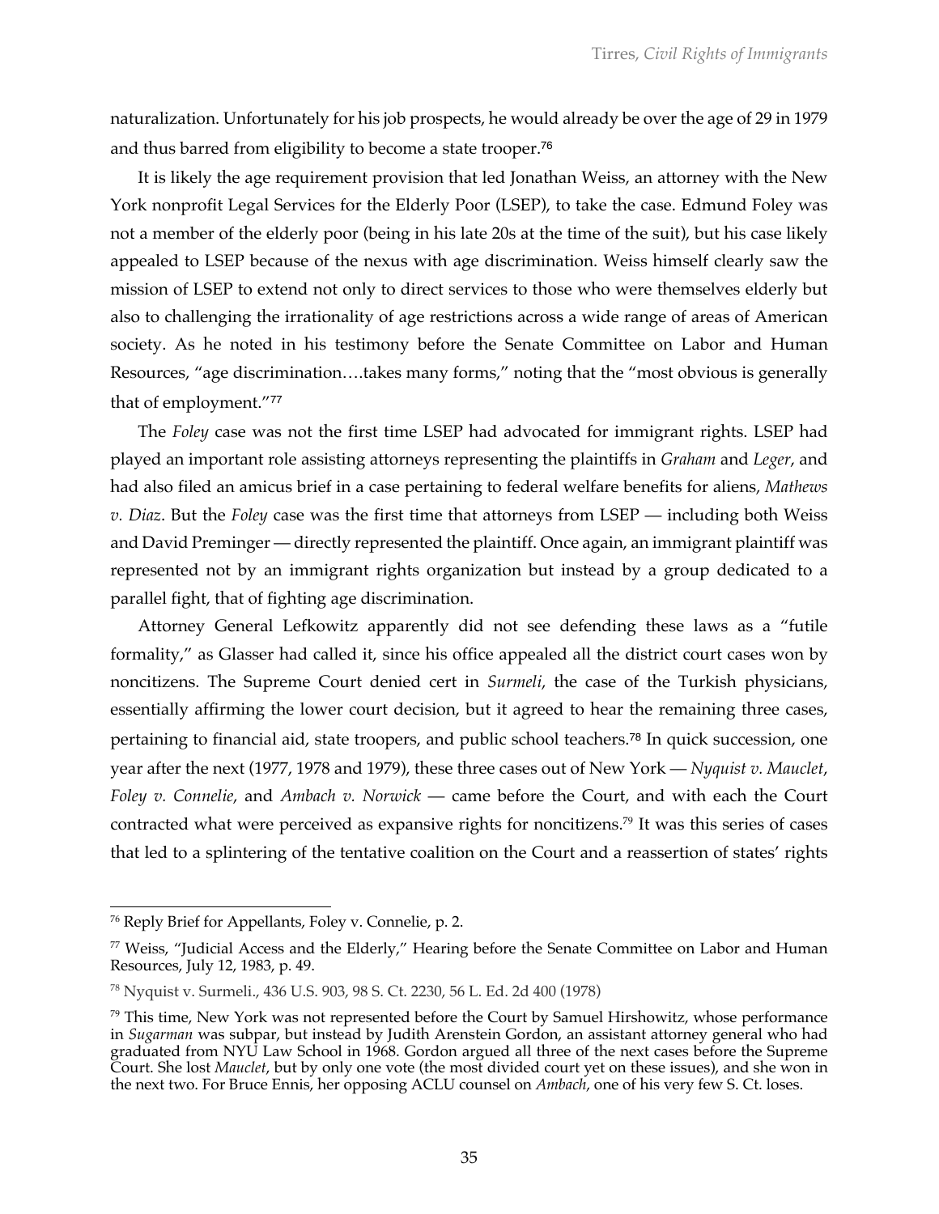naturalization. Unfortunately for his job prospects, he would already be over the age of 29 in 1979 and thus barred from eligibility to become a state trooper.[76]

It is likely the age requirement provision that led Jonathan Weiss, an attorney with the New York nonprofit Legal Services for the Elderly Poor (LSEP), to take the case. Edmund Foley was not a member of the elderly poor (being in his late 20s at the time of the suit), but his case likely appealed to LSEP because of the nexus with age discrimination. Weiss himself clearly saw the mission of LSEP to extend not only to direct services to those who were themselves elderly but also to challenging the irrationality of age restrictions across a wide range of areas of American society. As he noted in his testimony before the Senate Committee on Labor and Human Resources, "age discrimination….takes many forms," noting that the "most obvious is generally that of employment."[77]

The *Foley* case was not the first time LSEP had advocated for immigrant rights. LSEP had played an important role assisting attorneys representing the plaintiffs in *Graham* and *Leger*, and had also filed an amicus brief in a case pertaining to federal welfare benefits for aliens, *Mathews v. Diaz*. But the *Foley* case was the first time that attorneys from LSEP — including both Weiss and David Preminger — directly represented the plaintiff. Once again, an immigrant plaintiff was represented not by an immigrant rights organization but instead by a group dedicated to a parallel fight, that of fighting age discrimination.

Attorney General Lefkowitz apparently did not see defending these laws as a "futile formality," as Glasser had called it, since his office appealed all the district court cases won by noncitizens. The Supreme Court denied cert in *Surmeli*, the case of the Turkish physicians, essentially affirming the lower court decision, but it agreed to hear the remaining three cases, pertaining to financial aid, state troopers, and public school teachers.[78] In quick succession, one year after the next (1977, 1978 and 1979), these three cases out of New York — *Nyquist v. Mauclet*, *Foley v. Connelie*, and *Ambach v. Norwick* — came before the Court, and with each the Court contracted what were perceived as expansive rights for noncitizens.[79] It was this series of cases that led to a splintering of the tentative coalition on the Court and a reassertion of states' rights

---

[76] Reply Brief for Appellants, Foley v. Connelie, p. 2.

[77] Weiss, "Judicial Access and the Elderly," Hearing before the Senate Committee on Labor and Human Resources, July 12, 1983, p. 49.

[78] Nyquist v. Surmeli., 436 U.S. 903, 98 S. Ct. 2230, 56 L. Ed. 2d 400 (1978)

[79] This time, New York was not represented before the Court by Samuel Hirshowitz, whose performance in *Sugarman* was subpar, but instead by Judith Arenstein Gordon, an assistant attorney general who had graduated from NYU Law School in 1968. Gordon argued all three of the next cases before the Supreme Court. She lost *Mauclet*, but by only one vote (the most divided court yet on these issues), and she won in the next two. For Bruce Ennis, her opposing ACLU counsel on *Ambach*, one of his very few S. Ct. loses.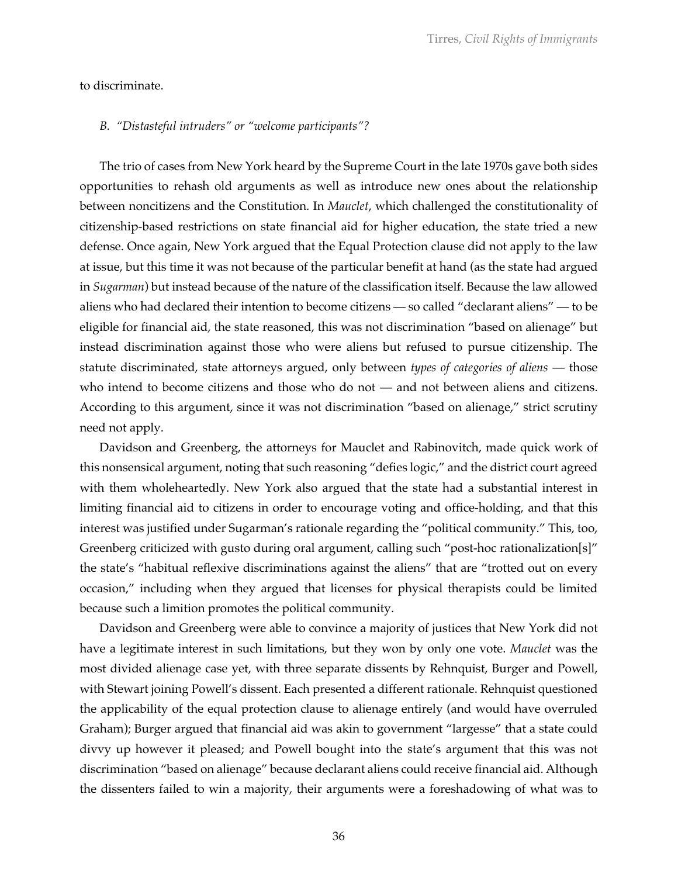to discriminate.

### *B. "Distasteful intruders" or "welcome participants"?*

The trio of cases from New York heard by the Supreme Court in the late 1970s gave both sides opportunities to rehash old arguments as well as introduce new ones about the relationship between noncitizens and the Constitution. In *Mauclet*, which challenged the constitutionality of citizenship-based restrictions on state financial aid for higher education, the state tried a new defense. Once again, New York argued that the Equal Protection clause did not apply to the law at issue, but this time it was not because of the particular benefit at hand (as the state had argued in *Sugarman*) but instead because of the nature of the classification itself. Because the law allowed aliens who had declared their intention to become citizens — so called "declarant aliens" — to be eligible for financial aid, the state reasoned, this was not discrimination "based on alienage" but instead discrimination against those who were aliens but refused to pursue citizenship. The statute discriminated, state attorneys argued, only between *types of categories of aliens* — those who intend to become citizens and those who do not — and not between aliens and citizens. According to this argument, since it was not discrimination "based on alienage," strict scrutiny need not apply.

Davidson and Greenberg, the attorneys for Mauclet and Rabinovitch, made quick work of this nonsensical argument, noting that such reasoning "defies logic," and the district court agreed with them wholeheartedly. New York also argued that the state had a substantial interest in limiting financial aid to citizens in order to encourage voting and office-holding, and that this interest was justified under Sugarman's rationale regarding the "political community." This, too, Greenberg criticized with gusto during oral argument, calling such "post-hoc rationalization[s]" the state's "habitual reflexive discriminations against the aliens" that are "trotted out on every occasion," including when they argued that licenses for physical therapists could be limited because such a limition promotes the political community.

Davidson and Greenberg were able to convince a majority of justices that New York did not have a legitimate interest in such limitations, but they won by only one vote. *Mauclet* was the most divided alienage case yet, with three separate dissents by Rehnquist, Burger and Powell, with Stewart joining Powell's dissent. Each presented a different rationale. Rehnquist questioned the applicability of the equal protection clause to alienage entirely (and would have overruled Graham); Burger argued that financial aid was akin to government "largesse" that a state could divvy up however it pleased; and Powell bought into the state's argument that this was not discrimination "based on alienage" because declarant aliens could receive financial aid. Although the dissenters failed to win a majority, their arguments were a foreshadowing of what was to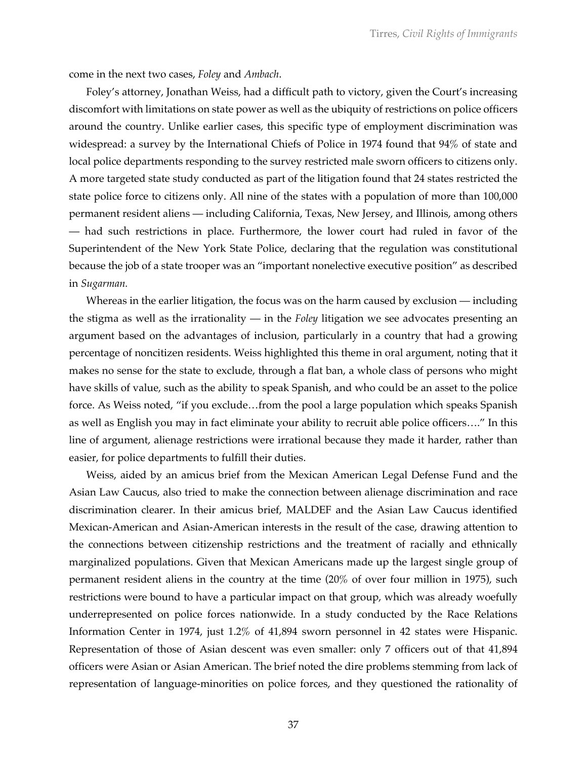come in the next two cases, *Foley* and *Ambach*.

Foley's attorney, Jonathan Weiss, had a difficult path to victory, given the Court's increasing discomfort with limitations on state power as well as the ubiquity of restrictions on police officers around the country. Unlike earlier cases, this specific type of employment discrimination was widespread: a survey by the International Chiefs of Police in 1974 found that 94% of state and local police departments responding to the survey restricted male sworn officers to citizens only. A more targeted state study conducted as part of the litigation found that 24 states restricted the state police force to citizens only. All nine of the states with a population of more than 100,000 permanent resident aliens — including California, Texas, New Jersey, and Illinois, among others — had such restrictions in place. Furthermore, the lower court had ruled in favor of the Superintendent of the New York State Police, declaring that the regulation was constitutional because the job of a state trooper was an "important nonelective executive position" as described in *Sugarman.*

Whereas in the earlier litigation, the focus was on the harm caused by exclusion — including the stigma as well as the irrationality — in the *Foley* litigation we see advocates presenting an argument based on the advantages of inclusion, particularly in a country that had a growing percentage of noncitizen residents. Weiss highlighted this theme in oral argument, noting that it makes no sense for the state to exclude, through a flat ban, a whole class of persons who might have skills of value, such as the ability to speak Spanish, and who could be an asset to the police force. As Weiss noted, "if you exclude…from the pool a large population which speaks Spanish as well as English you may in fact eliminate your ability to recruit able police officers…." In this line of argument, alienage restrictions were irrational because they made it harder, rather than easier, for police departments to fulfill their duties.

Weiss, aided by an amicus brief from the Mexican American Legal Defense Fund and the Asian Law Caucus, also tried to make the connection between alienage discrimination and race discrimination clearer. In their amicus brief, MALDEF and the Asian Law Caucus identified Mexican-American and Asian-American interests in the result of the case, drawing attention to the connections between citizenship restrictions and the treatment of racially and ethnically marginalized populations. Given that Mexican Americans made up the largest single group of permanent resident aliens in the country at the time (20% of over four million in 1975), such restrictions were bound to have a particular impact on that group, which was already woefully underrepresented on police forces nationwide. In a study conducted by the Race Relations Information Center in 1974, just 1.2% of 41,894 sworn personnel in 42 states were Hispanic. Representation of those of Asian descent was even smaller: only 7 officers out of that 41,894 officers were Asian or Asian American. The brief noted the dire problems stemming from lack of representation of language-minorities on police forces, and they questioned the rationality of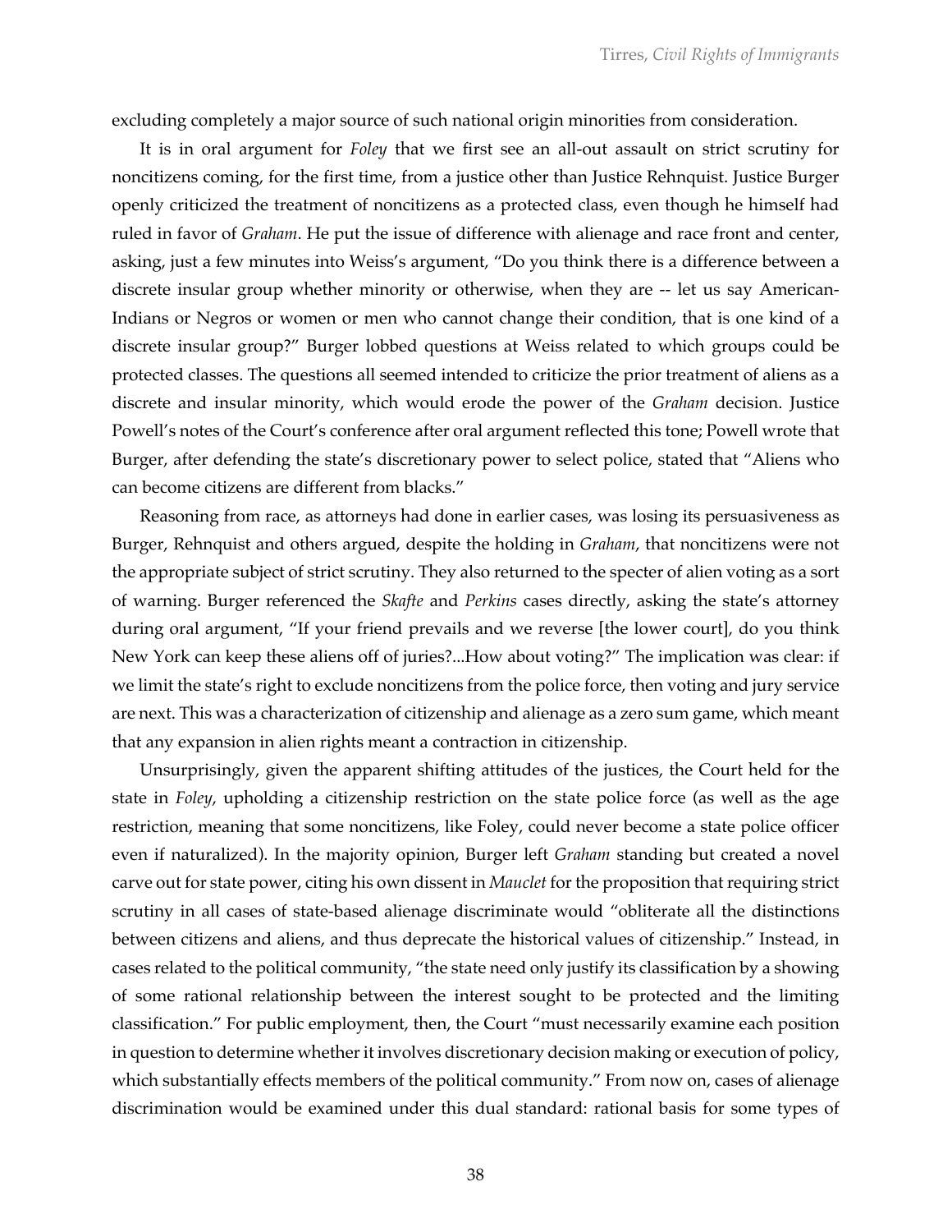excluding completely a major source of such national origin minorities from consideration.

It is in oral argument for *Foley* that we first see an all-out assault on strict scrutiny for noncitizens coming, for the first time, from a justice other than Justice Rehnquist. Justice Burger openly criticized the treatment of noncitizens as a protected class, even though he himself had ruled in favor of *Graham*. He put the issue of difference with alienage and race front and center, asking, just a few minutes into Weiss's argument, "Do you think there is a difference between a discrete insular group whether minority or otherwise, when they are -- let us say American-Indians or Negros or women or men who cannot change their condition, that is one kind of a discrete insular group?" Burger lobbed questions at Weiss related to which groups could be protected classes. The questions all seemed intended to criticize the prior treatment of aliens as a discrete and insular minority, which would erode the power of the *Graham* decision. Justice Powell's notes of the Court's conference after oral argument reflected this tone; Powell wrote that Burger, after defending the state's discretionary power to select police, stated that "Aliens who can become citizens are different from blacks."

Reasoning from race, as attorneys had done in earlier cases, was losing its persuasiveness as Burger, Rehnquist and others argued, despite the holding in *Graham*, that noncitizens were not the appropriate subject of strict scrutiny. They also returned to the specter of alien voting as a sort of warning. Burger referenced the *Skafte* and *Perkins* cases directly, asking the state's attorney during oral argument, "If your friend prevails and we reverse [the lower court], do you think New York can keep these aliens off of juries?...How about voting?" The implication was clear: if we limit the state's right to exclude noncitizens from the police force, then voting and jury service are next. This was a characterization of citizenship and alienage as a zero sum game, which meant that any expansion in alien rights meant a contraction in citizenship.

Unsurprisingly, given the apparent shifting attitudes of the justices, the Court held for the state in *Foley*, upholding a citizenship restriction on the state police force (as well as the age restriction, meaning that some noncitizens, like Foley, could never become a state police officer even if naturalized). In the majority opinion, Burger left *Graham* standing but created a novel carve out for state power, citing his own dissent in *Mauclet* for the proposition that requiring strict scrutiny in all cases of state-based alienage discriminate would "obliterate all the distinctions between citizens and aliens, and thus deprecate the historical values of citizenship." Instead, in cases related to the political community, "the state need only justify its classification by a showing of some rational relationship between the interest sought to be protected and the limiting classification." For public employment, then, the Court "must necessarily examine each position in question to determine whether it involves discretionary decision making or execution of policy, which substantially effects members of the political community." From now on, cases of alienage discrimination would be examined under this dual standard: rational basis for some types of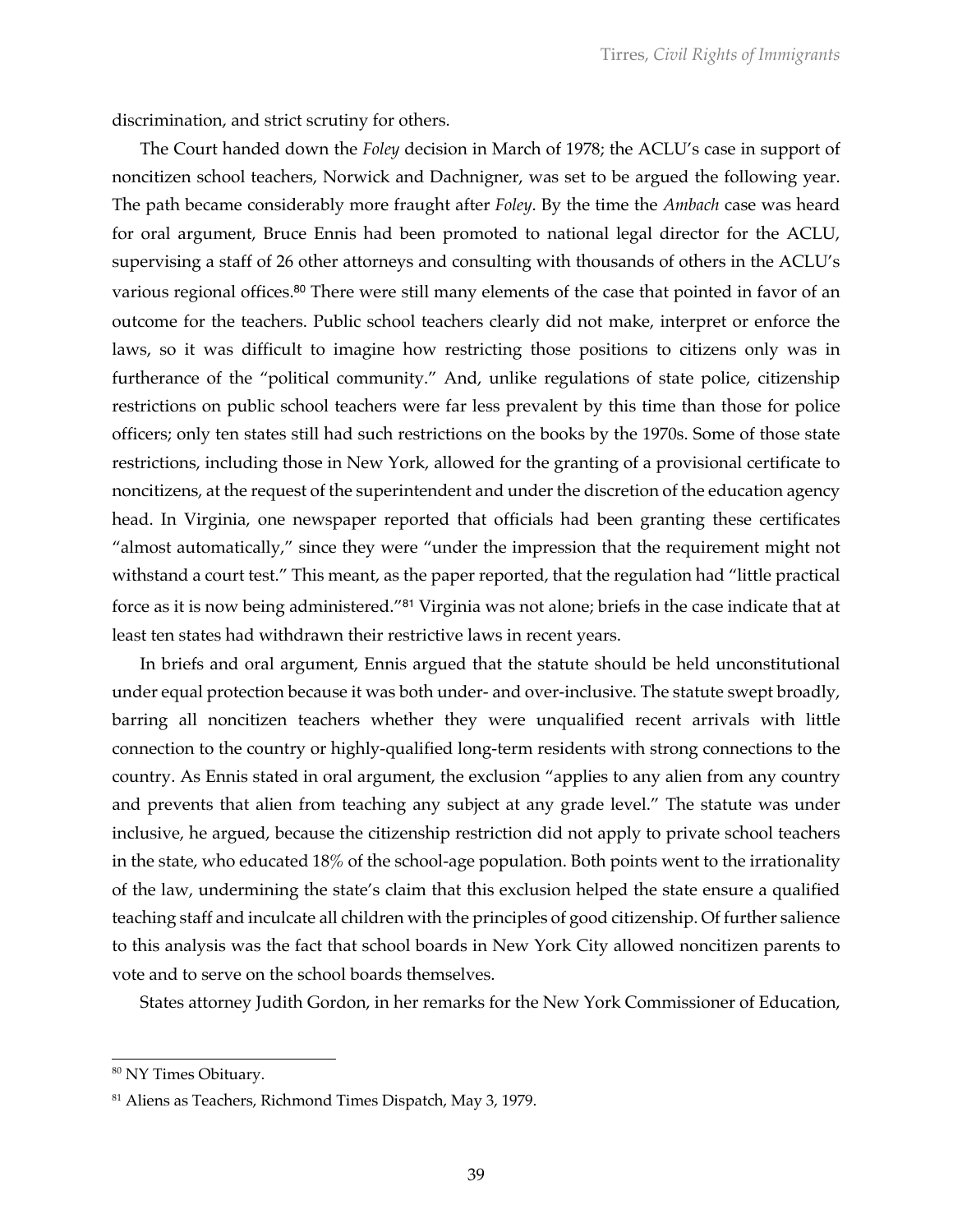discrimination, and strict scrutiny for others.

The Court handed down the *Foley* decision in March of 1978; the ACLU's case in support of noncitizen school teachers, Norwick and Dachnigner, was set to be argued the following year. The path became considerably more fraught after *Foley*. By the time the *Ambach* case was heard for oral argument, Bruce Ennis had been promoted to national legal director for the ACLU, supervising a staff of 26 other attorneys and consulting with thousands of others in the ACLU's various regional offices.[80] There were still many elements of the case that pointed in favor of an outcome for the teachers. Public school teachers clearly did not make, interpret or enforce the laws, so it was difficult to imagine how restricting those positions to citizens only was in furtherance of the "political community." And, unlike regulations of state police, citizenship restrictions on public school teachers were far less prevalent by this time than those for police officers; only ten states still had such restrictions on the books by the 1970s. Some of those state restrictions, including those in New York, allowed for the granting of a provisional certificate to noncitizens, at the request of the superintendent and under the discretion of the education agency head. In Virginia, one newspaper reported that officials had been granting these certificates "almost automatically," since they were "under the impression that the requirement might not withstand a court test." This meant, as the paper reported, that the regulation had "little practical force as it is now being administered."[81] Virginia was not alone; briefs in the case indicate that at least ten states had withdrawn their restrictive laws in recent years.

In briefs and oral argument, Ennis argued that the statute should be held unconstitutional under equal protection because it was both under- and over-inclusive. The statute swept broadly, barring all noncitizen teachers whether they were unqualified recent arrivals with little connection to the country or highly-qualified long-term residents with strong connections to the country. As Ennis stated in oral argument, the exclusion "applies to any alien from any country and prevents that alien from teaching any subject at any grade level." The statute was under inclusive, he argued, because the citizenship restriction did not apply to private school teachers in the state, who educated 18% of the school-age population. Both points went to the irrationality of the law, undermining the state's claim that this exclusion helped the state ensure a qualified teaching staff and inculcate all children with the principles of good citizenship. Of further salience to this analysis was the fact that school boards in New York City allowed noncitizen parents to vote and to serve on the school boards themselves.

States attorney Judith Gordon, in her remarks for the New York Commissioner of Education,

---

[80] NY Times Obituary.

[81] Aliens as Teachers, Richmond Times Dispatch, May 3, 1979.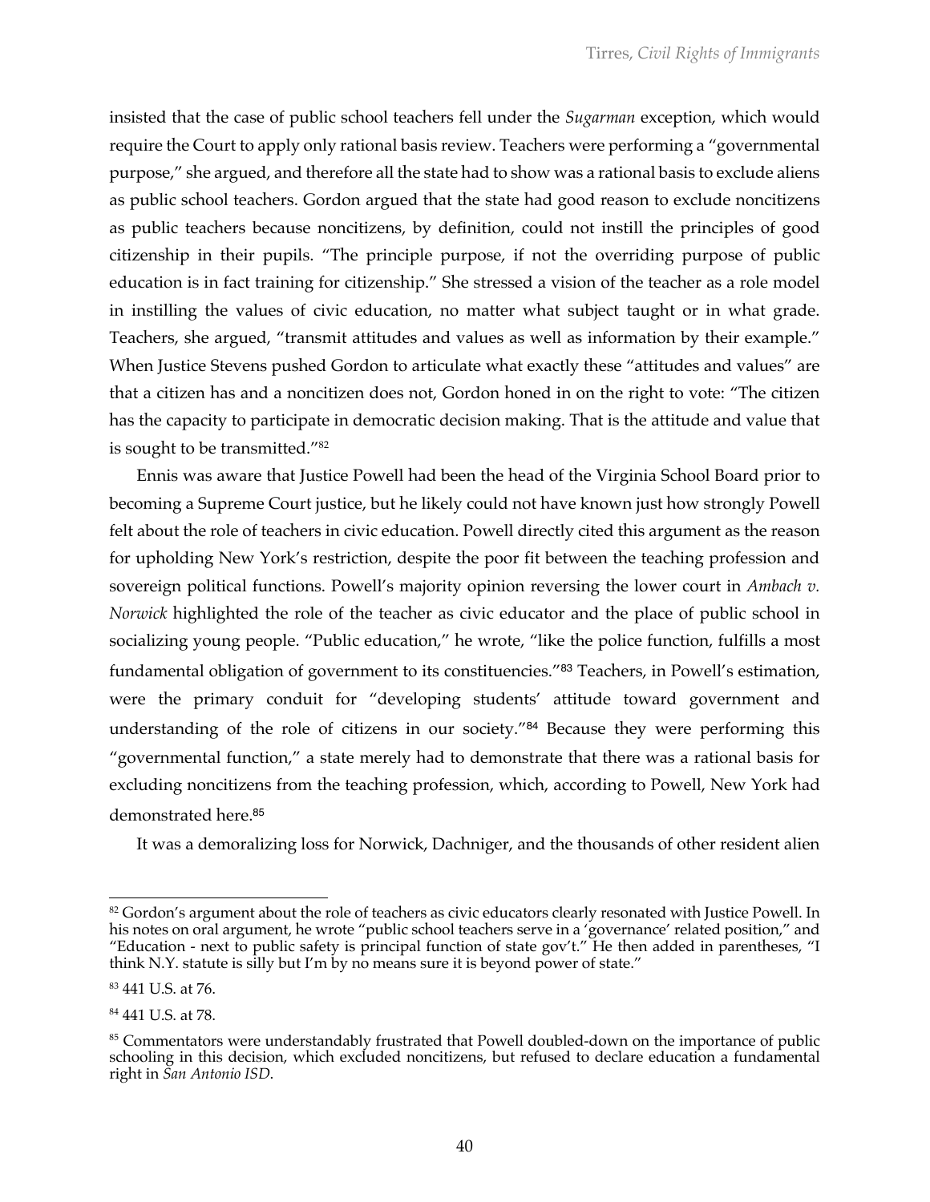insisted that the case of public school teachers fell under the *Sugarman* exception, which would require the Court to apply only rational basis review. Teachers were performing a "governmental purpose," she argued, and therefore all the state had to show was a rational basis to exclude aliens as public school teachers. Gordon argued that the state had good reason to exclude noncitizens as public teachers because noncitizens, by definition, could not instill the principles of good citizenship in their pupils. "The principle purpose, if not the overriding purpose of public education is in fact training for citizenship." She stressed a vision of the teacher as a role model in instilling the values of civic education, no matter what subject taught or in what grade. Teachers, she argued, "transmit attitudes and values as well as information by their example." When Justice Stevens pushed Gordon to articulate what exactly these "attitudes and values" are that a citizen has and a noncitizen does not, Gordon honed in on the right to vote: "The citizen has the capacity to participate in democratic decision making. That is the attitude and value that is sought to be transmitted."[82]

Ennis was aware that Justice Powell had been the head of the Virginia School Board prior to becoming a Supreme Court justice, but he likely could not have known just how strongly Powell felt about the role of teachers in civic education. Powell directly cited this argument as the reason for upholding New York's restriction, despite the poor fit between the teaching profession and sovereign political functions. Powell's majority opinion reversing the lower court in *Ambach v. Norwick* highlighted the role of the teacher as civic educator and the place of public school in socializing young people. "Public education," he wrote, "like the police function, fulfills a most fundamental obligation of government to its constituencies."[83] Teachers, in Powell's estimation, were the primary conduit for "developing students' attitude toward government and understanding of the role of citizens in our society."[84] Because they were performing this "governmental function," a state merely had to demonstrate that there was a rational basis for excluding noncitizens from the teaching profession, which, according to Powell, New York had demonstrated here.[85]

It was a demoralizing loss for Norwick, Dachniger, and the thousands of other resident alien

---

[82] Gordon's argument about the role of teachers as civic educators clearly resonated with Justice Powell. In his notes on oral argument, he wrote "public school teachers serve in a 'governance' related position," and "Education - next to public safety is principal function of state gov't." He then added in parentheses, "I think N.Y. statute is silly but I'm by no means sure it is beyond power of state."

[83] 441 U.S. at 76.

[84] 441 U.S. at 78.

[85] Commentators were understandably frustrated that Powell doubled-down on the importance of public schooling in this decision, which excluded noncitizens, but refused to declare education a fundamental right in *San Antonio ISD*.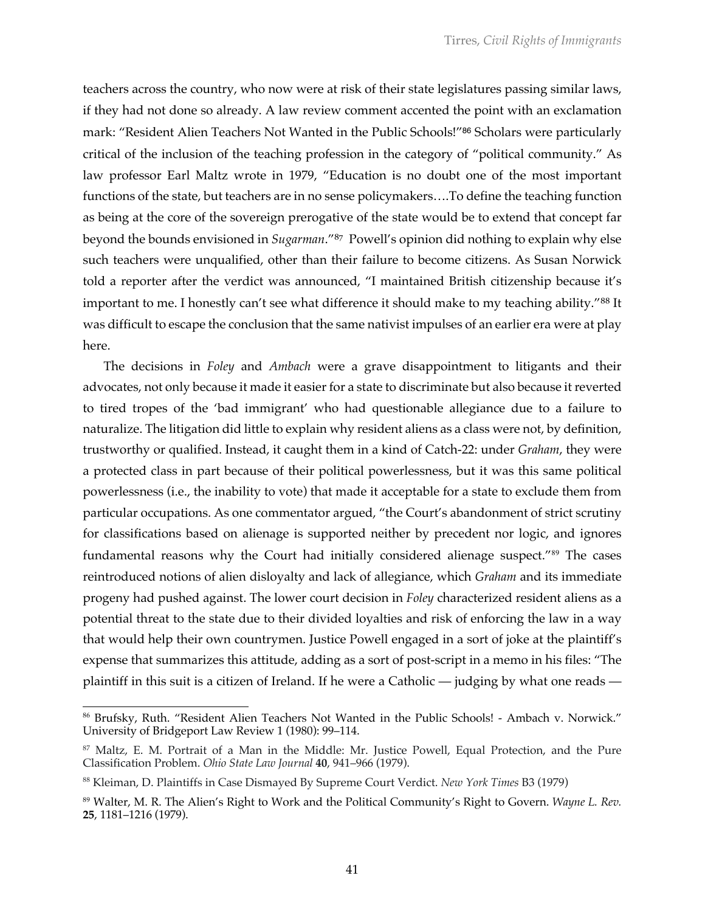teachers across the country, who now were at risk of their state legislatures passing similar laws, if they had not done so already. A law review comment accented the point with an exclamation mark: "Resident Alien Teachers Not Wanted in the Public Schools!"[86] Scholars were particularly critical of the inclusion of the teaching profession in the category of "political community." As law professor Earl Maltz wrote in 1979, "Education is no doubt one of the most important functions of the state, but teachers are in no sense policymakers….To define the teaching function as being at the core of the sovereign prerogative of the state would be to extend that concept far beyond the bounds envisioned in *Sugarman*."[87] Powell's opinion did nothing to explain why else such teachers were unqualified, other than their failure to become citizens. As Susan Norwick told a reporter after the verdict was announced, "I maintained British citizenship because it's important to me. I honestly can't see what difference it should make to my teaching ability."[88] It was difficult to escape the conclusion that the same nativist impulses of an earlier era were at play here.

The decisions in *Foley* and *Ambach* were a grave disappointment to litigants and their advocates, not only because it made it easier for a state to discriminate but also because it reverted to tired tropes of the 'bad immigrant' who had questionable allegiance due to a failure to naturalize. The litigation did little to explain why resident aliens as a class were not, by definition, trustworthy or qualified. Instead, it caught them in a kind of Catch-22: under *Graham*, they were a protected class in part because of their political powerlessness, but it was this same political powerlessness (i.e., the inability to vote) that made it acceptable for a state to exclude them from particular occupations. As one commentator argued, "the Court's abandonment of strict scrutiny for classifications based on alienage is supported neither by precedent nor logic, and ignores fundamental reasons why the Court had initially considered alienage suspect."[89] The cases reintroduced notions of alien disloyalty and lack of allegiance, which *Graham* and its immediate progeny had pushed against. The lower court decision in *Foley* characterized resident aliens as a potential threat to the state due to their divided loyalties and risk of enforcing the law in a way that would help their own countrymen. Justice Powell engaged in a sort of joke at the plaintiff's expense that summarizes this attitude, adding as a sort of post-script in a memo in his files: "The plaintiff in this suit is a citizen of Ireland. If he were a Catholic — judging by what one reads —

[86] Brufsky, Ruth. "Resident Alien Teachers Not Wanted in the Public Schools! - Ambach v. Norwick." University of Bridgeport Law Review 1 (1980): 99–114.

[87] Maltz, E. M. Portrait of a Man in the Middle: Mr. Justice Powell, Equal Protection, and the Pure Classification Problem. *Ohio State Law Journal* **40**, 941–966 (1979).

[88] Kleiman, D. Plaintiffs in Case Dismayed By Supreme Court Verdict. *New York Times* B3 (1979)

[89] Walter, M. R. The Alien's Right to Work and the Political Community's Right to Govern. *Wayne L. Rev.* **25**, 1181–1216 (1979).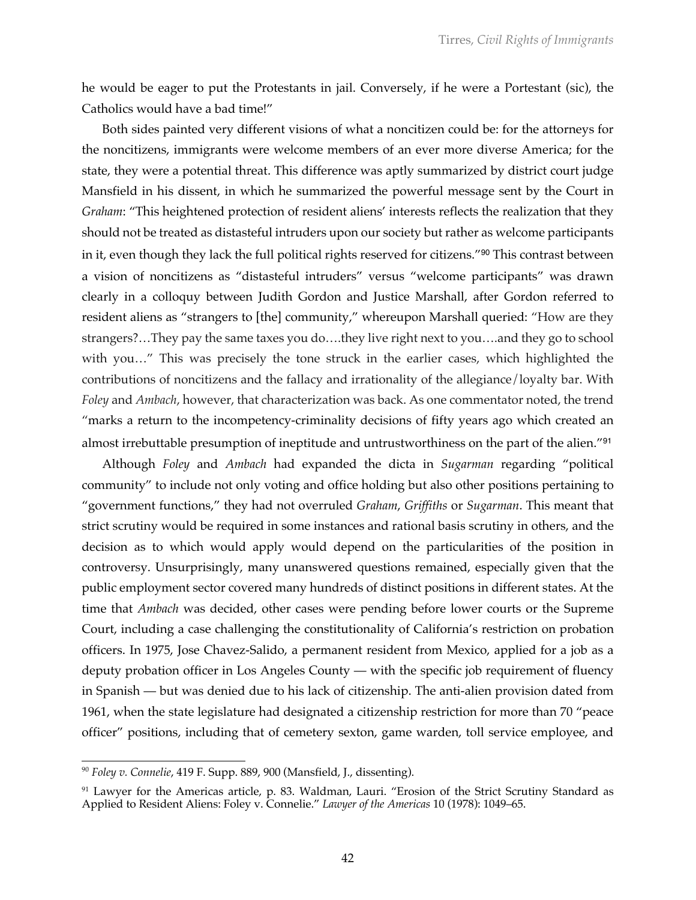he would be eager to put the Protestants in jail. Conversely, if he were a Portestant (sic), the Catholics would have a bad time!"

Both sides painted very different visions of what a noncitizen could be: for the attorneys for the noncitizens, immigrants were welcome members of an ever more diverse America; for the state, they were a potential threat. This difference was aptly summarized by district court judge Mansfield in his dissent, in which he summarized the powerful message sent by the Court in *Graham*: "This heightened protection of resident aliens' interests reflects the realization that they should not be treated as distasteful intruders upon our society but rather as welcome participants in it, even though they lack the full political rights reserved for citizens."[90] This contrast between a vision of noncitizens as "distasteful intruders" versus "welcome participants" was drawn clearly in a colloquy between Judith Gordon and Justice Marshall, after Gordon referred to resident aliens as "strangers to [the] community," whereupon Marshall queried: "How are they strangers?…They pay the same taxes you do….they live right next to you….and they go to school with you…" This was precisely the tone struck in the earlier cases, which highlighted the contributions of noncitizens and the fallacy and irrationality of the allegiance/loyalty bar. With *Foley* and *Ambach*, however, that characterization was back. As one commentator noted, the trend "marks a return to the incompetency-criminality decisions of fifty years ago which created an almost irrebuttable presumption of ineptitude and untrustworthiness on the part of the alien."[91]

Although *Foley* and *Ambach* had expanded the dicta in *Sugarman* regarding "political community" to include not only voting and office holding but also other positions pertaining to "government functions," they had not overruled *Graham*, *Griffiths* or *Sugarman*. This meant that strict scrutiny would be required in some instances and rational basis scrutiny in others, and the decision as to which would apply would depend on the particularities of the position in controversy. Unsurprisingly, many unanswered questions remained, especially given that the public employment sector covered many hundreds of distinct positions in different states. At the time that *Ambach* was decided, other cases were pending before lower courts or the Supreme Court, including a case challenging the constitutionality of California's restriction on probation officers. In 1975, Jose Chavez-Salido, a permanent resident from Mexico, applied for a job as a deputy probation officer in Los Angeles County — with the specific job requirement of fluency in Spanish — but was denied due to his lack of citizenship. The anti-alien provision dated from 1961, when the state legislature had designated a citizenship restriction for more than 70 "peace officer" positions, including that of cemetery sexton, game warden, toll service employee, and

---

[90] *Foley v. Connelie*, 419 F. Supp. 889, 900 (Mansfield, J., dissenting).

[91] Lawyer for the Americas article, p. 83. Waldman, Lauri. "Erosion of the Strict Scrutiny Standard as Applied to Resident Aliens: Foley v. Connelie." *Lawyer of the Americas* 10 (1978): 1049–65.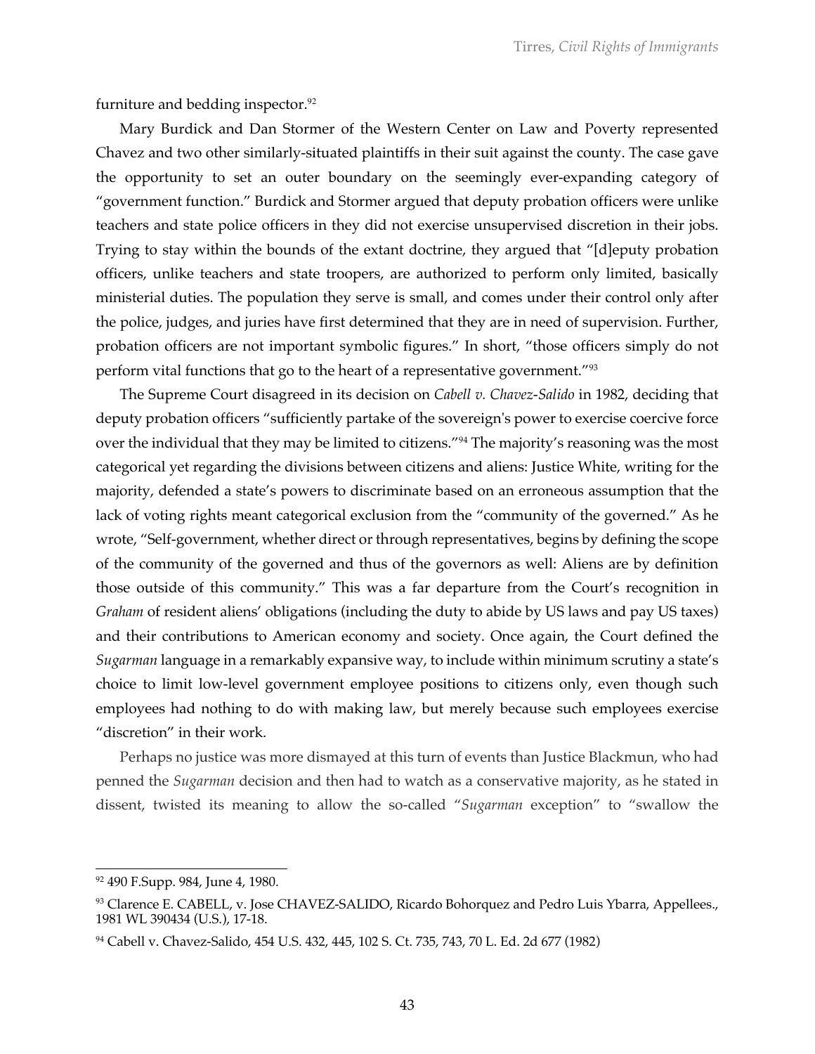furniture and bedding inspector.[92]

Mary Burdick and Dan Stormer of the Western Center on Law and Poverty represented Chavez and two other similarly-situated plaintiffs in their suit against the county. The case gave the opportunity to set an outer boundary on the seemingly ever-expanding category of "government function." Burdick and Stormer argued that deputy probation officers were unlike teachers and state police officers in they did not exercise unsupervised discretion in their jobs. Trying to stay within the bounds of the extant doctrine, they argued that "[d]eputy probation officers, unlike teachers and state troopers, are authorized to perform only limited, basically ministerial duties. The population they serve is small, and comes under their control only after the police, judges, and juries have first determined that they are in need of supervision. Further, probation officers are not important symbolic figures." In short, "those officers simply do not perform vital functions that go to the heart of a representative government."[93]

The Supreme Court disagreed in its decision on *Cabell v. Chavez-Salido* in 1982, deciding that deputy probation officers "sufficiently partake of the sovereign's power to exercise coercive force over the individual that they may be limited to citizens."[94] The majority's reasoning was the most categorical yet regarding the divisions between citizens and aliens: Justice White, writing for the majority, defended a state's powers to discriminate based on an erroneous assumption that the lack of voting rights meant categorical exclusion from the "community of the governed." As he wrote, "Self-government, whether direct or through representatives, begins by defining the scope of the community of the governed and thus of the governors as well: Aliens are by definition those outside of this community." This was a far departure from the Court's recognition in *Graham* of resident aliens' obligations (including the duty to abide by US laws and pay US taxes) and their contributions to American economy and society. Once again, the Court defined the *Sugarman* language in a remarkably expansive way, to include within minimum scrutiny a state's choice to limit low-level government employee positions to citizens only, even though such employees had nothing to do with making law, but merely because such employees exercise "discretion" in their work.

Perhaps no justice was more dismayed at this turn of events than Justice Blackmun, who had penned the *Sugarman* decision and then had to watch as a conservative majority, as he stated in dissent, twisted its meaning to allow the so-called "*Sugarman* exception" to "swallow the

---

[92] 490 F.Supp. 984, June 4, 1980.

[93] Clarence E. CABELL, v. Jose CHAVEZ-SALIDO, Ricardo Bohorquez and Pedro Luis Ybarra, Appellees., 1981 WL 390434 (U.S.), 17-18.

[94] Cabell v. Chavez-Salido, 454 U.S. 432, 445, 102 S. Ct. 735, 743, 70 L. Ed. 2d 677 (1982)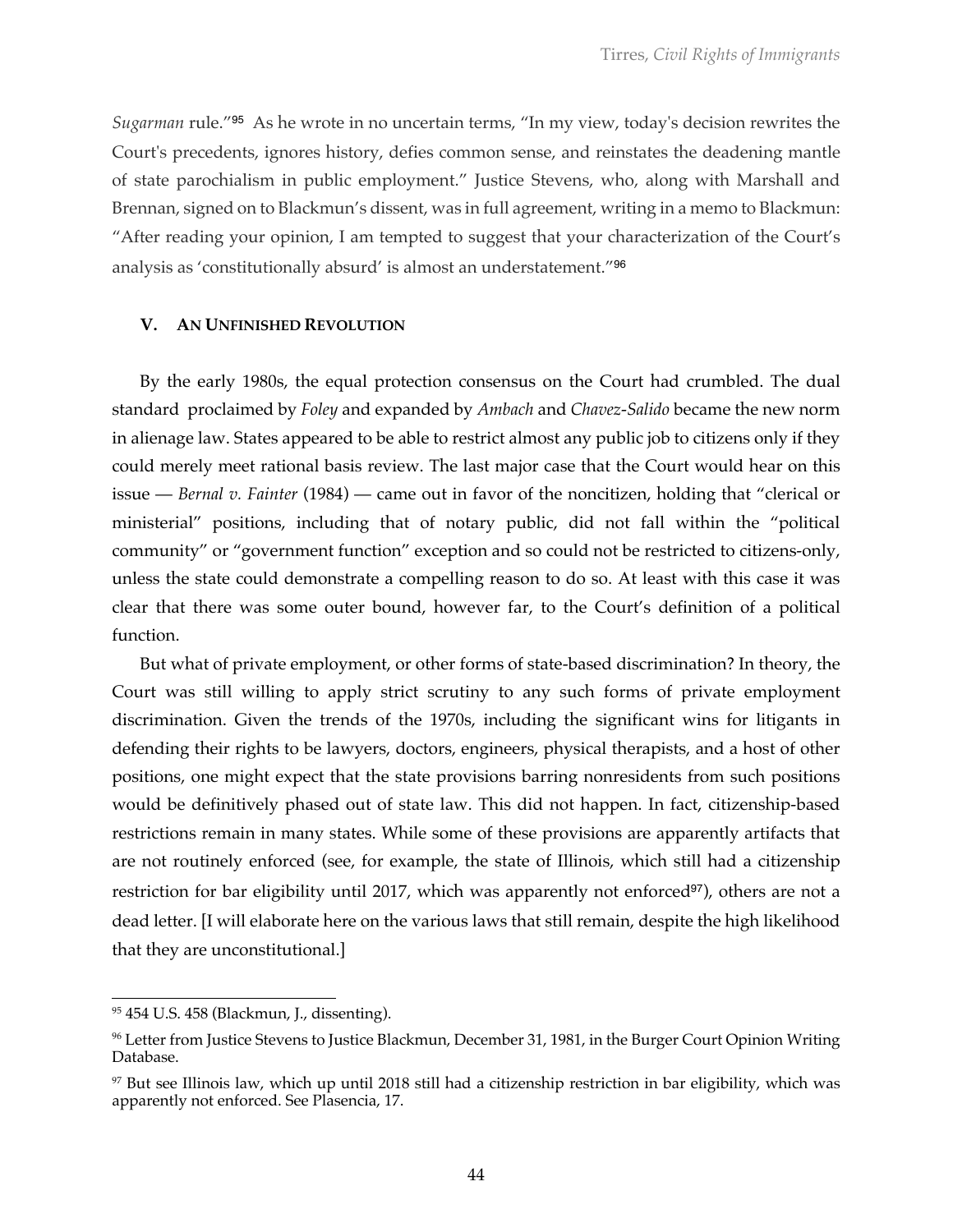*Sugarman* rule."[95] As he wrote in no uncertain terms, "In my view, today's decision rewrites the Court's precedents, ignores history, defies common sense, and reinstates the deadening mantle of state parochialism in public employment." Justice Stevens, who, along with Marshall and Brennan, signed on to Blackmun's dissent, was in full agreement, writing in a memo to Blackmun: "After reading your opinion, I am tempted to suggest that your characterization of the Court's analysis as 'constitutionally absurd' is almost an understatement."[96]

## V. AN UNFINISHED REVOLUTION

By the early 1980s, the equal protection consensus on the Court had crumbled. The dual standard proclaimed by *Foley* and expanded by *Ambach* and *Chavez-Salido* became the new norm in alienage law. States appeared to be able to restrict almost any public job to citizens only if they could merely meet rational basis review. The last major case that the Court would hear on this issue — *Bernal v. Fainter* (1984) — came out in favor of the noncitizen, holding that "clerical or ministerial" positions, including that of notary public, did not fall within the "political community" or "government function" exception and so could not be restricted to citizens-only, unless the state could demonstrate a compelling reason to do so. At least with this case it was clear that there was some outer bound, however far, to the Court's definition of a political function.

But what of private employment, or other forms of state-based discrimination? In theory, the Court was still willing to apply strict scrutiny to any such forms of private employment discrimination. Given the trends of the 1970s, including the significant wins for litigants in defending their rights to be lawyers, doctors, engineers, physical therapists, and a host of other positions, one might expect that the state provisions barring nonresidents from such positions would be definitively phased out of state law. This did not happen. In fact, citizenship-based restrictions remain in many states. While some of these provisions are apparently artifacts that are not routinely enforced (see, for example, the state of Illinois, which still had a citizenship restriction for bar eligibility until 2017, which was apparently not enforced[97]), others are not a dead letter. [I will elaborate here on the various laws that still remain, despite the high likelihood that they are unconstitutional.]

---

[95] 454 U.S. 458 (Blackmun, J., dissenting).

[96] Letter from Justice Stevens to Justice Blackmun, December 31, 1981, in the Burger Court Opinion Writing Database.

[97] But see Illinois law, which up until 2018 still had a citizenship restriction in bar eligibility, which was apparently not enforced. See Plasencia, 17.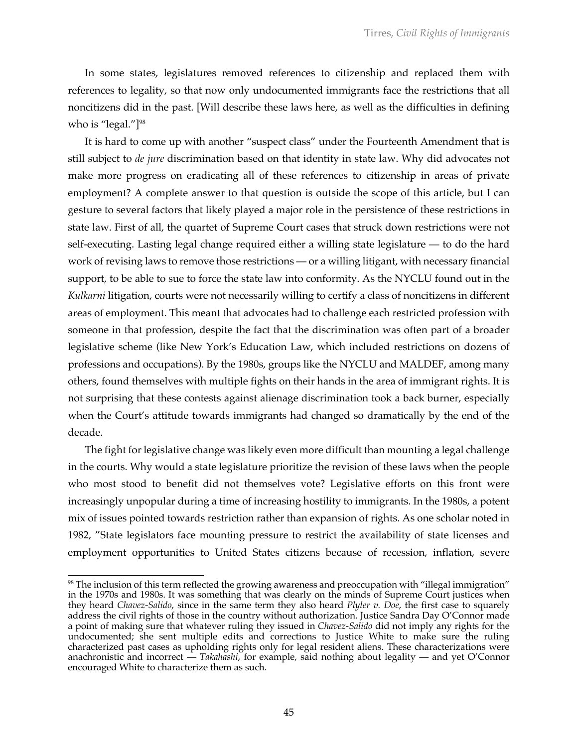In some states, legislatures removed references to citizenship and replaced them with references to legality, so that now only undocumented immigrants face the restrictions that all noncitizens did in the past. [Will describe these laws here, as well as the difficulties in defining who is "legal."][98]

It is hard to come up with another "suspect class" under the Fourteenth Amendment that is still subject to *de jure* discrimination based on that identity in state law. Why did advocates not make more progress on eradicating all of these references to citizenship in areas of private employment? A complete answer to that question is outside the scope of this article, but I can gesture to several factors that likely played a major role in the persistence of these restrictions in state law. First of all, the quartet of Supreme Court cases that struck down restrictions were not self-executing. Lasting legal change required either a willing state legislature — to do the hard work of revising laws to remove those restrictions — or a willing litigant, with necessary financial support, to be able to sue to force the state law into conformity. As the NYCLU found out in the *Kulkarni* litigation, courts were not necessarily willing to certify a class of noncitizens in different areas of employment. This meant that advocates had to challenge each restricted profession with someone in that profession, despite the fact that the discrimination was often part of a broader legislative scheme (like New York's Education Law, which included restrictions on dozens of professions and occupations). By the 1980s, groups like the NYCLU and MALDEF, among many others, found themselves with multiple fights on their hands in the area of immigrant rights. It is not surprising that these contests against alienage discrimination took a back burner, especially when the Court's attitude towards immigrants had changed so dramatically by the end of the decade.

The fight for legislative change was likely even more difficult than mounting a legal challenge in the courts. Why would a state legislature prioritize the revision of these laws when the people who most stood to benefit did not themselves vote? Legislative efforts on this front were increasingly unpopular during a time of increasing hostility to immigrants. In the 1980s, a potent mix of issues pointed towards restriction rather than expansion of rights. As one scholar noted in 1982, "State legislators face mounting pressure to restrict the availability of state licenses and employment opportunities to United States citizens because of recession, inflation, severe

[98] The inclusion of this term reflected the growing awareness and preoccupation with "illegal immigration" in the 1970s and 1980s. It was something that was clearly on the minds of Supreme Court justices when they heard *Chavez-Salido*, since in the same term they also heard *Plyler v. Doe*, the first case to squarely address the civil rights of those in the country without authorization. Justice Sandra Day O'Connor made a point of making sure that whatever ruling they issued in *Chavez-Salido* did not imply any rights for the undocumented; she sent multiple edits and corrections to Justice White to make sure the ruling characterized past cases as upholding rights only for legal resident aliens. These characterizations were anachronistic and incorrect — *Takahashi*, for example, said nothing about legality — and yet O'Connor encouraged White to characterize them as such.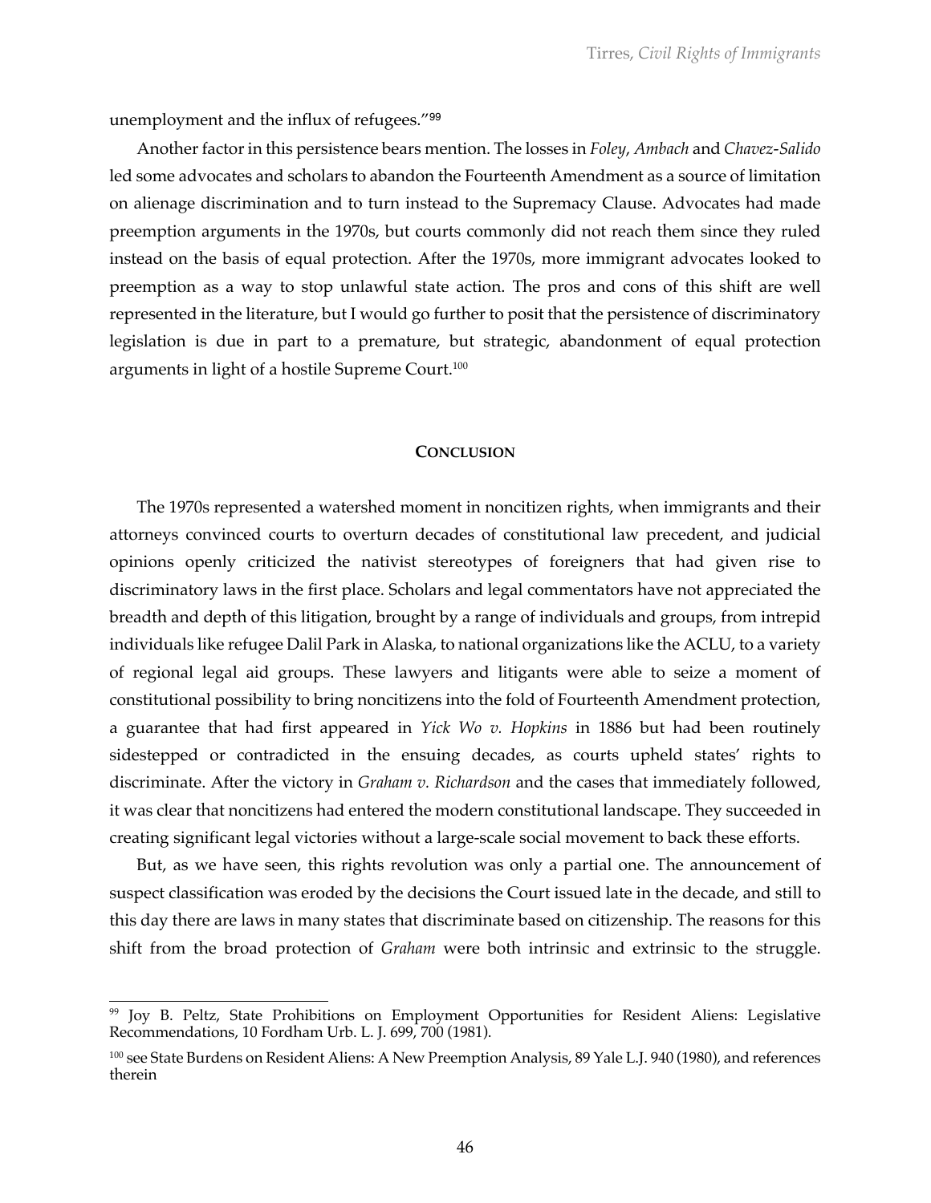unemployment and the influx of refugees."[99]

Another factor in this persistence bears mention. The losses in *Foley*, *Ambach* and *Chavez-Salido* led some advocates and scholars to abandon the Fourteenth Amendment as a source of limitation on alienage discrimination and to turn instead to the Supremacy Clause. Advocates had made preemption arguments in the 1970s, but courts commonly did not reach them since they ruled instead on the basis of equal protection. After the 1970s, more immigrant advocates looked to preemption as a way to stop unlawful state action. The pros and cons of this shift are well represented in the literature, but I would go further to posit that the persistence of discriminatory legislation is due in part to a premature, but strategic, abandonment of equal protection arguments in light of a hostile Supreme Court.[100]

## CONCLUSION

The 1970s represented a watershed moment in noncitizen rights, when immigrants and their attorneys convinced courts to overturn decades of constitutional law precedent, and judicial opinions openly criticized the nativist stereotypes of foreigners that had given rise to discriminatory laws in the first place. Scholars and legal commentators have not appreciated the breadth and depth of this litigation, brought by a range of individuals and groups, from intrepid individuals like refugee Dalil Park in Alaska, to national organizations like the ACLU, to a variety of regional legal aid groups. These lawyers and litigants were able to seize a moment of constitutional possibility to bring noncitizens into the fold of Fourteenth Amendment protection, a guarantee that had first appeared in *Yick Wo v. Hopkins* in 1886 but had been routinely sidestepped or contradicted in the ensuing decades, as courts upheld states' rights to discriminate. After the victory in *Graham v. Richardson* and the cases that immediately followed, it was clear that noncitizens had entered the modern constitutional landscape. They succeeded in creating significant legal victories without a large-scale social movement to back these efforts.

But, as we have seen, this rights revolution was only a partial one. The announcement of suspect classification was eroded by the decisions the Court issued late in the decade, and still to this day there are laws in many states that discriminate based on citizenship. The reasons for this shift from the broad protection of *Graham* were both intrinsic and extrinsic to the struggle.

---

[99] Joy B. Peltz, State Prohibitions on Employment Opportunities for Resident Aliens: Legislative Recommendations, 10 Fordham Urb. L. J. 699, 700 (1981).

[100] see State Burdens on Resident Aliens: A New Preemption Analysis, 89 Yale L.J. 940 (1980), and references therein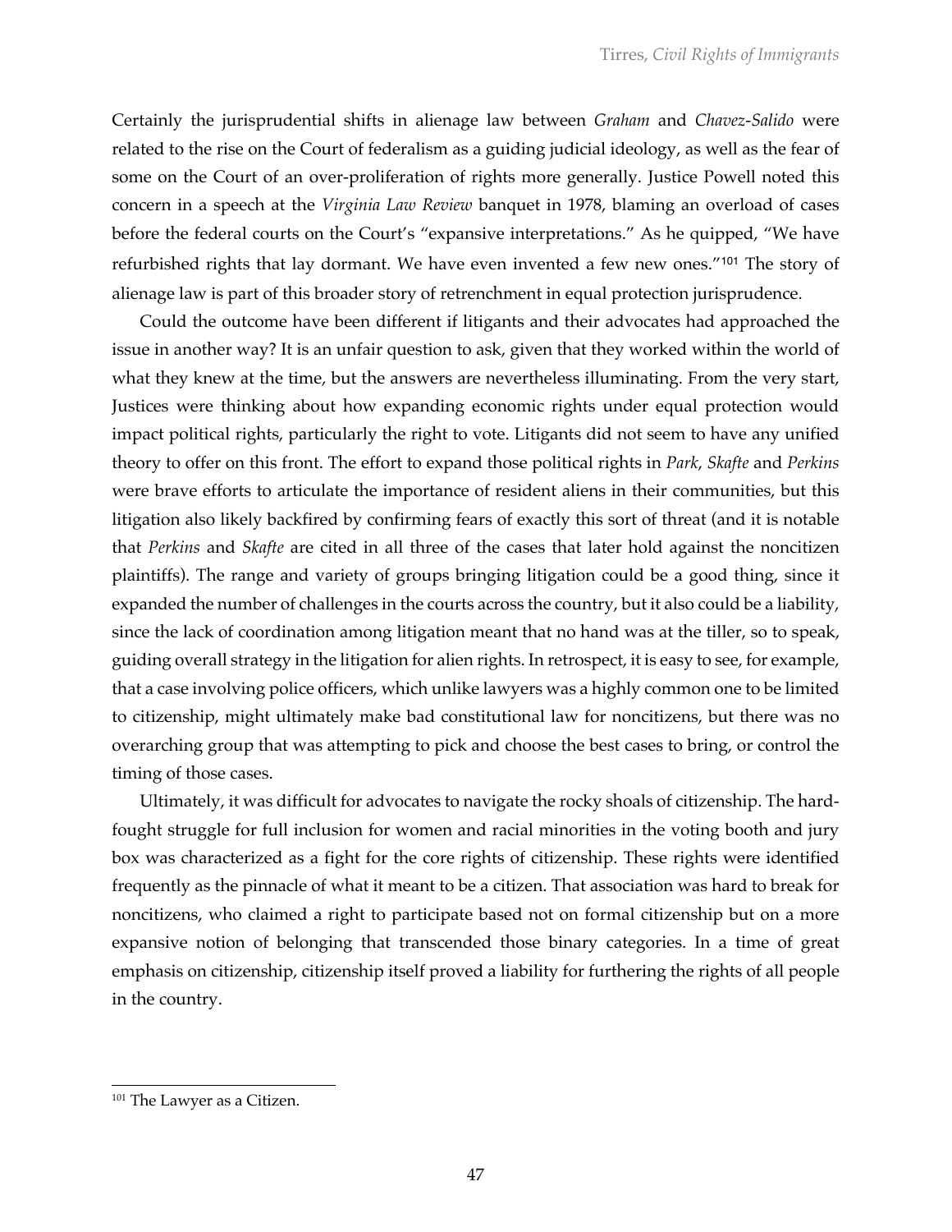Certainly the jurisprudential shifts in alienage law between *Graham* and *Chavez-Salido* were related to the rise on the Court of federalism as a guiding judicial ideology, as well as the fear of some on the Court of an over-proliferation of rights more generally. Justice Powell noted this concern in a speech at the *Virginia Law Review* banquet in 1978, blaming an overload of cases before the federal courts on the Court's "expansive interpretations." As he quipped, "We have refurbished rights that lay dormant. We have even invented a few new ones."[101] The story of alienage law is part of this broader story of retrenchment in equal protection jurisprudence.

Could the outcome have been different if litigants and their advocates had approached the issue in another way? It is an unfair question to ask, given that they worked within the world of what they knew at the time, but the answers are nevertheless illuminating. From the very start, Justices were thinking about how expanding economic rights under equal protection would impact political rights, particularly the right to vote. Litigants did not seem to have any unified theory to offer on this front. The effort to expand those political rights in *Park*, *Skafte* and *Perkins* were brave efforts to articulate the importance of resident aliens in their communities, but this litigation also likely backfired by confirming fears of exactly this sort of threat (and it is notable that *Perkins* and *Skafte* are cited in all three of the cases that later hold against the noncitizen plaintiffs). The range and variety of groups bringing litigation could be a good thing, since it expanded the number of challenges in the courts across the country, but it also could be a liability, since the lack of coordination among litigation meant that no hand was at the tiller, so to speak, guiding overall strategy in the litigation for alien rights. In retrospect, it is easy to see, for example, that a case involving police officers, which unlike lawyers was a highly common one to be limited to citizenship, might ultimately make bad constitutional law for noncitizens, but there was no overarching group that was attempting to pick and choose the best cases to bring, or control the timing of those cases.

Ultimately, it was difficult for advocates to navigate the rocky shoals of citizenship. The hard-fought struggle for full inclusion for women and racial minorities in the voting booth and jury box was characterized as a fight for the core rights of citizenship. These rights were identified frequently as the pinnacle of what it meant to be a citizen. That association was hard to break for noncitizens, who claimed a right to participate based not on formal citizenship but on a more expansive notion of belonging that transcended those binary categories. In a time of great emphasis on citizenship, citizenship itself proved a liability for furthering the rights of all people in the country.

---

[101] The Lawyer as a Citizen.